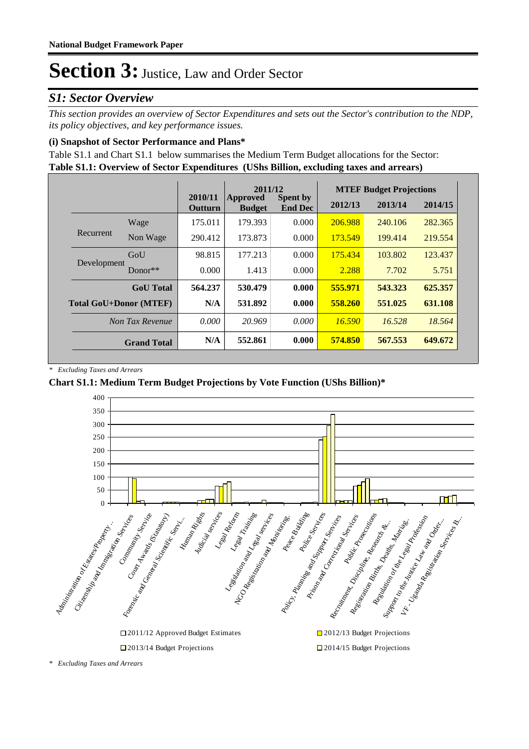# Section 3: Justice, Law and Order Sector

## S1: Sector Overview

*This section provides an overview of Sector Expenditures and sets out the Sector's contribution to the NDP, its policy objectives, and key performance issues.*

### (i) Snapshot of Sector Performance and Plans*

Table S1.1 and Chart S1.1 below summarises the Medium Term Budget allocations for the Sector:

**Table S1.1: Overview of Sector Expenditures (UShs Billion, excluding taxes and arrears)**

| | | 2010/11 Outturn | 2011/12 Approved Budget | 2011/12 Spent by End Dec | MTEF Budget Projections 2012/13 | 2013/14 | 2014/15 |
|---|---|---|---|---|---|---|---|
| Recurrent | Wage | 175.011 | 179.393 | 0.000 | 206.988 | 240.106 | 282.365 |
| | Non Wage | 290.412 | 173.873 | 0.000 | 173.549 | 199.414 | 219.554 |
| Development | GoU | 98.815 | 177.213 | 0.000 | 175.434 | 103.802 | 123.437 |
| | Donor** | 0.000 | 1.413 | 0.000 | 2.288 | 7.702 | 5.751 |
| **GoU Total** | | **564.237** | **530.479** | **0.000** | **555.971** | **543.323** | **625.357** |
| **Total GoU+Donor (MTEF)** | | **N/A** | **531.892** | **0.000** | **558.260** | **551.025** | **631.108** |
| *Non Tax Revenue* | | *0.000* | *20.969* | *0.000* | *16.590* | *16.528* | *18.564* |
| **Grand Total** | | **N/A** | **552.861** | **0.000** | **574.850** | **567.553** | **649.672** |

\* *Excluding Taxes and Arrears*

**Chart S1.1: Medium Term Budget Projections by Vote Function (UShs Billion)***

\* *Excluding Taxes and Arrears*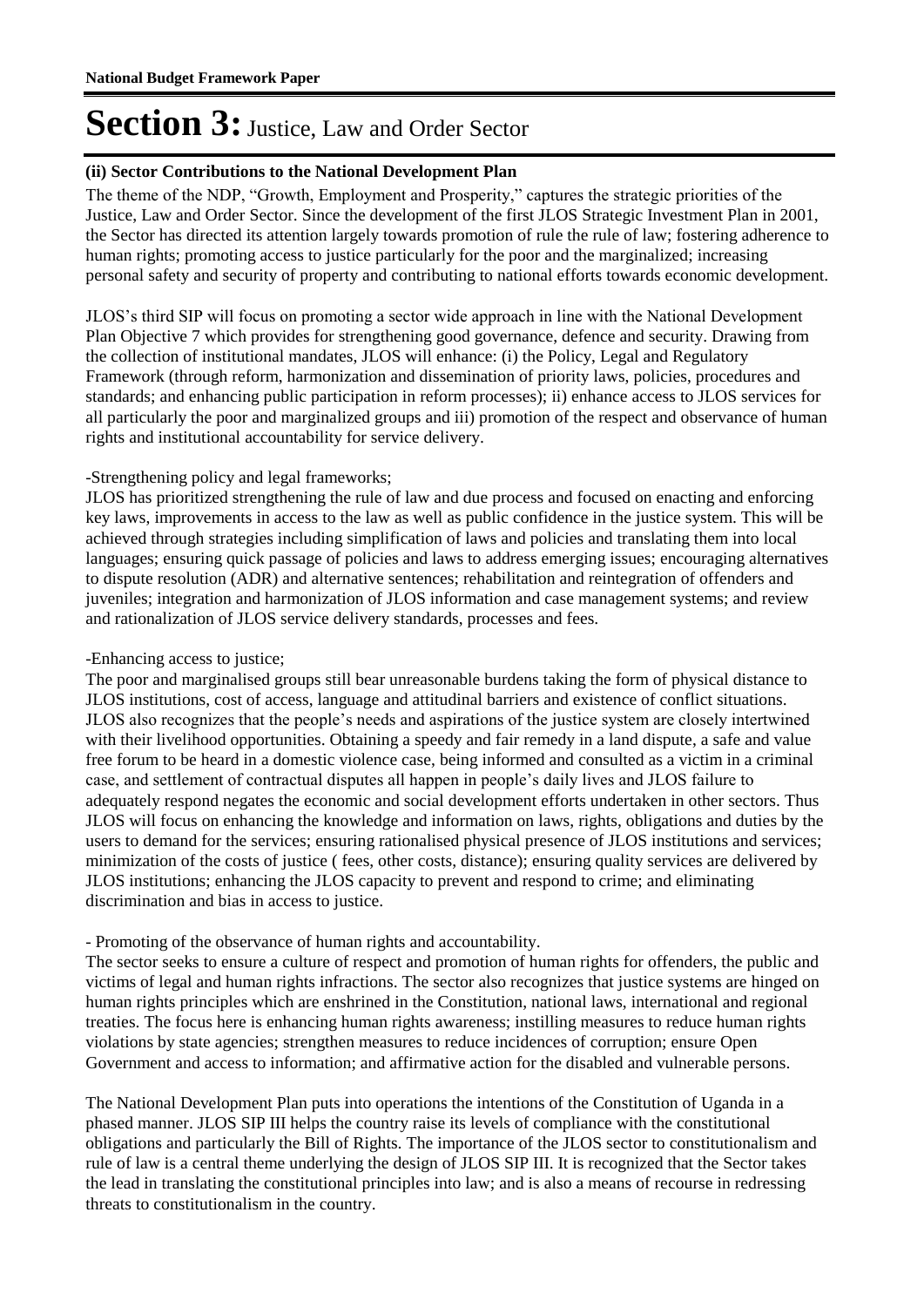# Section 3: Justice, Law and Order Sector

### (ii) Sector Contributions to the National Development Plan

The theme of the NDP, "Growth, Employment and Prosperity," captures the strategic priorities of the Justice, Law and Order Sector. Since the development of the first JLOS Strategic Investment Plan in 2001, the Sector has directed its attention largely towards promotion of rule the rule of law; fostering adherence to human rights; promoting access to justice particularly for the poor and the marginalized; increasing personal safety and security of property and contributing to national efforts towards economic development.

JLOS's third SIP will focus on promoting a sector wide approach in line with the National Development Plan Objective 7 which provides for strengthening good governance, defence and security. Drawing from the collection of institutional mandates, JLOS will enhance: (i) the Policy, Legal and Regulatory Framework (through reform, harmonization and dissemination of priority laws, policies, procedures and standards; and enhancing public participation in reform processes); ii) enhance access to JLOS services for all particularly the poor and marginalized groups and iii) promotion of the respect and observance of human rights and institutional accountability for service delivery.

-Strengthening policy and legal frameworks;

JLOS has prioritized strengthening the rule of law and due process and focused on enacting and enforcing key laws, improvements in access to the law as well as public confidence in the justice system. This will be achieved through strategies including simplification of laws and policies and translating them into local languages; ensuring quick passage of policies and laws to address emerging issues; encouraging alternatives to dispute resolution (ADR) and alternative sentences; rehabilitation and reintegration of offenders and juveniles; integration and harmonization of JLOS information and case management systems; and review and rationalization of JLOS service delivery standards, processes and fees.

-Enhancing access to justice;

The poor and marginalised groups still bear unreasonable burdens taking the form of physical distance to JLOS institutions, cost of access, language and attitudinal barriers and existence of conflict situations. JLOS also recognizes that the people's needs and aspirations of the justice system are closely intertwined with their livelihood opportunities. Obtaining a speedy and fair remedy in a land dispute, a safe and value free forum to be heard in a domestic violence case, being informed and consulted as a victim in a criminal case, and settlement of contractual disputes all happen in people's daily lives and JLOS failure to adequately respond negates the economic and social development efforts undertaken in other sectors. Thus JLOS will focus on enhancing the knowledge and information on laws, rights, obligations and duties by the users to demand for the services; ensuring rationalised physical presence of JLOS institutions and services; minimization of the costs of justice ( fees, other costs, distance); ensuring quality services are delivered by JLOS institutions; enhancing the JLOS capacity to prevent and respond to crime; and eliminating discrimination and bias in access to justice.

- Promoting of the observance of human rights and accountability.

The sector seeks to ensure a culture of respect and promotion of human rights for offenders, the public and victims of legal and human rights infractions. The sector also recognizes that justice systems are hinged on human rights principles which are enshrined in the Constitution, national laws, international and regional treaties. The focus here is enhancing human rights awareness; instilling measures to reduce human rights violations by state agencies; strengthen measures to reduce incidences of corruption; ensure Open Government and access to information; and affirmative action for the disabled and vulnerable persons.

The National Development Plan puts into operations the intentions of the Constitution of Uganda in a phased manner. JLOS SIP III helps the country raise its levels of compliance with the constitutional obligations and particularly the Bill of Rights. The importance of the JLOS sector to constitutionalism and rule of law is a central theme underlying the design of JLOS SIP III. It is recognized that the Sector takes the lead in translating the constitutional principles into law; and is also a means of recourse in redressing threats to constitutionalism in the country.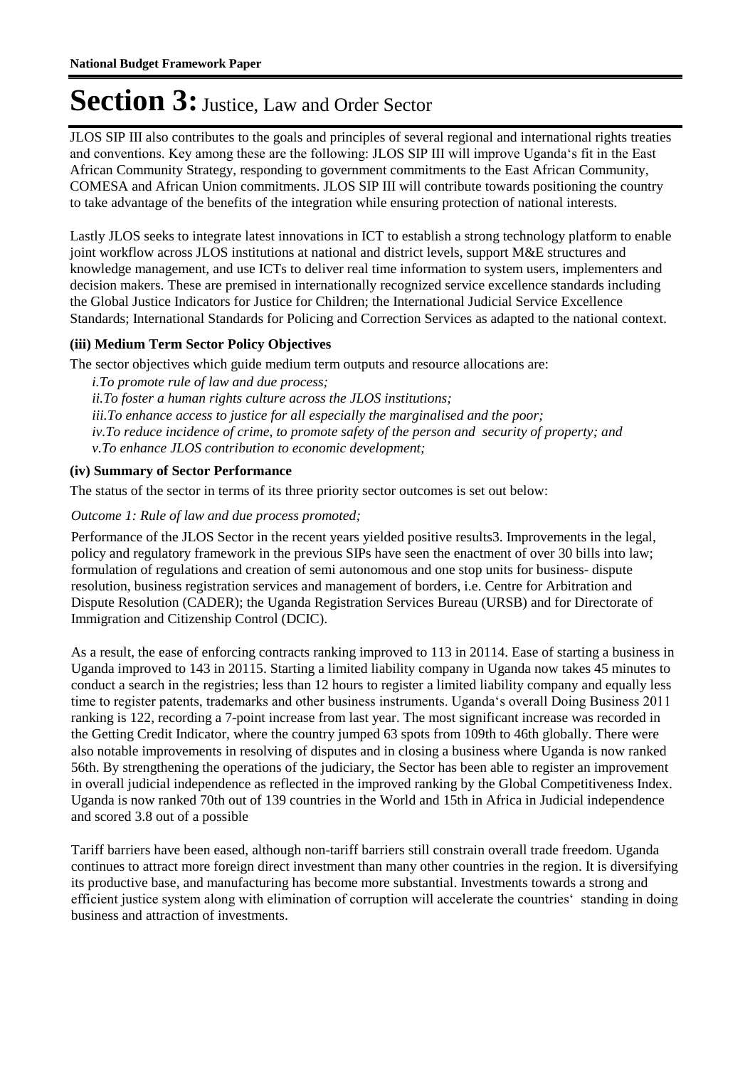# Section 3: Justice, Law and Order Sector

JLOS SIP III also contributes to the goals and principles of several regional and international rights treaties and conventions. Key among these are the following: JLOS SIP III will improve Uganda's fit in the East African Community Strategy, responding to government commitments to the East African Community, COMESA and African Union commitments. JLOS SIP III will contribute towards positioning the country to take advantage of the benefits of the integration while ensuring protection of national interests.

Lastly JLOS seeks to integrate latest innovations in ICT to establish a strong technology platform to enable joint workflow across JLOS institutions at national and district levels, support M&E structures and knowledge management, and use ICTs to deliver real time information to system users, implementers and decision makers. These are premised in internationally recognized service excellence standards including the Global Justice Indicators for Justice for Children; the International Judicial Service Excellence Standards; International Standards for Policing and Correction Services as adapted to the national context.

### (iii) Medium Term Sector Policy Objectives

The sector objectives which guide medium term outputs and resource allocations are:

*i.To promote rule of law and due process;*
*ii.To foster a human rights culture across the JLOS institutions;*
*iii.To enhance access to justice for all especially the marginalised and the poor;*
*iv.To reduce incidence of crime, to promote safety of the person and security of property; and*
*v.To enhance JLOS contribution to economic development;*

### (iv) Summary of Sector Performance

The status of the sector in terms of its three priority sector outcomes is set out below:

*Outcome 1: Rule of law and due process promoted;*

Performance of the JLOS Sector in the recent years yielded positive results3. Improvements in the legal, policy and regulatory framework in the previous SIPs have seen the enactment of over 30 bills into law; formulation of regulations and creation of semi autonomous and one stop units for business- dispute resolution, business registration services and management of borders, i.e. Centre for Arbitration and Dispute Resolution (CADER); the Uganda Registration Services Bureau (URSB) and for Directorate of Immigration and Citizenship Control (DCIC).

As a result, the ease of enforcing contracts ranking improved to 113 in 20114. Ease of starting a business in Uganda improved to 143 in 20115. Starting a limited liability company in Uganda now takes 45 minutes to conduct a search in the registries; less than 12 hours to register a limited liability company and equally less time to register patents, trademarks and other business instruments. Uganda's overall Doing Business 2011 ranking is 122, recording a 7-point increase from last year. The most significant increase was recorded in the Getting Credit Indicator, where the country jumped 63 spots from 109th to 46th globally. There were also notable improvements in resolving of disputes and in closing a business where Uganda is now ranked 56th. By strengthening the operations of the judiciary, the Sector has been able to register an improvement in overall judicial independence as reflected in the improved ranking by the Global Competitiveness Index. Uganda is now ranked 70th out of 139 countries in the World and 15th in Africa in Judicial independence and scored 3.8 out of a possible

Tariff barriers have been eased, although non-tariff barriers still constrain overall trade freedom. Uganda continues to attract more foreign direct investment than many other countries in the region. It is diversifying its productive base, and manufacturing has become more substantial. Investments towards a strong and efficient justice system along with elimination of corruption will accelerate the countries' standing in doing business and attraction of investments.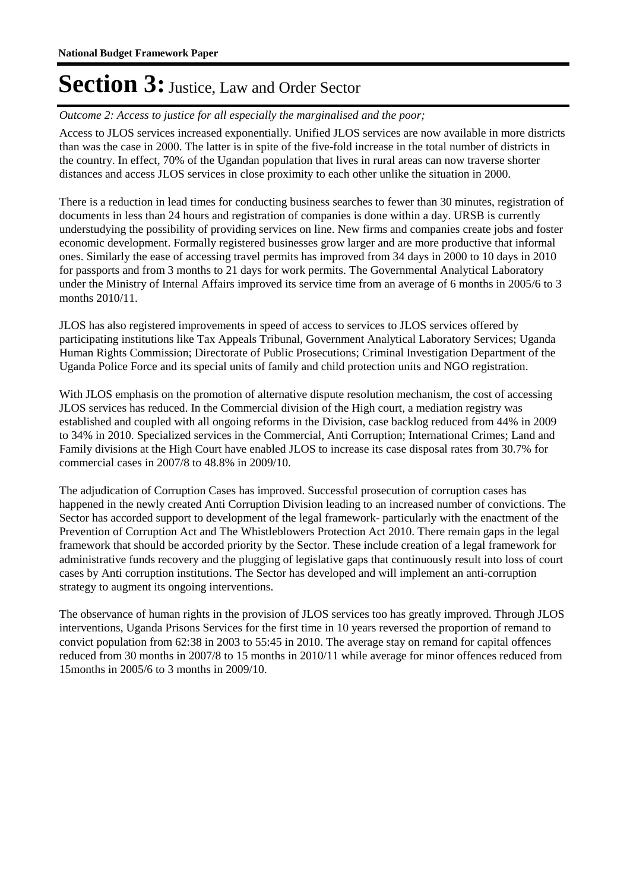# Section 3: Justice, Law and Order Sector

*Outcome 2: Access to justice for all especially the marginalised and the poor;*

Access to JLOS services increased exponentially. Unified JLOS services are now available in more districts than was the case in 2000. The latter is in spite of the five-fold increase in the total number of districts in the country. In effect, 70% of the Ugandan population that lives in rural areas can now traverse shorter distances and access JLOS services in close proximity to each other unlike the situation in 2000.

There is a reduction in lead times for conducting business searches to fewer than 30 minutes, registration of documents in less than 24 hours and registration of companies is done within a day. URSB is currently understudying the possibility of providing services on line. New firms and companies create jobs and foster economic development. Formally registered businesses grow larger and are more productive that informal ones. Similarly the ease of accessing travel permits has improved from 34 days in 2000 to 10 days in 2010 for passports and from 3 months to 21 days for work permits. The Governmental Analytical Laboratory under the Ministry of Internal Affairs improved its service time from an average of 6 months in 2005/6 to 3 months 2010/11.

JLOS has also registered improvements in speed of access to services to JLOS services offered by participating institutions like Tax Appeals Tribunal, Government Analytical Laboratory Services; Uganda Human Rights Commission; Directorate of Public Prosecutions; Criminal Investigation Department of the Uganda Police Force and its special units of family and child protection units and NGO registration.

With JLOS emphasis on the promotion of alternative dispute resolution mechanism, the cost of accessing JLOS services has reduced. In the Commercial division of the High court, a mediation registry was established and coupled with all ongoing reforms in the Division, case backlog reduced from 44% in 2009 to 34% in 2010. Specialized services in the Commercial, Anti Corruption; International Crimes; Land and Family divisions at the High Court have enabled JLOS to increase its case disposal rates from 30.7% for commercial cases in 2007/8 to 48.8% in 2009/10.

The adjudication of Corruption Cases has improved. Successful prosecution of corruption cases has happened in the newly created Anti Corruption Division leading to an increased number of convictions. The Sector has accorded support to development of the legal framework- particularly with the enactment of the Prevention of Corruption Act and The Whistleblowers Protection Act 2010. There remain gaps in the legal framework that should be accorded priority by the Sector. These include creation of a legal framework for administrative funds recovery and the plugging of legislative gaps that continuously result into loss of court cases by Anti corruption institutions. The Sector has developed and will implement an anti-corruption strategy to augment its ongoing interventions.

The observance of human rights in the provision of JLOS services too has greatly improved. Through JLOS interventions, Uganda Prisons Services for the first time in 10 years reversed the proportion of remand to convict population from 62:38 in 2003 to 55:45 in 2010. The average stay on remand for capital offences reduced from 30 months in 2007/8 to 15 months in 2010/11 while average for minor offences reduced from 15months in 2005/6 to 3 months in 2009/10.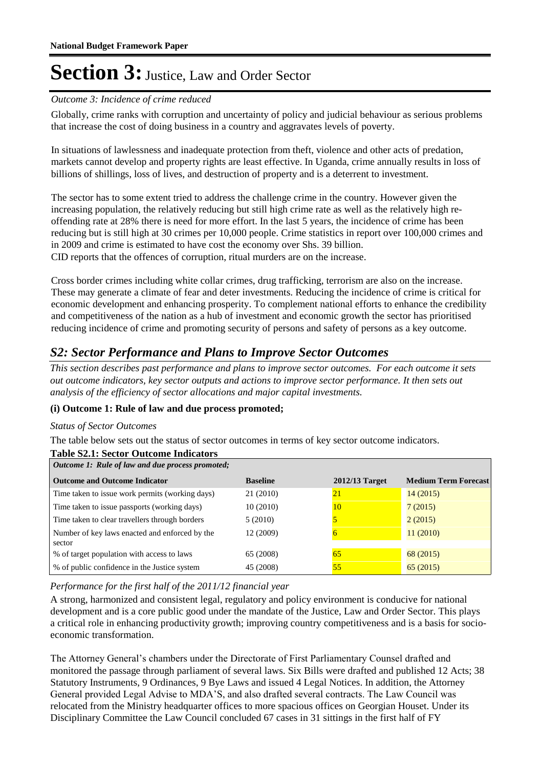# Section 3: Justice, Law and Order Sector

*Outcome 3: Incidence of crime reduced*

Globally, crime ranks with corruption and uncertainty of policy and judicial behaviour as serious problems that increase the cost of doing business in a country and aggravates levels of poverty.

In situations of lawlessness and inadequate protection from theft, violence and other acts of predation, markets cannot develop and property rights are least effective. In Uganda, crime annually results in loss of billions of shillings, loss of lives, and destruction of property and is a deterrent to investment.

The sector has to some extent tried to address the challenge crime in the country. However given the increasing population, the relatively reducing but still high crime rate as well as the relatively high re-offending rate at 28% there is need for more effort. In the last 5 years, the incidence of crime has been reducing but is still high at 30 crimes per 10,000 people. Crime statistics in report over 100,000 crimes and in 2009 and crime is estimated to have cost the economy over Shs. 39 billion.
CID reports that the offences of corruption, ritual murders are on the increase.

Cross border crimes including white collar crimes, drug trafficking, terrorism are also on the increase. These may generate a climate of fear and deter investments. Reducing the incidence of crime is critical for economic development and enhancing prosperity. To complement national efforts to enhance the credibility and competitiveness of the nation as a hub of investment and economic growth the sector has prioritised reducing incidence of crime and promoting security of persons and safety of persons as a key outcome.

## *S2: Sector Performance and Plans to Improve Sector Outcomes*

*This section describes past performance and plans to improve sector outcomes. For each outcome it sets out outcome indicators, key sector outputs and actions to improve sector performance. It then sets out analysis of the efficiency of sector allocations and major capital investments.*

### (i) Outcome 1: Rule of law and due process promoted;

*Status of Sector Outcomes*

The table below sets out the status of sector outcomes in terms of key sector outcome indicators.

**Table S2.1: Sector Outcome Indicators**

| *Outcome 1: Rule of law and due process promoted;* | | | |
|---|---|---|---|
| **Outcome and Outcome Indicator** | **Baseline** | **2012/13 Target** | **Medium Term Forecast** |
| Time taken to issue work permits (working days) | 21 (2010) | 21 | 14 (2015) |
| Time taken to issue passports (working days) | 10 (2010) | 10 | 7 (2015) |
| Time taken to clear travellers through borders | 5 (2010) | 5 | 2 (2015) |
| Number of key laws enacted and enforced by the sector | 12 (2009) | 6 | 11 (2010) |
| % of target population with access to laws | 65 (2008) | 65 | 68 (2015) |
| % of public confidence in the Justice system | 45 (2008) | 55 | 65 (2015) |

*Performance for the first half of the 2011/12 financial year*

A strong, harmonized and consistent legal, regulatory and policy environment is conducive for national development and is a core public good under the mandate of the Justice, Law and Order Sector. This plays a critical role in enhancing productivity growth; improving country competitiveness and is a basis for socio-economic transformation.

The Attorney General's chambers under the Directorate of First Parliamentary Counsel drafted and monitored the passage through parliament of several laws. Six Bills were drafted and published 12 Acts; 38 Statutory Instruments, 9 Ordinances, 9 Bye Laws and issued 4 Legal Notices. In addition, the Attorney General provided Legal Advise to MDA'S, and also drafted several contracts. The Law Council was relocated from the Ministry headquarter offices to more spacious offices on Georgian Houset. Under its Disciplinary Committee the Law Council concluded 67 cases in 31 sittings in the first half of FY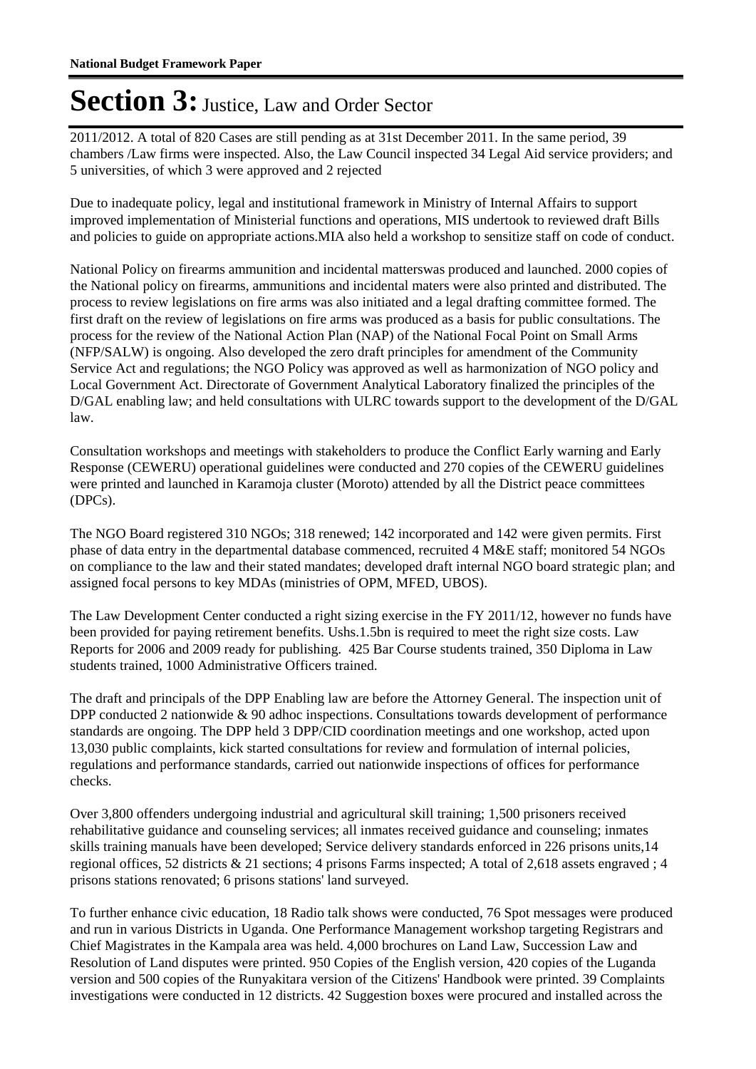2011/2012. A total of 820 Cases are still pending as at 31st December 2011. In the same period, 39 chambers /Law firms were inspected. Also, the Law Council inspected 34 Legal Aid service providers; and 5 universities, of which 3 were approved and 2 rejected

Due to inadequate policy, legal and institutional framework in Ministry of Internal Affairs to support improved implementation of Ministerial functions and operations, MIS undertook to reviewed draft Bills and policies to guide on appropriate actions.MIA also held a workshop to sensitize staff on code of conduct.

National Policy on firearms ammunition and incidental matterswas produced and launched. 2000 copies of the National policy on firearms, ammunitions and incidental maters were also printed and distributed. The process to review legislations on fire arms was also initiated and a legal drafting committee formed. The first draft on the review of legislations on fire arms was produced as a basis for public consultations. The process for the review of the National Action Plan (NAP) of the National Focal Point on Small Arms (NFP/SALW) is ongoing. Also developed the zero draft principles for amendment of the Community Service Act and regulations; the NGO Policy was approved as well as harmonization of NGO policy and Local Government Act. Directorate of Government Analytical Laboratory finalized the principles of the D/GAL enabling law; and held consultations with ULRC towards support to the development of the D/GAL law.

Consultation workshops and meetings with stakeholders to produce the Conflict Early warning and Early Response (CEWERU) operational guidelines were conducted and 270 copies of the CEWERU guidelines were printed and launched in Karamoja cluster (Moroto) attended by all the District peace committees (DPCs).

The NGO Board registered 310 NGOs; 318 renewed; 142 incorporated and 142 were given permits. First phase of data entry in the departmental database commenced, recruited 4 M&E staff; monitored 54 NGOs on compliance to the law and their stated mandates; developed draft internal NGO board strategic plan; and assigned focal persons to key MDAs (ministries of OPM, MFED, UBOS).

The Law Development Center conducted a right sizing exercise in the FY 2011/12, however no funds have been provided for paying retirement benefits. Ushs.1.5bn is required to meet the right size costs. Law Reports for 2006 and 2009 ready for publishing. 425 Bar Course students trained, 350 Diploma in Law students trained, 1000 Administrative Officers trained.

The draft and principals of the DPP Enabling law are before the Attorney General. The inspection unit of DPP conducted 2 nationwide & 90 adhoc inspections. Consultations towards development of performance standards are ongoing. The DPP held 3 DPP/CID coordination meetings and one workshop, acted upon 13,030 public complaints, kick started consultations for review and formulation of internal policies, regulations and performance standards, carried out nationwide inspections of offices for performance checks.

Over 3,800 offenders undergoing industrial and agricultural skill training; 1,500 prisoners received rehabilitative guidance and counseling services; all inmates received guidance and counseling; inmates skills training manuals have been developed; Service delivery standards enforced in 226 prisons units,14 regional offices, 52 districts & 21 sections; 4 prisons Farms inspected; A total of 2,618 assets engraved ; 4 prisons stations renovated; 6 prisons stations' land surveyed.

To further enhance civic education, 18 Radio talk shows were conducted, 76 Spot messages were produced and run in various Districts in Uganda. One Performance Management workshop targeting Registrars and Chief Magistrates in the Kampala area was held. 4,000 brochures on Land Law, Succession Law and Resolution of Land disputes were printed. 950 Copies of the English version, 420 copies of the Luganda version and 500 copies of the Runyakitara version of the Citizens' Handbook were printed. 39 Complaints investigations were conducted in 12 districts. 42 Suggestion boxes were procured and installed across the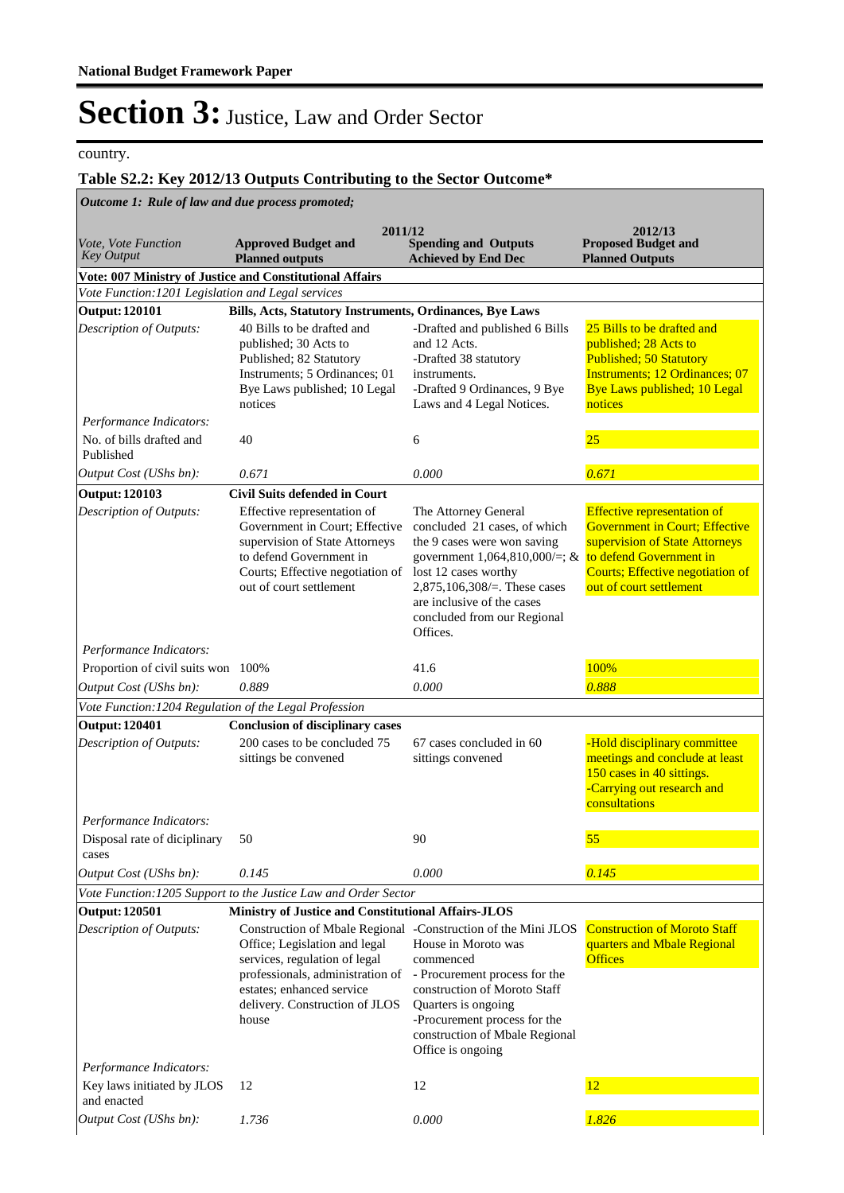country.

### Table S2.2: Key 2012/13 Outputs Contributing to the Sector Outcome*

| *Outcome 1: Rule of law and due process promoted;* | | | |
|---|---|---|---|
| | **2011/12** | | **2012/13** |
| *Vote, Vote Function Key Output* | **Approved Budget and Planned outputs** | **Spending and Outputs Achieved by End Dec** | **Proposed Budget and Planned Outputs** |
| **Vote: 007 Ministry of Justice and Constitutional Affairs** | | | |
| *Vote Function:1201 Legislation and Legal services* | | | |
| **Output: 120101** | **Bills, Acts, Statutory Instruments, Ordinances, Bye Laws** | | |
| *Description of Outputs:* | 40 Bills to be drafted and published; 30 Acts to Published; 82 Statutory Instruments; 5 Ordinances; 01 Bye Laws published; 10 Legal notices | -Drafted and published 6 Bills and 12 Acts. -Drafted 38 statutory instruments. -Drafted 9 Ordinances, 9 Bye Laws and 4 Legal Notices. | 25 Bills to be drafted and published; 28 Acts to Published; 50 Statutory Instruments; 12 Ordinances; 07 Bye Laws published; 10 Legal notices |
| *Performance Indicators:* | | | |
| No. of bills drafted and Published | 40 | 6 | 25 |
| *Output Cost (UShs bn):* | *0.671* | *0.000* | *0.671* |
| **Output: 120103** | **Civil Suits defended in Court** | | |
| *Description of Outputs:* | Effective representation of Government in Court; Effective supervision of State Attorneys to defend Government in Courts; Effective negotiation of out of court settlement | The Attorney General concluded 21 cases, of which the 9 cases were won saving government 1,064,810,000/=; & lost 12 cases worthy 2,875,106,308/=. These cases are inclusive of the cases concluded from our Regional Offices. | Effective representation of Government in Court; Effective supervision of State Attorneys to defend Government in Courts; Effective negotiation of out of court settlement |
| *Performance Indicators:* | | | |
| Proportion of civil suits won | 100% | 41.6 | 100% |
| *Output Cost (UShs bn):* | *0.889* | *0.000* | *0.888* |
| *Vote Function:1204 Regulation of the Legal Profession* | | | |
| **Output: 120401** | **Conclusion of disciplinary cases** | | |
| *Description of Outputs:* | 200 cases to be concluded 75 sittings be convened | 67 cases concluded in 60 sittings convened | -Hold disciplinary committee meetings and conclude at least 150 cases in 40 sittings. -Carrying out research and consultations |
| *Performance Indicators:* | | | |
| Disposal rate of diciplinary cases | 50 | 90 | 55 |
| *Output Cost (UShs bn):* | *0.145* | *0.000* | *0.145* |
| *Vote Function:1205 Support to the Justice Law and Order Sector* | | | |
| **Output: 120501** | **Ministry of Justice and Constitutional Affairs-JLOS** | | |
| *Description of Outputs:* | Construction of Mbale Regional Office; Legislation and legal services, regulation of legal professionals, administration of estates; enhanced service delivery. Construction of JLOS house | -Construction of the Mini JLOS House in Moroto was commenced - Procurement process for the construction of Moroto Staff Quarters is ongoing -Procurement process for the construction of Mbale Regional Office is ongoing | Construction of Moroto Staff quarters and Mbale Regional Offices |
| *Performance Indicators:* | | | |
| Key laws initiated by JLOS and enacted | 12 | 12 | 12 |
| *Output Cost (UShs bn):* | *1.736* | *0.000* | *1.826* |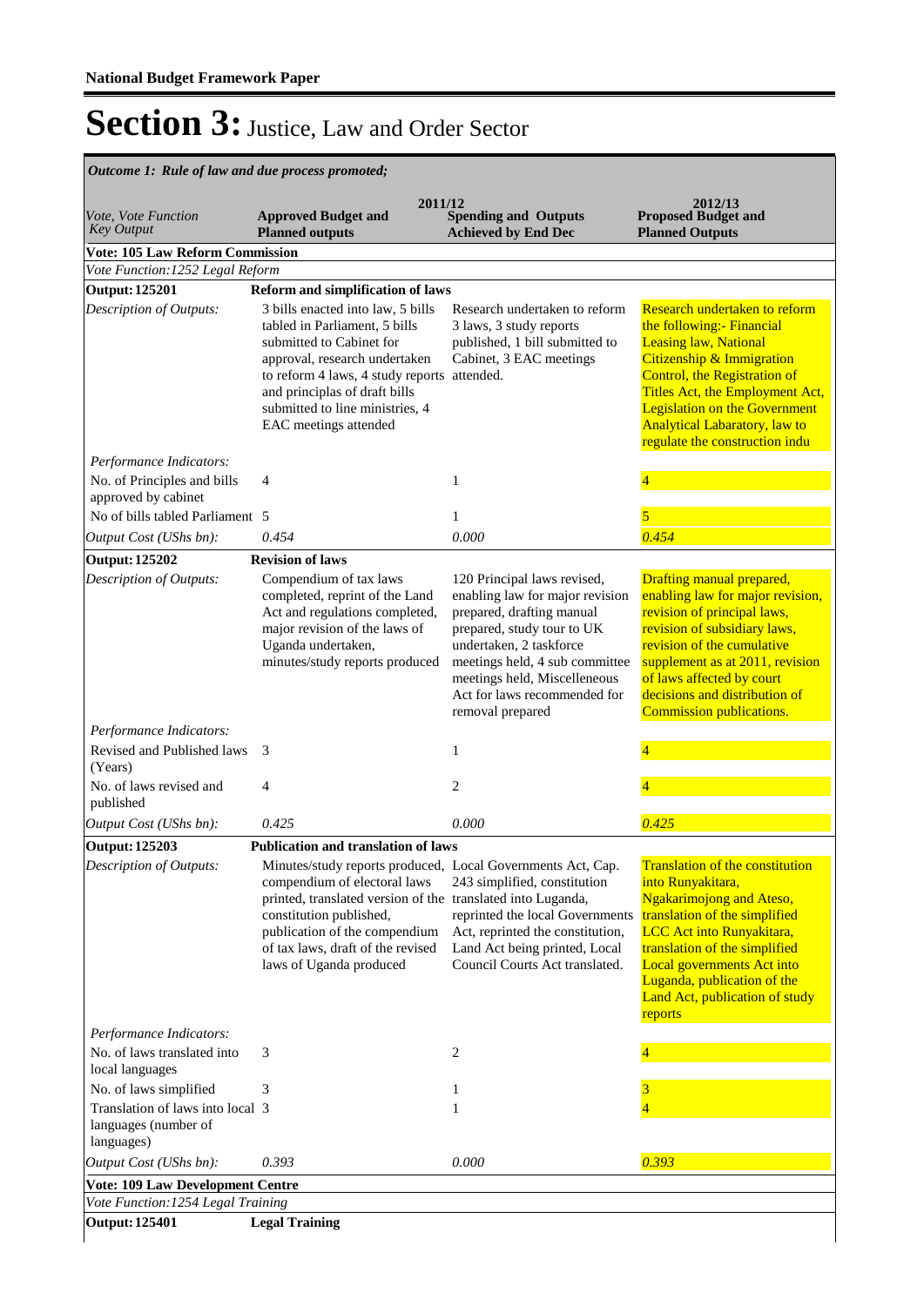# Section 3: Justice, Law and Order Sector

*Outcome 1: Rule of law and due process promoted;*

| Vote, Vote Function Key Output | 2011/12 Approved Budget and Planned outputs | 2011/12 Spending and Outputs Achieved by End Dec | 2012/13 Proposed Budget and Planned Outputs |
|---|---|---|---|
| **Vote: 105 Law Reform Commission** | | | |
| *Vote Function:1252 Legal Reform* | | | |
| **Output: 125201** | **Reform and simplification of laws** | | |
| *Description of Outputs:* | 3 bills enacted into law, 5 bills tabled in Parliament, 5 bills submitted to Cabinet for approval, research undertaken to reform 4 laws, 4 study reports and principlas of draft bills submitted to line ministries, 4 EAC meetings attended | Research undertaken to reform 3 laws, 3 study reports published, 1 bill submitted to Cabinet, 3 EAC meetings attended. | Research undertaken to reform the following:- Financial Leasing law, National Citizenship & Immigration Control, the Registration of Titles Act, the Employment Act, Legislation on the Government Analytical Labaratory, law to regulate the construction indu |
| *Performance Indicators:* | | | |
| No. of Principles and bills approved by cabinet | 4 | 1 | 4 |
| No of bills tabled Parliament | 5 | 1 | 5 |
| *Output Cost (UShs bn):* | *0.454* | *0.000* | *0.454* |
| **Output: 125202** | **Revision of laws** | | |
| *Description of Outputs:* | Compendium of tax laws completed, reprint of the Land Act and regulations completed, major revision of the laws of Uganda undertaken, minutes/study reports produced | 120 Principal laws revised, enabling law for major revision prepared, drafting manual prepared, study tour to UK undertaken, 2 taskforce meetings held, 4 sub committee meetings held, Miscelleneous Act for laws recommended for removal prepared | Drafting manual prepared, enabling law for major revision, revision of principal laws, revision of subsidiary laws, revision of the cumulative supplement as at 2011, revision of laws affected by court decisions and distribution of Commission publications. |
| *Performance Indicators:* | | | |
| Revised and Published laws (Years) | 3 | 1 | 4 |
| No. of laws revised and published | 4 | 2 | 4 |
| *Output Cost (UShs bn):* | *0.425* | *0.000* | *0.425* |
| **Output: 125203** | **Publication and translation of laws** | | |
| *Description of Outputs:* | Minutes/study reports produced, compendium of electoral laws printed, translated version of the constitution published, publication of the compendium of tax laws, draft of the revised laws of Uganda produced | Local Governments Act, Cap. 243 simplified, constitution translated into Luganda, reprinted the local Governments Act, reprinted the constitution, Land Act being printed, Local Council Courts Act translated. | Translation of the constitution into Runyakitara, Ngakarimojong and Ateso, translation of the simplified LCC Act into Runyakitara, translation of the simplified Local governments Act into Luganda, publication of the Land Act, publication of study reports |
| *Performance Indicators:* | | | |
| No. of laws translated into local languages | 3 | 2 | 4 |
| No. of laws simplified | 3 | 1 | 3 |
| Translation of laws into local languages (number of languages) | 3 | 1 | 4 |
| *Output Cost (UShs bn):* | *0.393* | *0.000* | *0.393* |
| **Vote: 109 Law Development Centre** | | | |
| *Vote Function:1254 Legal Training* | | | |
| **Output: 125401** | **Legal Training** | | |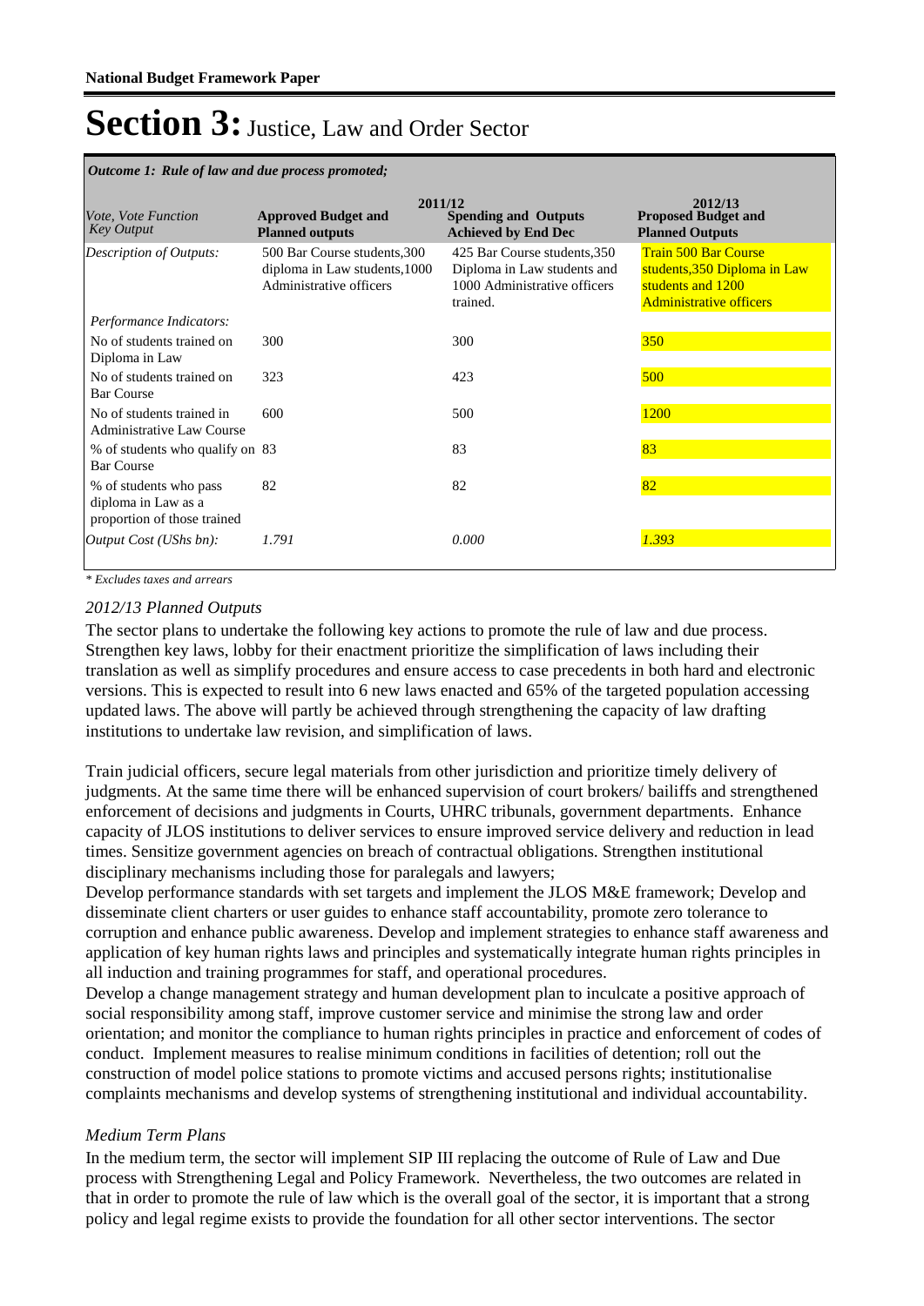# Section 3: Justice, Law and Order Sector

*Outcome 1: Rule of law and due process promoted;*

| *Vote, Vote Function Key Output* | 2011/12 **Approved Budget and Planned outputs** | **Spending and Outputs Achieved by End Dec** | 2012/13 **Proposed Budget and Planned Outputs** |
|---|---|---|---|
| *Description of Outputs:* | 500 Bar Course students,300 diploma in Law students,1000 Administrative officers | 425 Bar Course students,350 Diploma in Law students and 1000 Administrative officers trained. | Train 500 Bar Course students,350 Diploma in Law students and 1200 Administrative officers |
| *Performance Indicators:* | | | |
| No of students trained on Diploma in Law | 300 | 300 | 350 |
| No of students trained on Bar Course | 323 | 423 | 500 |
| No of students trained in Administrative Law Course | 600 | 500 | 1200 |
| % of students who qualify on Bar Course | 83 | 83 | 83 |
| % of students who pass diploma in Law as a proportion of those trained | 82 | 82 | 82 |
| *Output Cost (UShs bn):* | *1.791* | *0.000* | *1.393* |

*\* Excludes taxes and arrears*

*2012/13 Planned Outputs*

The sector plans to undertake the following key actions to promote the rule of law and due process. Strengthen key laws, lobby for their enactment prioritize the simplification of laws including their translation as well as simplify procedures and ensure access to case precedents in both hard and electronic versions. This is expected to result into 6 new laws enacted and 65% of the targeted population accessing updated laws. The above will partly be achieved through strengthening the capacity of law drafting institutions to undertake law revision, and simplification of laws.

Train judicial officers, secure legal materials from other jurisdiction and prioritize timely delivery of judgments. At the same time there will be enhanced supervision of court brokers/ bailiffs and strengthened enforcement of decisions and judgments in Courts, UHRC tribunals, government departments. Enhance capacity of JLOS institutions to deliver services to ensure improved service delivery and reduction in lead times. Sensitize government agencies on breach of contractual obligations. Strengthen institutional disciplinary mechanisms including those for paralegals and lawyers;
Develop performance standards with set targets and implement the JLOS M&E framework; Develop and disseminate client charters or user guides to enhance staff accountability, promote zero tolerance to corruption and enhance public awareness. Develop and implement strategies to enhance staff awareness and application of key human rights laws and principles and systematically integrate human rights principles in all induction and training programmes for staff, and operational procedures.
Develop a change management strategy and human development plan to inculcate a positive approach of social responsibility among staff, improve customer service and minimise the strong law and order orientation; and monitor the compliance to human rights principles in practice and enforcement of codes of conduct. Implement measures to realise minimum conditions in facilities of detention; roll out the construction of model police stations to promote victims and accused persons rights; institutionalise complaints mechanisms and develop systems of strengthening institutional and individual accountability.

*Medium Term Plans*

In the medium term, the sector will implement SIP III replacing the outcome of Rule of Law and Due process with Strengthening Legal and Policy Framework. Nevertheless, the two outcomes are related in that in order to promote the rule of law which is the overall goal of the sector, it is important that a strong policy and legal regime exists to provide the foundation for all other sector interventions. The sector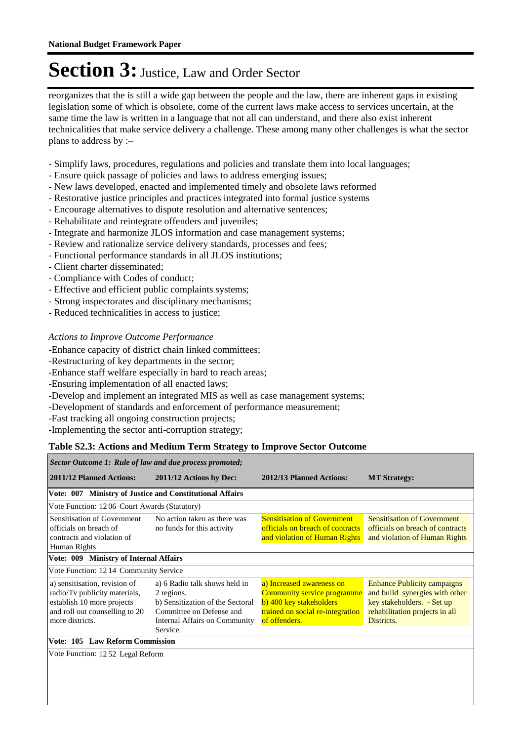# Section 3: Justice, Law and Order Sector

reorganizes that the is still a wide gap between the people and the law, there are inherent gaps in existing legislation some of which is obsolete, come of the current laws make access to services uncertain, at the same time the law is written in a language that not all can understand, and there also exist inherent technicalities that make service delivery a challenge. These among many other challenges is what the sector plans to address by :–

- Simplify laws, procedures, regulations and policies and translate them into local languages;
- Ensure quick passage of policies and laws to address emerging issues;
- New laws developed, enacted and implemented timely and obsolete laws reformed
- Restorative justice principles and practices integrated into formal justice systems
- Encourage alternatives to dispute resolution and alternative sentences;
- Rehabilitate and reintegrate offenders and juveniles;
- Integrate and harmonize JLOS information and case management systems;
- Review and rationalize service delivery standards, processes and fees;
- Functional performance standards in all JLOS institutions;
- Client charter disseminated;
- Compliance with Codes of conduct;
- Effective and efficient public complaints systems;
- Strong inspectorates and disciplinary mechanisms;
- Reduced technicalities in access to justice;

*Actions to Improve Outcome Performance*

-Enhance capacity of district chain linked committees;
-Restructuring of key departments in the sector;
-Enhance staff welfare especially in hard to reach areas;
-Ensuring implementation of all enacted laws;
-Develop and implement an integrated MIS as well as case management systems;
-Development of standards and enforcement of performance measurement;
-Fast tracking all ongoing construction projects;
-Implementing the sector anti-corruption strategy;

**Table S2.3: Actions and Medium Term Strategy to Improve Sector Outcome**

| *Sector Outcome 1: Rule of law and due process promoted;* | | | |
|---|---|---|---|
| **2011/12 Planned Actions:** | **2011/12 Actions by Dec:** | **2012/13 Planned Actions:** | **MT Strategy:** |
| **Vote: 007 Ministry of Justice and Constitutional Affairs** | | | |
| Vote Function: 12 06 Court Awards (Statutory) | | | |
| Sensitisation of Government officials on breach of contracts and violation of Human Rights | No action taken as there was no funds for this activity | Sensitisation of Government officials on breach of contracts and violation of Human Rights | Sensitisation of Government officials on breach of contracts and violation of Human Rights |
| **Vote: 009 Ministry of Internal Affairs** | | | |
| Vote Function: 12 14 Community Service | | | |
| a) sensitisation, revision of radio/Tv publicity materials, establish 10 more projects and roll out counselling to 20 more districts. | a) 6 Radio talk shows held in 2 regions.<br>b) Sensitization of the Sectoral Committee on Defense and Internal Affairs on Community Service. | a) Increased awareness on Community service programme<br>b) 400 key stakeholders trained on social re-integration of offenders. | Enhance Publicity campaigns and build synergies with other key stakeholders. - Set up rehabilitation projects in all Districts. |
| **Vote: 105 Law Reform Commission** | | | |
| Vote Function: 12 52 Legal Reform | | | |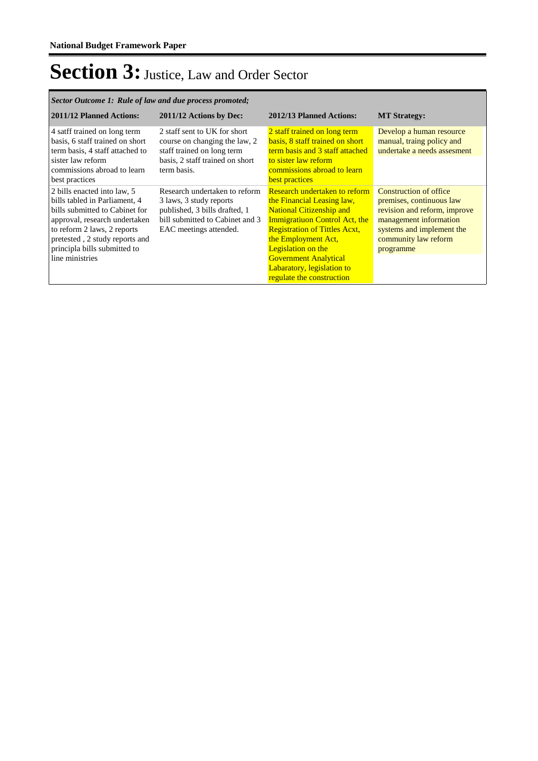# Section 3: Justice, Law and Order Sector

*Sector Outcome 1: Rule of law and due process promoted;*

| 2011/12 Planned Actions: | 2011/12 Actions by Dec: | 2012/13 Planned Actions: | MT Strategy: |
|---|---|---|---|
| 4 satff trained on long term basis, 6 staff trained on short term basis, 4 staff attached to sister law reform commissions abroad to learn best practices | 2 staff sent to UK for short course on changing the law, 2 staff trained on long term basis, 2 staff trained on short term basis. | 2 staff trained on long term basis, 8 staff trained on short term basis and 3 staff attached to sister law reform commissions abroad to learn best practices | Develop a human resource manual, traing policy and undertake a needs assesment |
| 2 bills enacted into law, 5 bills tabled in Parliament, 4 bills submitted to Cabinet for approval, research undertaken to reform 2 laws, 2 reports pretested , 2 study reports and principla bills submitted to line ministries | Research undertaken to reform 3 laws, 3 study reports published, 3 bills drafted, 1 bill submitted to Cabinet and 3 EAC meetings attended. | Research undertaken to reform the Financial Leasing law, National Citizenship and Immigratiuon Control Act, the Registration of Tittles Acxt, the Employment Act, Legislation on the Government Analytical Labaratory, legislation to regulate the construction | Construction of office premises, continuous law revision and reform, improve management information systems and implement the community law reform programme |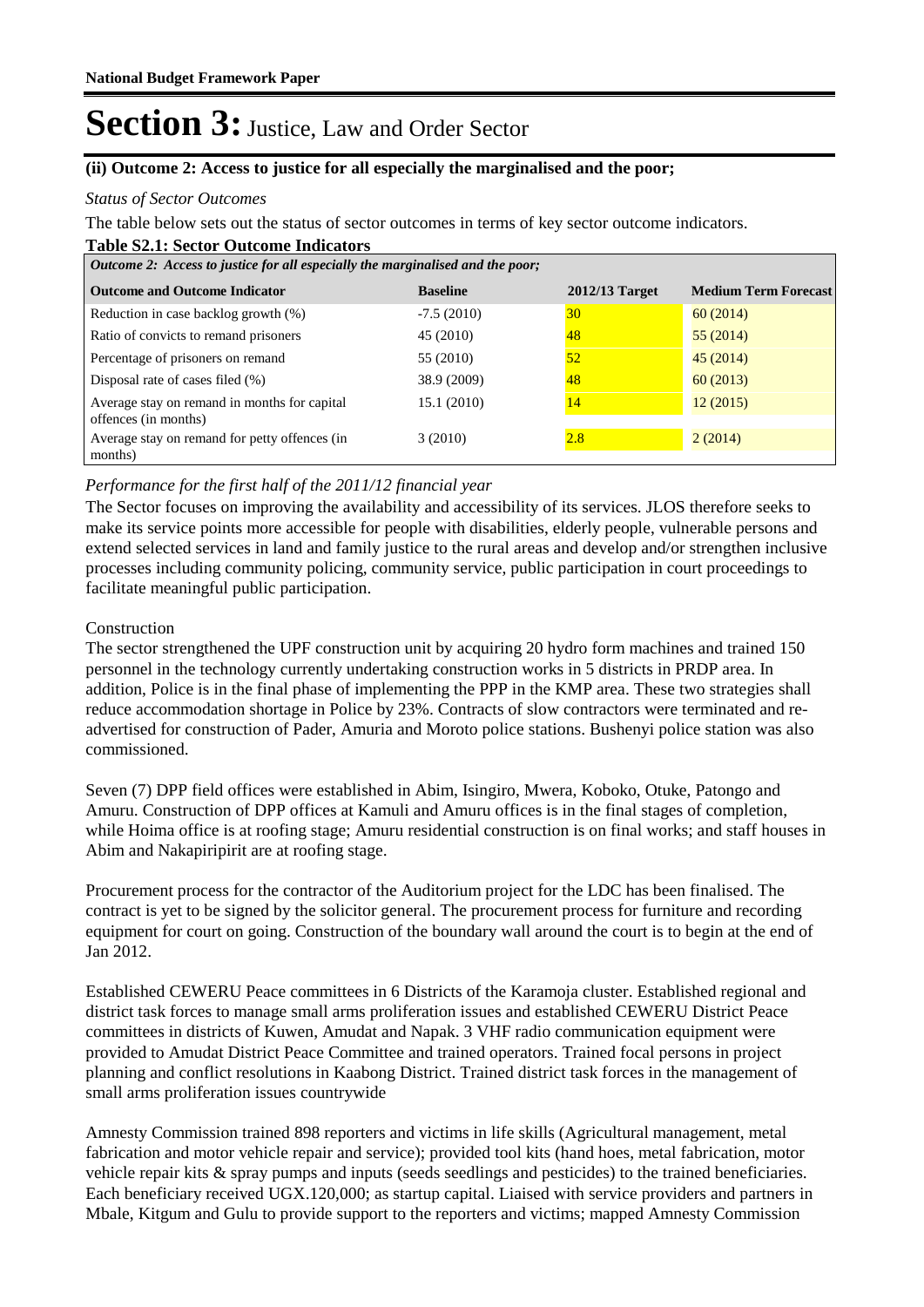# Section 3: Justice, Law and Order Sector

**(ii) Outcome 2: Access to justice for all especially the marginalised and the poor;**

*Status of Sector Outcomes*

The table below sets out the status of sector outcomes in terms of key sector outcome indicators.

**Table S2.1: Sector Outcome Indicators**

| *Outcome 2: Access to justice for all especially the marginalised and the poor;* | | | |
|---|---|---|---|
| **Outcome and Outcome Indicator** | **Baseline** | **2012/13 Target** | **Medium Term Forecast** |
| Reduction in case backlog growth (%) | -7.5 (2010) | 30 | 60 (2014) |
| Ratio of convicts to remand prisoners | 45 (2010) | 48 | 55 (2014) |
| Percentage of prisoners on remand | 55 (2010) | 52 | 45 (2014) |
| Disposal rate of cases filed (%) | 38.9 (2009) | 48 | 60 (2013) |
| Average stay on remand in months for capital offences (in months) | 15.1 (2010) | 14 | 12 (2015) |
| Average stay on remand for petty offences (in months) | 3 (2010) | 2.8 | 2 (2014) |

*Performance for the first half of the 2011/12 financial year*

The Sector focuses on improving the availability and accessibility of its services. JLOS therefore seeks to make its service points more accessible for people with disabilities, elderly people, vulnerable persons and extend selected services in land and family justice to the rural areas and develop and/or strengthen inclusive processes including community policing, community service, public participation in court proceedings to facilitate meaningful public participation.

Construction

The sector strengthened the UPF construction unit by acquiring 20 hydro form machines and trained 150 personnel in the technology currently undertaking construction works in 5 districts in PRDP area. In addition, Police is in the final phase of implementing the PPP in the KMP area. These two strategies shall reduce accommodation shortage in Police by 23%. Contracts of slow contractors were terminated and re-advertised for construction of Pader, Amuria and Moroto police stations. Bushenyi police station was also commissioned.

Seven (7) DPP field offices were established in Abim, Isingiro, Mwera, Koboko, Otuke, Patongo and Amuru. Construction of DPP offices at Kamuli and Amuru offices is in the final stages of completion, while Hoima office is at roofing stage; Amuru residential construction is on final works; and staff houses in Abim and Nakapiripirit are at roofing stage.

Procurement process for the contractor of the Auditorium project for the LDC has been finalised. The contract is yet to be signed by the solicitor general. The procurement process for furniture and recording equipment for court on going. Construction of the boundary wall around the court is to begin at the end of Jan 2012.

Established CEWERU Peace committees in 6 Districts of the Karamoja cluster. Established regional and district task forces to manage small arms proliferation issues and established CEWERU District Peace committees in districts of Kuwen, Amudat and Napak. 3 VHF radio communication equipment were provided to Amudat District Peace Committee and trained operators. Trained focal persons in project planning and conflict resolutions in Kaabong District. Trained district task forces in the management of small arms proliferation issues countrywide

Amnesty Commission trained 898 reporters and victims in life skills (Agricultural management, metal fabrication and motor vehicle repair and service); provided tool kits (hand hoes, metal fabrication, motor vehicle repair kits & spray pumps and inputs (seeds seedlings and pesticides) to the trained beneficiaries. Each beneficiary received UGX.120,000; as startup capital. Liaised with service providers and partners in Mbale, Kitgum and Gulu to provide support to the reporters and victims; mapped Amnesty Commission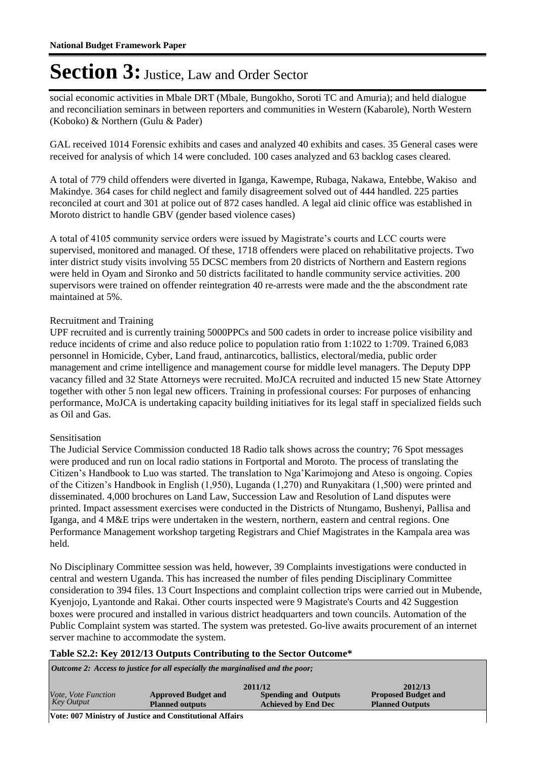social economic activities in Mbale DRT (Mbale, Bungokho, Soroti TC and Amuria); and held dialogue and reconciliation seminars in between reporters and communities in Western (Kabarole), North Western (Koboko) & Northern (Gulu & Pader)

GAL received 1014 Forensic exhibits and cases and analyzed 40 exhibits and cases. 35 General cases were received for analysis of which 14 were concluded. 100 cases analyzed and 63 backlog cases cleared.

A total of 779 child offenders were diverted in Iganga, Kawempe, Rubaga, Nakawa, Entebbe, Wakiso and Makindye. 364 cases for child neglect and family disagreement solved out of 444 handled. 225 parties reconciled at court and 301 at police out of 872 cases handled. A legal aid clinic office was established in Moroto district to handle GBV (gender based violence cases)

A total of 4105 community service orders were issued by Magistrate's courts and LCC courts were supervised, monitored and managed. Of these, 1718 offenders were placed on rehabilitative projects. Two inter district study visits involving 55 DCSC members from 20 districts of Northern and Eastern regions were held in Oyam and Sironko and 50 districts facilitated to handle community service activities. 200 supervisors were trained on offender reintegration 40 re-arrests were made and the the abscondment rate maintained at 5%.

Recruitment and Training

UPF recruited and is currently training 5000PPCs and 500 cadets in order to increase police visibility and reduce incidents of crime and also reduce police to population ratio from 1:1022 to 1:709. Trained 6,083 personnel in Homicide, Cyber, Land fraud, antinarcotics, ballistics, electoral/media, public order management and crime intelligence and management course for middle level managers. The Deputy DPP vacancy filled and 32 State Attorneys were recruited. MoJCA recruited and inducted 15 new State Attorney together with other 5 non legal new officers. Training in professional courses: For purposes of enhancing performance, MoJCA is undertaking capacity building initiatives for its legal staff in specialized fields such as Oil and Gas.

Sensitisation

The Judicial Service Commission conducted 18 Radio talk shows across the country; 76 Spot messages were produced and run on local radio stations in Fortportal and Moroto. The process of translating the Citizen's Handbook to Luo was started. The translation to Nga'Karimojong and Ateso is ongoing. Copies of the Citizen's Handbook in English (1,950), Luganda (1,270) and Runyakitara (1,500) were printed and disseminated. 4,000 brochures on Land Law, Succession Law and Resolution of Land disputes were printed. Impact assessment exercises were conducted in the Districts of Ntungamo, Bushenyi, Pallisa and Iganga, and 4 M&E trips were undertaken in the western, northern, eastern and central regions. One Performance Management workshop targeting Registrars and Chief Magistrates in the Kampala area was held.

No Disciplinary Committee session was held, however, 39 Complaints investigations were conducted in central and western Uganda. This has increased the number of files pending Disciplinary Committee consideration to 394 files. 13 Court Inspections and complaint collection trips were carried out in Mubende, Kyenjojo, Lyantonde and Rakai. Other courts inspected were 9 Magistrate's Courts and 42 Suggestion boxes were procured and installed in various district headquarters and town councils. Automation of the Public Complaint system was started. The system was pretested. Go-live awaits procurement of an internet server machine to accommodate the system.

**Table S2.2: Key 2012/13 Outputs Contributing to the Sector Outcome***

| *Outcome 2: Access to justice for all especially the marginalised and the poor;* | | | |
|---|---|---|---|
| | 2011/12 | | 2012/13 |
| *Vote, Vote Function Key Output* | **Approved Budget and Planned outputs** | **Spending and Outputs Achieved by End Dec** | **Proposed Budget and Planned Outputs** |
| **Vote: 007 Ministry of Justice and Constitutional Affairs** | | | |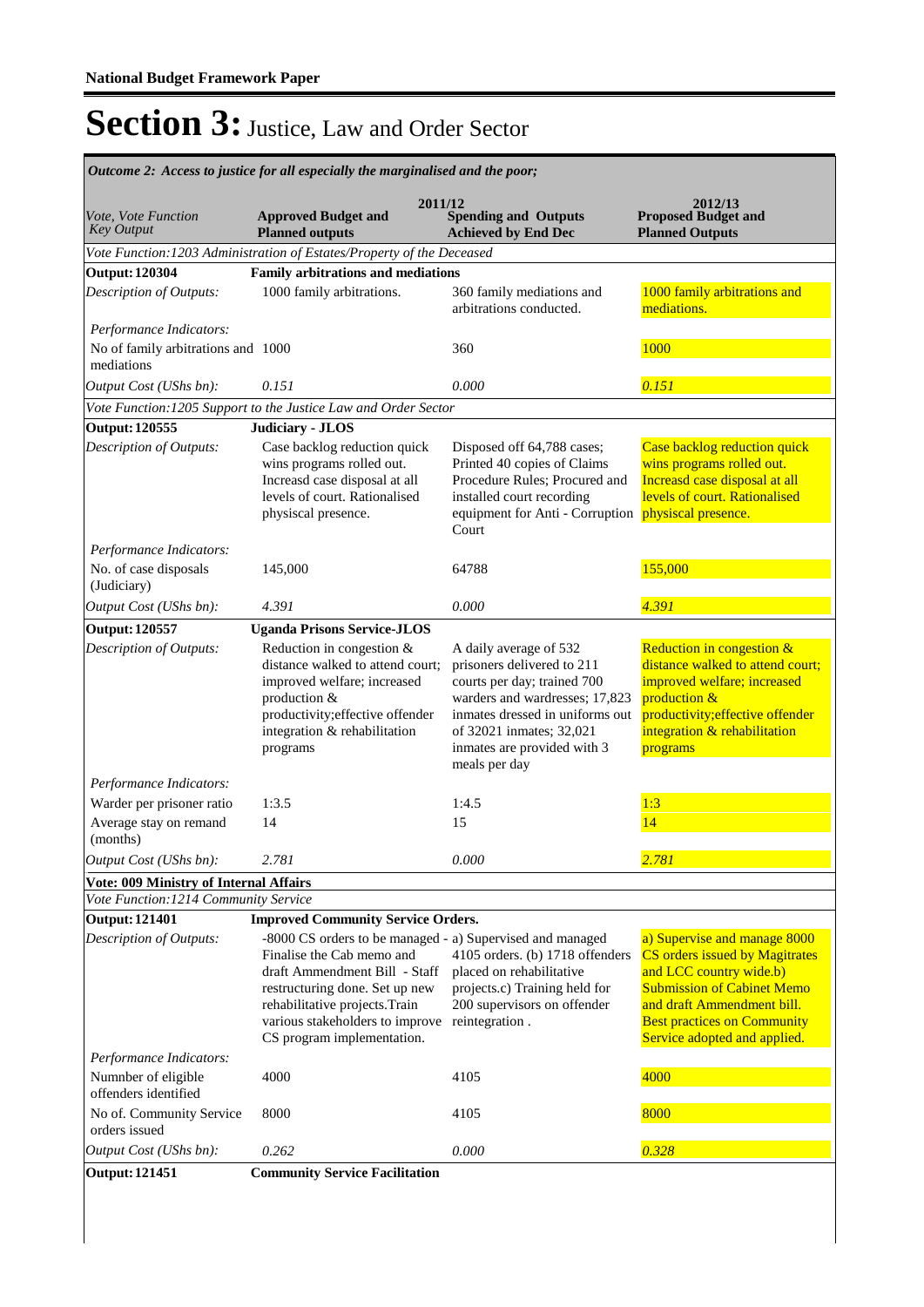**National Budget Framework Paper**

# Section 3: Justice, Law and Order Sector

*Outcome 2: Access to justice for all especially the marginalised and the poor;*

| *Vote, Vote Function Key Output* | 2011/12 **Approved Budget and Planned outputs** | **Spending and Outputs Achieved by End Dec** | 2012/13 **Proposed Budget and Planned Outputs** |
|---|---|---|---|
| *Vote Function:1203 Administration of Estates/Property of the Deceased* | | | |
| **Output: 120304** | **Family arbitrations and mediations** | | |
| *Description of Outputs:* | 1000 family arbitrations. | 360 family mediations and arbitrations conducted. | 1000 family arbitrations and mediations. |
| *Performance Indicators:* | | | |
| No of family arbitrations and mediations | 1000 | 360 | 1000 |
| *Output Cost (UShs bn):* | *0.151* | *0.000* | *0.151* |
| *Vote Function:1205 Support to the Justice Law and Order Sector* | | | |
| **Output: 120555** | **Judiciary - JLOS** | | |
| *Description of Outputs:* | Case backlog reduction quick wins programs rolled out. Increasd case disposal at all levels of court. Rationalised physiscal presence. | Disposed off 64,788 cases; Printed 40 copies of Claims Procedure Rules; Procured and installed court recording equipment for Anti - Corruption Court | Case backlog reduction quick wins programs rolled out. Increasd case disposal at all levels of court. Rationalised physiscal presence. |
| *Performance Indicators:* | | | |
| No. of case disposals (Judiciary) | 145,000 | 64788 | 155,000 |
| *Output Cost (UShs bn):* | *4.391* | *0.000* | *4.391* |
| **Output: 120557** | **Uganda Prisons Service-JLOS** | | |
| *Description of Outputs:* | Reduction in congestion & distance walked to attend court; improved welfare; increased production & productivity;effective offender integration & rehabilitation programs | A daily average of 532 prisoners delivered to 211 courts per day; trained 700 warders and wardresses; 17,823 inmates dressed in uniforms out of 32021 inmates; 32,021 inmates are provided with 3 meals per day | Reduction in congestion & distance walked to attend court; improved welfare; increased production & productivity;effective offender integration & rehabilitation programs |
| *Performance Indicators:* | | | |
| Warder per prisoner ratio | 1:3.5 | 1:4.5 | 1:3 |
| Average stay on remand (months) | 14 | 15 | 14 |
| *Output Cost (UShs bn):* | *2.781* | *0.000* | *2.781* |
| **Vote: 009 Ministry of Internal Affairs** | | | |
| *Vote Function:1214 Community Service* | | | |
| **Output: 121401** | **Improved Community Service Orders.** | | |
| *Description of Outputs:* | -8000 CS orders to be managed - Finalise the Cab memo and draft Ammendment Bill - Staff restructuring done. Set up new rehabilitative projects.Train various stakeholders to improve CS program implementation. | a) Supervised and managed 4105 orders. (b) 1718 offenders placed on rehabilitative projects.c) Training held for 200 supervisors on offender reintegration . | a) Supervise and manage 8000 CS orders issued by Magitrates and LCC country wide.b) Submission of Cabinet Memo and draft Ammendment bill. Best practices on Community Service adopted and applied. |
| *Performance Indicators:* | | | |
| Numnber of eligible offenders identified | 4000 | 4105 | 4000 |
| No of. Community Service orders issued | 8000 | 4105 | 8000 |
| *Output Cost (UShs bn):* | *0.262* | *0.000* | *0.328* |
| **Output: 121451** | **Community Service Facilitation** | | |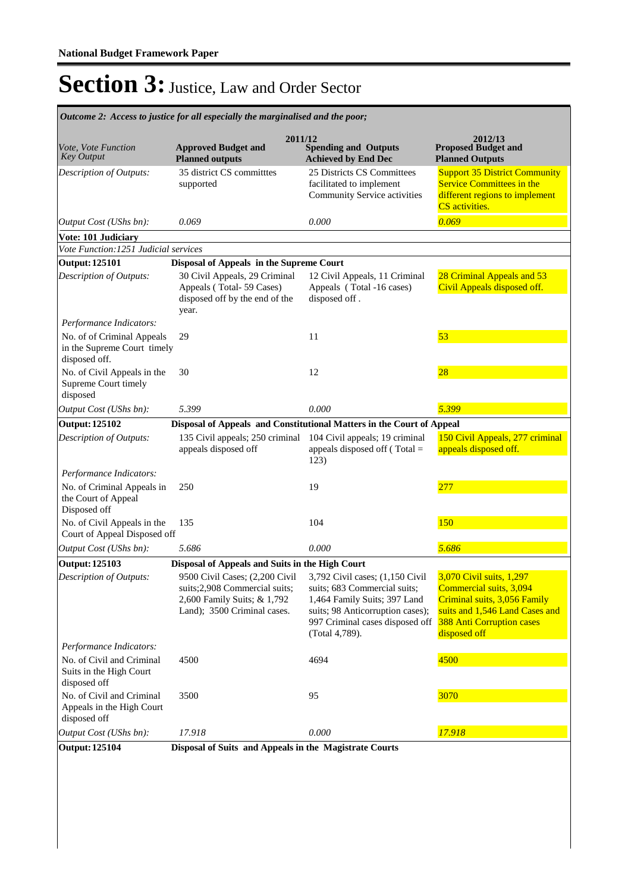# Section 3: Justice, Law and Order Sector

*Outcome 2: Access to justice for all especially the marginalised and the poor;*

| *Vote, Vote Function Key Output* | 2011/12 **Approved Budget and Planned outputs** | **Spending and Outputs Achieved by End Dec** | 2012/13 **Proposed Budget and Planned Outputs** |
|---|---|---|---|
| *Description of Outputs:* | 35 district CS committtes supported | 25 Districts CS Committees facilitated to implement Community Service activities | Support 35 District Community Service Committees in the different regions to implement CS activities. |
| *Output Cost (UShs bn):* | *0.069* | *0.000* | *0.069* |
| **Vote: 101 Judiciary** | | | |
| *Vote Function:1251 Judicial services* | | | |
| **Output: 125101** | **Disposal of Appeals in the Supreme Court** | | |
| *Description of Outputs:* | 30 Civil Appeals, 29 Criminal Appeals ( Total- 59 Cases) disposed off by the end of the year. | 12 Civil Appeals, 11 Criminal Appeals ( Total -16 cases) disposed off . | 28 Criminal Appeals and 53 Civil Appeals disposed off. |
| *Performance Indicators:* | | | |
| No. of of Criminal Appeals in the Supreme Court timely disposed off. | 29 | 11 | 53 |
| No. of Civil Appeals in the Supreme Court timely disposed | 30 | 12 | 28 |
| *Output Cost (UShs bn):* | *5.399* | *0.000* | *5.399* |
| **Output: 125102** | **Disposal of Appeals and Constitutional Matters in the Court of Appeal** | | |
| *Description of Outputs:* | 135 Civil appeals; 250 criminal appeals disposed off | 104 Civil appeals; 19 criminal appeals disposed off ( Total = 123) | 150 Civil Appeals, 277 criminal appeals disposed off. |
| *Performance Indicators:* | | | |
| No. of Criminal Appeals in the Court of Appeal Disposed off | 250 | 19 | 277 |
| No. of Civil Appeals in the Court of Appeal Disposed off | 135 | 104 | 150 |
| *Output Cost (UShs bn):* | *5.686* | *0.000* | *5.686* |
| **Output: 125103** | **Disposal of Appeals and Suits in the High Court** | | |
| *Description of Outputs:* | 9500 Civil Cases; (2,200 Civil suits;2,908 Commercial suits; 2,600 Family Suits; & 1,792 Land); 3500 Criminal cases. | 3,792 Civil cases; (1,150 Civil suits; 683 Commercial suits; 1,464 Family Suits; 397 Land suits; 98 Anticorruption cases); 997 Criminal cases disposed off (Total 4,789). | 3,070 Civil suits, 1,297 Commercial suits, 3,094 Criminal suits, 3,056 Family suits and 1,546 Land Cases and 388 Anti Corruption cases disposed off |
| *Performance Indicators:* | | | |
| No. of Civil and Criminal Suits in the High Court disposed off | 4500 | 4694 | 4500 |
| No. of Civil and Criminal Appeals in the High Court disposed off | 3500 | 95 | 3070 |
| *Output Cost (UShs bn):* | *17.918* | *0.000* | *17.918* |
| **Output: 125104** | **Disposal of Suits and Appeals in the Magistrate Courts** | | |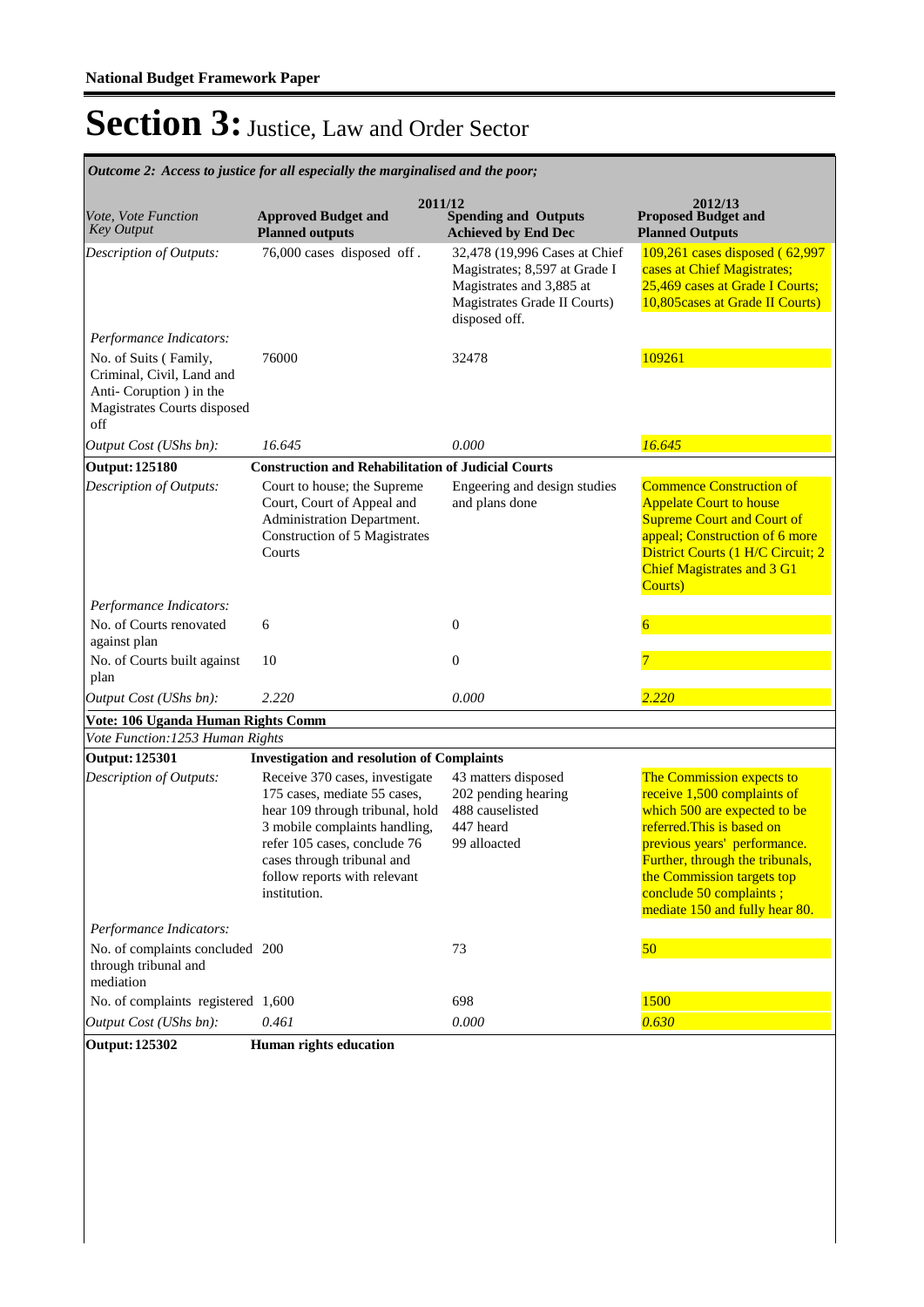**National Budget Framework Paper**

# Section 3: Justice, Law and Order Sector

*Outcome 2: Access to justice for all especially the marginalised and the poor;*

| *Vote, Vote Function Key Output* | 2011/12 Approved Budget and Planned outputs | 2011/12 Spending and Outputs Achieved by End Dec | 2012/13 Proposed Budget and Planned Outputs |
|---|---|---|---|
| *Description of Outputs:* | 76,000 cases disposed off . | 32,478 (19,996 Cases at Chief Magistrates; 8,597 at Grade I Magistrates and 3,885 at Magistrates Grade II Courts) disposed off. | 109,261 cases disposed ( 62,997 cases at Chief Magistrates; 25,469 cases at Grade I Courts; 10,805cases at Grade II Courts) |
| *Performance Indicators:* | | | |
| No. of Suits ( Family, Criminal, Civil, Land and Anti- Coruption ) in the Magistrates Courts disposed off | 76000 | 32478 | 109261 |
| *Output Cost (UShs bn):* | *16.645* | *0.000* | *16.645* |
| **Output: 125180** | **Construction and Rehabilitation of Judicial Courts** | | |
| *Description of Outputs:* | Court to house; the Supreme Court, Court of Appeal and Administration Department. Construction of 5 Magistrates Courts | Engeering and design studies and plans done | Commence Construction of Appelate Court to house Supreme Court and Court of appeal; Construction of 6 more District Courts (1 H/C Circuit; 2 Chief Magistrates and 3 G1 Courts) |
| *Performance Indicators:* | | | |
| No. of Courts renovated against plan | 6 | 0 | 6 |
| No. of Courts built against plan | 10 | 0 | 7 |
| *Output Cost (UShs bn):* | *2.220* | *0.000* | *2.220* |
| **Vote: 106 Uganda Human Rights Comm** | | | |
| *Vote Function:1253 Human Rights* | | | |
| **Output: 125301** | **Investigation and resolution of Complaints** | | |
| *Description of Outputs:* | Receive 370 cases, investigate 175 cases, mediate 55 cases, hear 109 through tribunal, hold 3 mobile complaints handling, refer 105 cases, conclude 76 cases through tribunal and follow reports with relevant institution. | 43 matters disposed<br>202 pending hearing<br>488 causelisted<br>447 heard<br>99 alloacted | The Commission expects to receive 1,500 complaints of which 500 are expected to be referred.This is based on previous years' performance. Further, through the tribunals, the Commission targets top conclude 50 complaints ; mediate 150 and fully hear 80. |
| *Performance Indicators:* | | | |
| No. of complaints concluded through tribunal and mediation | 200 | 73 | 50 |
| No. of complaints registered | 1,600 | 698 | 1500 |
| *Output Cost (UShs bn):* | *0.461* | *0.000* | *0.630* |
| **Output: 125302** | **Human rights education** | | |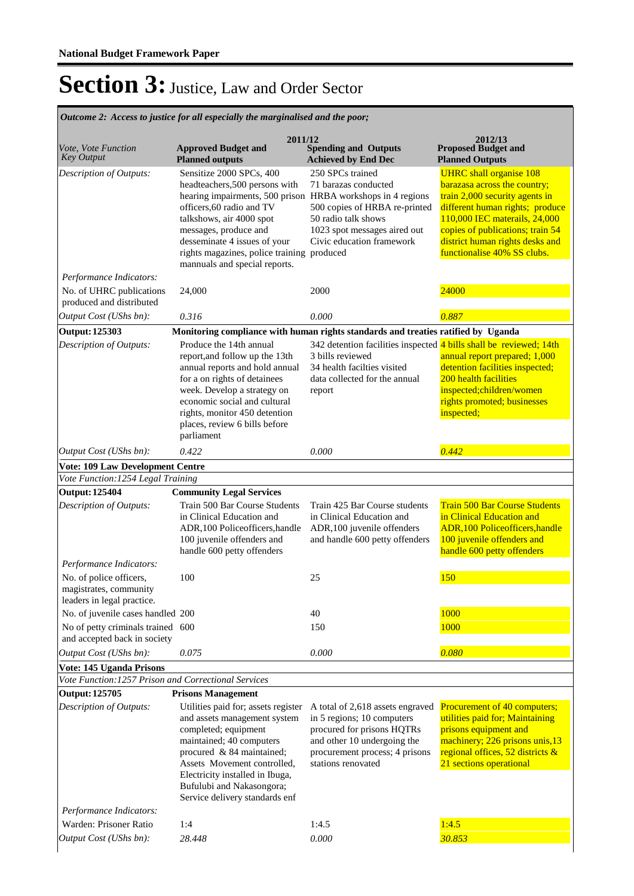**National Budget Framework Paper**

# Section 3: Justice, Law and Order Sector

*Outcome 2: Access to justice for all especially the marginalised and the poor;*

| *Vote, Vote Function Key Output* | 2011/12 **Approved Budget and Planned outputs** | **Spending and Outputs Achieved by End Dec** | 2012/13 **Proposed Budget and Planned Outputs** |
|---|---|---|---|
| *Description of Outputs:* | Sensitize 2000 SPCs, 400 headteachers,500 persons with hearing impairments, 500 prison officers,60 radio and TV talkshows, air 4000 spot messages, produce and desseminate 4 issues of your rights magazines, police training mannuals and special reports. | 250 SPCs trained 71 barazas conducted HRBA workshops in 4 regions 500 copies of HRBA re-printed 50 radio talk shows 1023 spot messages aired out Civic education framework produced | UHRC shall organise 108 barazasa across the country; train 2,000 security agents in different human rights; produce 110,000 IEC materails, 24,000 copies of publications; train 54 district human rights desks and functionalise 40% SS clubs. |
| *Performance Indicators:* | | | |
| No. of UHRC publications produced and distributed | 24,000 | 2000 | 24000 |
| *Output Cost (UShs bn):* | *0.316* | *0.000* | *0.887* |
| **Output: 125303** | **Monitoring compliance with human rights standards and treaties ratified by Uganda** | | |
| *Description of Outputs:* | Produce the 14th annual report,and follow up the 13th annual reports and hold annual for a on rights of detainees week. Develop a strategy on economic social and cultural rights, monitor 450 detention places, review 6 bills before parliament | 342 detention facilities inspected 3 bills reviewed 34 health facilties visited data collected for the annual report | 4 bills shall be reviewed; 14th annual report prepared; 1,000 detention facilities inspected; 200 health facilities inspected;children/women rights promoted; businesses inspected; |
| *Output Cost (UShs bn):* | *0.422* | *0.000* | *0.442* |
| **Vote: 109 Law Development Centre** | | | |
| *Vote Function:1254 Legal Training* | | | |
| **Output: 125404** | **Community Legal Services** | | |
| *Description of Outputs:* | Train 500 Bar Course Students in Clinical Education and ADR,100 Policeofficers,handle 100 juvenile offenders and handle 600 petty offenders | Train 425 Bar Course students in Clinical Education and ADR,100 juvenile offenders and handle 600 petty offenders | Train 500 Bar Course Students in Clinical Education and ADR,100 Policeofficers,handle 100 juvenile offenders and handle 600 petty offenders |
| *Performance Indicators:* | | | |
| No. of police officers, magistrates, community leaders in legal practice. | 100 | 25 | 150 |
| No. of juvenile cases handled | 200 | 40 | 1000 |
| No of petty criminals trained and accepted back in society | 600 | 150 | 1000 |
| *Output Cost (UShs bn):* | *0.075* | *0.000* | *0.080* |
| **Vote: 145 Uganda Prisons** | | | |
| *Vote Function:1257 Prison and Correctional Services* | | | |
| **Output: 125705** | **Prisons Management** | | |
| *Description of Outputs:* | Utilities paid for; assets register and assets management system completed; equipment maintained; 40 computers procured & 84 maintained; Assets Movement controlled, Electricity installed in Ibuga, Bufulubi and Nakasongora; Service delivery standards enf | A total of 2,618 assets engraved in 5 regions; 10 computers procured for prisons HQTRs and other 10 undergoing the procurement process; 4 prisons stations renovated | Procurement of 40 computers; utilities paid for; Maintaining prisons equipment and machinery; 226 prisons unis,13 regional offices, 52 districts & 21 sections operational |
| *Performance Indicators:* | | | |
| Warden: Prisoner Ratio | 1:4 | 1:4.5 | 1:4.5 |
| *Output Cost (UShs bn):* | *28.448* | *0.000* | *30.853* |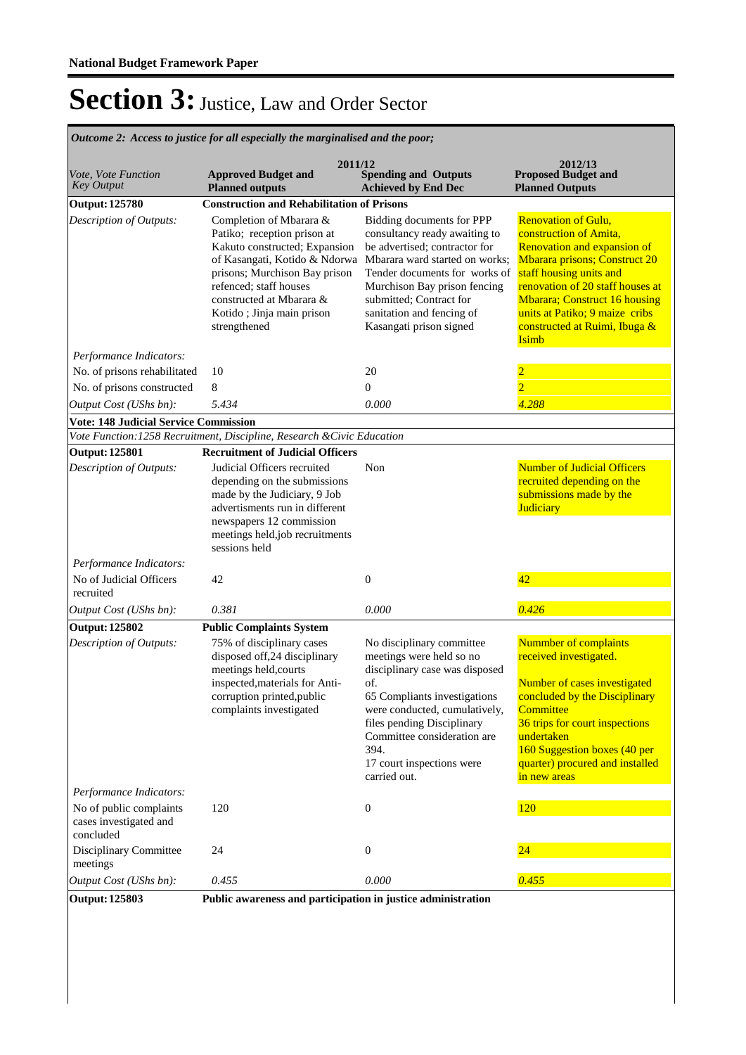**National Budget Framework Paper**

# Section 3: Justice, Law and Order Sector

*Outcome 2: Access to justice for all especially the marginalised and the poor;*

| *Vote, Vote Function Key Output* | 2011/12 **Approved Budget and Planned outputs** | **Spending and Outputs Achieved by End Dec** | 2012/13 **Proposed Budget and Planned Outputs** |
|---|---|---|---|
| **Output: 125780** | **Construction and Rehabilitation of Prisons** | | |
| *Description of Outputs:* | Completion of Mbarara & Patiko; reception prison at Kakuto constructed; Expansion of Kasangati, Kotido & Ndorwa prisons; Murchison Bay prison refenced; staff houses constructed at Mbarara & Kotido ; Jinja main prison strengthened | Bidding documents for PPP consultancy ready awaiting to be advertised; contractor for Mbarara ward started on works; Tender documents for works of Murchison Bay prison fencing submitted; Contract for sanitation and fencing of Kasangati prison signed | Renovation of Gulu, construction of Amita, Renovation and expansion of Mbarara prisons; Construct 20 staff housing units and renovation of 20 staff houses at Mbarara; Construct 16 housing units at Patiko; 9 maize cribs constructed at Ruimi, Ibuga & Isimb |
| *Performance Indicators:* | | | |
| No. of prisons rehabilitated | 10 | 20 | 2 |
| No. of prisons constructed | 8 | 0 | 2 |
| *Output Cost (UShs bn):* | *5.434* | *0.000* | *4.288* |
| **Vote: 148 Judicial Service Commission** | | | |
| *Vote Function:1258 Recruitment, Discipline, Research &Civic Education* | | | |
| **Output: 125801** | **Recruitment of Judicial Officers** | | |
| *Description of Outputs:* | Judicial Officers recruited depending on the submissions made by the Judiciary, 9 Job advertisments run in different newspapers 12 commission meetings held,job recruitments sessions held | Non | Number of Judicial Officers recruited depending on the submissions made by the Judiciary |
| *Performance Indicators:* | | | |
| No of Judicial Officers recruited | 42 | 0 | 42 |
| *Output Cost (UShs bn):* | *0.381* | *0.000* | *0.426* |
| **Output: 125802** | **Public Complaints System** | | |
| *Description of Outputs:* | 75% of disciplinary cases disposed off,24 disciplinary meetings held,courts inspected,materials for Anti-corruption printed,public complaints investigated | No disciplinary committee meetings were held so no disciplinary case was disposed of. 65 Compliants investigations were conducted, cumulatively, files pending Disciplinary Committee consideration are 394. 17 court inspections were carried out. | Nummber of complaints received investigated. Number of cases investigated concluded by the Disciplinary Committee 36 trips for court inspections undertaken 160 Suggestion boxes (40 per quarter) procured and installed in new areas |
| *Performance Indicators:* | | | |
| No of public complaints cases investigated and concluded | 120 | 0 | 120 |
| Disciplinary Committee meetings | 24 | 0 | 24 |
| *Output Cost (UShs bn):* | *0.455* | *0.000* | *0.455* |
| **Output: 125803** | **Public awareness and participation in justice administration** | | |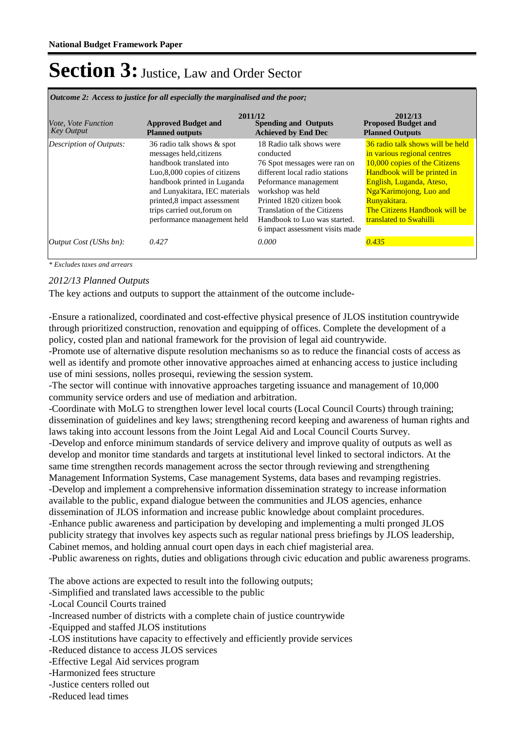# Section 3: Justice, Law and Order Sector

*Outcome 2: Access to justice for all especially the marginalised and the poor;*

| *Vote, Vote Function Key Output* | 2011/12 Approved Budget and Planned outputs | 2011/12 Spending and Outputs Achieved by End Dec | 2012/13 Proposed Budget and Planned Outputs |
|---|---|---|---|
| *Description of Outputs:* | 36 radio talk shows & spot messages held,citizens handbook translated into Luo,8,000 copies of citizens handbook printed in Luganda and Lunyakitara, IEC materials printed,8 impact assessment trips carried out,forum on performance management held | 18 Radio talk shows were conducted<br>76 Spot messages were ran on different local radio stations<br>Peformance management workshop was held<br>Printed 1820 citizen book<br>Translation of the Citizens Handbook to Luo was started.<br>6 impact assessment visits made | 36 radio talk shows will be held in various regional centres<br>10,000 copies of the Citizens Handbook will be printed in English, Luganda, Ateso, Nga'Karimojong, Luo and Runyakitara.<br>The Citizens Handbook will be translated to Swahilli |
| *Output Cost (UShs bn):* | *0.427* | *0.000* | *0.435* |

*\* Excludes taxes and arrears*

*2012/13 Planned Outputs*

The key actions and outputs to support the attainment of the outcome include-

-Ensure a rationalized, coordinated and cost-effective physical presence of JLOS institution countrywide through prioritized construction, renovation and equipping of offices. Complete the development of a policy, costed plan and national framework for the provision of legal aid countrywide.
-Promote use of alternative dispute resolution mechanisms so as to reduce the financial costs of access as well as identify and promote other innovative approaches aimed at enhancing access to justice including use of mini sessions, nolles prosequi, reviewing the session system.
-The sector will continue with innovative approaches targeting issuance and management of 10,000 community service orders and use of mediation and arbitration.
-Coordinate with MoLG to strengthen lower level local courts (Local Council Courts) through training; dissemination of guidelines and key laws; strengthening record keeping and awareness of human rights and laws taking into account lessons from the Joint Legal Aid and Local Council Courts Survey.
-Develop and enforce minimum standards of service delivery and improve quality of outputs as well as develop and monitor time standards and targets at institutional level linked to sectoral indictors. At the same time strengthen records management across the sector through reviewing and strengthening Management Information Systems, Case management Systems, data bases and revamping registries.
-Develop and implement a comprehensive information dissemination strategy to increase information available to the public, expand dialogue between the communities and JLOS agencies, enhance dissemination of JLOS information and increase public knowledge about complaint procedures.
-Enhance public awareness and participation by developing and implementing a multi pronged JLOS publicity strategy that involves key aspects such as regular national press briefings by JLOS leadership, Cabinet memos, and holding annual court open days in each chief magisterial area.
-Public awareness on rights, duties and obligations through civic education and public awareness programs.

The above actions are expected to result into the following outputs;
-Simplified and translated laws accessible to the public
-Local Council Courts trained
-Increased number of districts with a complete chain of justice countrywide
-Equipped and staffed JLOS institutions
-LOS institutions have capacity to effectively and efficiently provide services
-Reduced distance to access JLOS services
-Effective Legal Aid services program
-Harmonized fees structure
-Justice centers rolled out
-Reduced lead times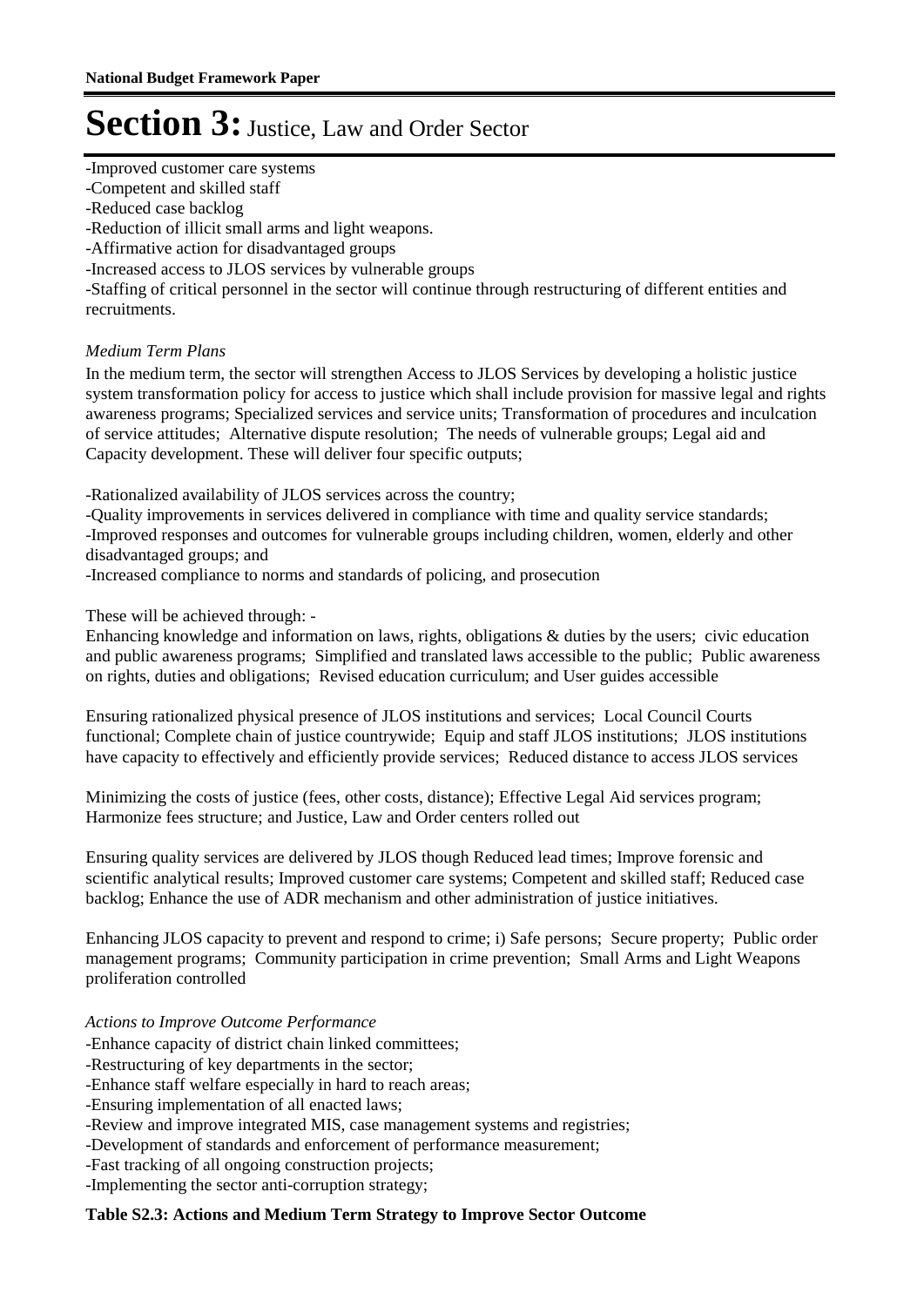# Section 3: Justice, Law and Order Sector

-Improved customer care systems
-Competent and skilled staff
-Reduced case backlog
-Reduction of illicit small arms and light weapons.
-Affirmative action for disadvantaged groups
-Increased access to JLOS services by vulnerable groups
-Staffing of critical personnel in the sector will continue through restructuring of different entities and recruitments.

*Medium Term Plans*

In the medium term, the sector will strengthen Access to JLOS Services by developing a holistic justice system transformation policy for access to justice which shall include provision for massive legal and rights awareness programs; Specialized services and service units; Transformation of procedures and inculcation of service attitudes; Alternative dispute resolution; The needs of vulnerable groups; Legal aid and Capacity development. These will deliver four specific outputs;

-Rationalized availability of JLOS services across the country;
-Quality improvements in services delivered in compliance with time and quality service standards;
-Improved responses and outcomes for vulnerable groups including children, women, elderly and other disadvantaged groups; and
-Increased compliance to norms and standards of policing, and prosecution

These will be achieved through: -
Enhancing knowledge and information on laws, rights, obligations & duties by the users; civic education and public awareness programs; Simplified and translated laws accessible to the public; Public awareness on rights, duties and obligations; Revised education curriculum; and User guides accessible

Ensuring rationalized physical presence of JLOS institutions and services; Local Council Courts functional; Complete chain of justice countrywide; Equip and staff JLOS institutions; JLOS institutions have capacity to effectively and efficiently provide services; Reduced distance to access JLOS services

Minimizing the costs of justice (fees, other costs, distance); Effective Legal Aid services program; Harmonize fees structure; and Justice, Law and Order centers rolled out

Ensuring quality services are delivered by JLOS though Reduced lead times; Improve forensic and scientific analytical results; Improved customer care systems; Competent and skilled staff; Reduced case backlog; Enhance the use of ADR mechanism and other administration of justice initiatives.

Enhancing JLOS capacity to prevent and respond to crime; i) Safe persons; Secure property; Public order management programs; Community participation in crime prevention; Small Arms and Light Weapons proliferation controlled

*Actions to Improve Outcome Performance*

-Enhance capacity of district chain linked committees;
-Restructuring of key departments in the sector;
-Enhance staff welfare especially in hard to reach areas;
-Ensuring implementation of all enacted laws;
-Review and improve integrated MIS, case management systems and registries;
-Development of standards and enforcement of performance measurement;
-Fast tracking of all ongoing construction projects;
-Implementing the sector anti-corruption strategy;

**Table S2.3: Actions and Medium Term Strategy to Improve Sector Outcome**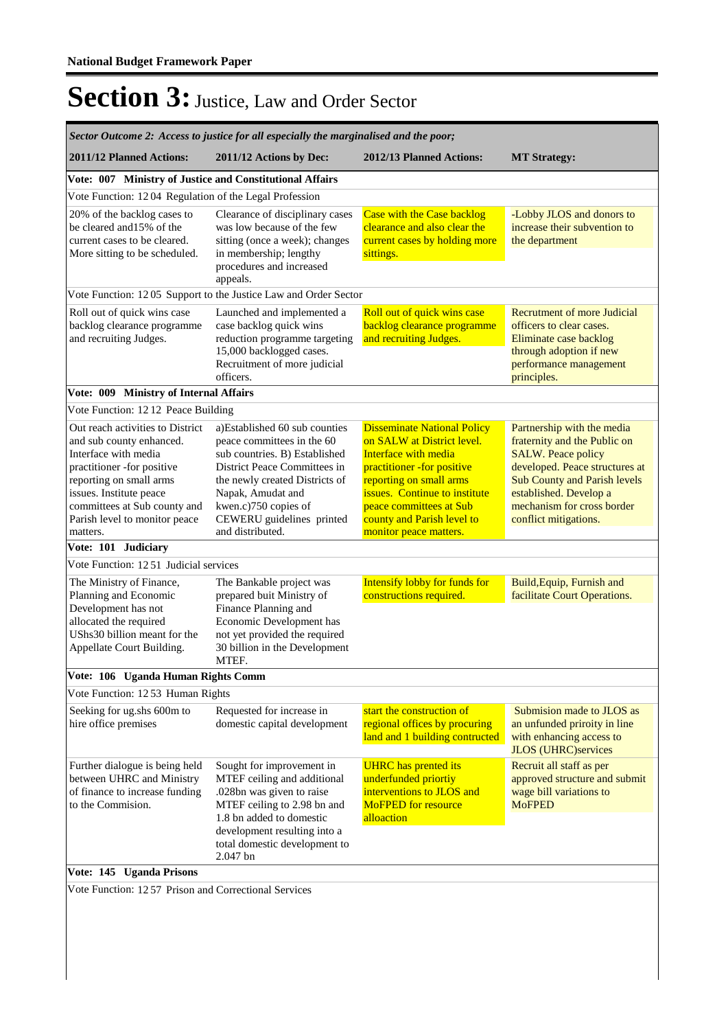# Section 3: Justice, Law and Order Sector

| *Sector Outcome 2: Access to justice for all especially the marginalised and the poor;* | | | |
|---|---|---|---|
| **2011/12 Planned Actions:** | **2011/12 Actions by Dec:** | **2012/13 Planned Actions:** | **MT Strategy:** |
| **Vote: 007 Ministry of Justice and Constitutional Affairs** | | | |
| Vote Function: 12 04 Regulation of the Legal Profession | | | |
| 20% of the backlog cases to be cleared and15% of the current cases to be cleared. More sitting to be scheduled. | Clearance of disciplinary cases was low because of the few sitting (once a week); changes in membership; lengthy procedures and increased appeals. | Case with the Case backlog clearance and also clear the current cases by holding more sittings. | -Lobby JLOS and donors to increase their subvention to the department |
| Vote Function: 12 05 Support to the Justice Law and Order Sector | | | |
| Roll out of quick wins case backlog clearance programme and recruiting Judges. | Launched and implemented a case backlog quick wins reduction programme targeting 15,000 backlogged cases. Recruitment of more judicial officers. | Roll out of quick wins case backlog clearance programme and recruiting Judges. | Recrutment of more Judicial officers to clear cases. Eliminate case backlog through adoption if new performance management principles. |
| **Vote: 009 Ministry of Internal Affairs** | | | |
| Vote Function: 12 12 Peace Building | | | |
| Out reach activities to District and sub county enhanced. Interface with media practitioner -for positive reporting on small arms issues. Institute peace committees at Sub county and Parish level to monitor peace matters. | a)Established 60 sub counties peace committees in the 60 sub countries. B) Established District Peace Committees in the newly created Districts of Napak, Amudat and kwen.c)750 copies of CEWERU guidelines printed and distributed. | Disseminate National Policy on SALW at District level. Interface with media practitioner -for positive reporting on small arms issues. Continue to institute peace committees at Sub county and Parish level to monitor peace matters. | Partnership with the media fraternity and the Public on SALW. Peace policy developed. Peace structures at Sub County and Parish levels established. Develop a mechanism for cross border conflict mitigations. |
| **Vote: 101 Judiciary** | | | |
| Vote Function: 12 51 Judicial services | | | |
| The Ministry of Finance, Planning and Economic Development has not allocated the required UShs30 billion meant for the Appellate Court Building. | The Bankable project was prepared buit Ministry of Finance Planning and Economic Development has not yet provided the required 30 billion in the Development MTEF. | Intensify lobby for funds for constructions required. | Build,Equip, Furnish and facilitate Court Operations. |
| **Vote: 106 Uganda Human Rights Comm** | | | |
| Vote Function: 12 53 Human Rights | | | |
| Seeking for ug.shs 600m to hire office premises | Requested for increase in domestic capital development | start the construction of regional offices by procuring land and 1 building contructed | Submision made to JLOS as an unfunded priroity in line with enhancing access to JLOS (UHRC)services |
| Further dialogue is being held between UHRC and Ministry of finance to increase funding to the Commision. | Sought for improvement in MTEF ceiling and additional .028bn was given to raise MTEF ceiling to 2.98 bn and 1.8 bn added to domestic development resulting into a total domestic development to 2.047 bn | UHRC has prented its underfunded priortiy interventions to JLOS and MoFPED for resource alloaction | Recruit all staff as per approved structure and submit wage bill variations to MoFPED |
| **Vote: 145 Uganda Prisons** | | | |
| Vote Function: 12 57 Prison and Correctional Services | | | |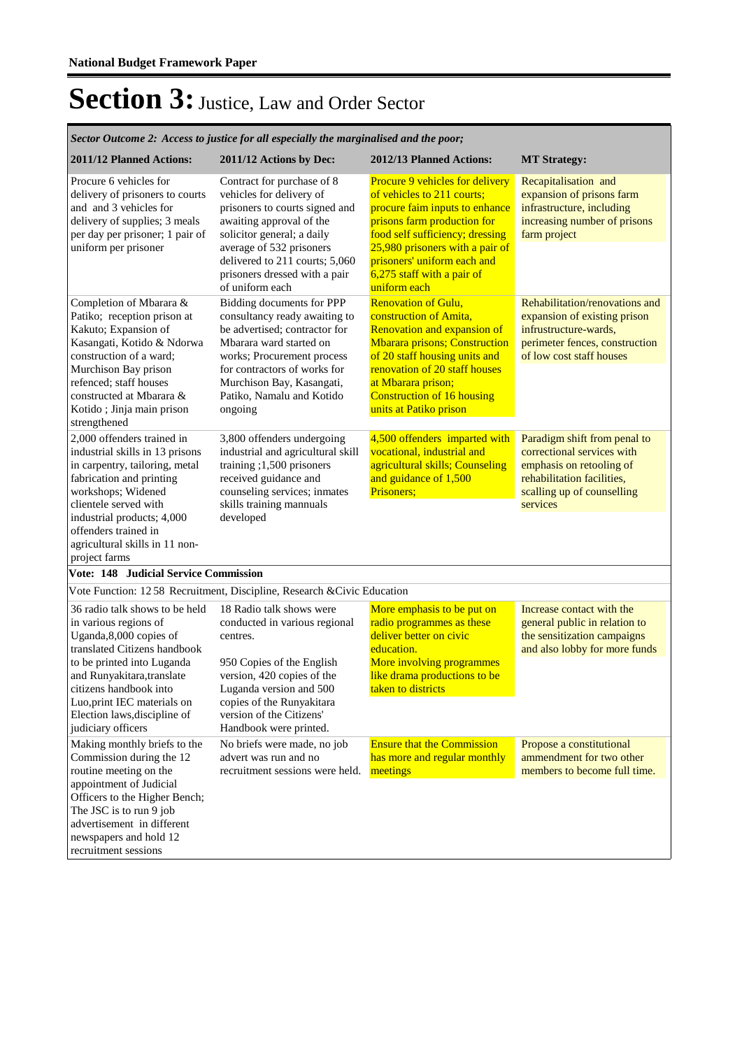**National Budget Framework Paper**

# Section 3: Justice, Law and Order Sector

| *Sector Outcome 2: Access to justice for all especially the marginalised and the poor;* | | | |
|---|---|---|---|
| **2011/12 Planned Actions:** | **2011/12 Actions by Dec:** | **2012/13 Planned Actions:** | **MT Strategy:** |
| Procure 6 vehicles for delivery of prisoners to courts and and 3 vehicles for delivery of supplies; 3 meals per day per prisoner; 1 pair of uniform per prisoner | Contract for purchase of 8 vehicles for delivery of prisoners to courts signed and awaiting approval of the solicitor general; a daily average of 532 prisoners delivered to 211 courts; 5,060 prisoners dressed with a pair of uniform each | Procure 9 vehicles for delivery of vehicles to 211 courts; procure faim inputs to enhance prisons farm production for food self sufficiency; dressing 25,980 prisoners with a pair of prisoners' uniform each and 6,275 staff with a pair of uniform each | Recapitalisation and expansion of prisons farm infrastructure, including increasing number of prisons farm project |
| Completion of Mbarara & Patiko; reception prison at Kakuto; Expansion of Kasangati, Kotido & Ndorwa construction of a ward; Murchison Bay prison refenced; staff houses constructed at Mbarara & Kotido ; Jinja main prison strengthened | Bidding documents for PPP consultancy ready awaiting to be advertised; contractor for Mbarara ward started on works; Procurement process for contractors of works for Murchison Bay, Kasangati, Patiko, Namalu and Kotido ongoing | Renovation of Gulu, construction of Amita, Renovation and expansion of Mbarara prisons; Construction of 20 staff housing units and renovation of 20 staff houses at Mbarara prison; Construction of 16 housing units at Patiko prison | Rehabilitation/renovations and expansion of existing prison infrastructure-wards, perimeter fences, construction of low cost staff houses |
| 2,000 offenders trained in industrial skills in 13 prisons in carpentry, tailoring, metal fabrication and printing workshops; Widened clientele served with industrial products; 4,000 offenders trained in agricultural skills in 11 non-project farms | 3,800 offenders undergoing industrial and agricultural skill training ;1,500 prisoners received guidance and counseling services; inmates skills training mannuals developed | 4,500 offenders imparted with vocational, industrial and agricultural skills; Counseling and guidance of 1,500 Prisoners; | Paradigm shift from penal to correctional services with emphasis on retooling of rehabilitation facilities, scalling up of counselling services |
| **Vote: 148 Judicial Service Commission** | | | |
| Vote Function: 12 58 Recruitment, Discipline, Research &Civic Education | | | |
| 36 radio talk shows to be held in various regions of Uganda,8,000 copies of translated Citizens handbook to be printed into Luganda and Runyakitara,translate citizens handbook into Luo,print IEC materials on Election laws,discipline of judiciary officers | 18 Radio talk shows were conducted in various regional centres.<br><br>950 Copies of the English version, 420 copies of the Luganda version and 500 copies of the Runyakitara version of the Citizens' Handbook were printed. | More emphasis to be put on radio programmes as these deliver better on civic education.<br>More involving programmes like drama productions to be taken to districts | Increase contact with the general public in relation to the sensitization campaigns and also lobby for more funds |
| Making monthly briefs to the Commission during the 12 routine meeting on the appointment of Judicial Officers to the Higher Bench; The JSC is to run 9 job advertisement in different newspapers and hold 12 recruitment sessions | No briefs were made, no job advert was run and no recruitment sessions were held. | Ensure that the Commission has more and regular monthly meetings | Propose a constitutional ammendment for two other members to become full time. |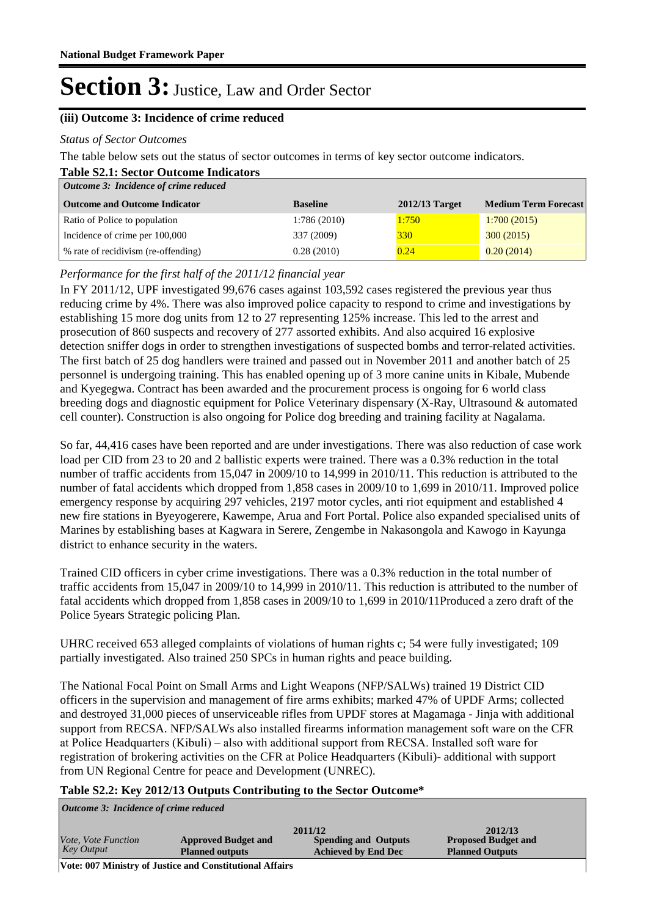# Section 3: Justice, Law and Order Sector

### (iii) Outcome 3: Incidence of crime reduced

*Status of Sector Outcomes*

The table below sets out the status of sector outcomes in terms of key sector outcome indicators.

**Table S2.1: Sector Outcome Indicators**

| *Outcome 3: Incidence of crime reduced* | | | |
|---|---|---|---|
| **Outcome and Outcome Indicator** | **Baseline** | **2012/13 Target** | **Medium Term Forecast** |
| Ratio of Police to population | 1:786 (2010) | 1:750 | 1:700 (2015) |
| Incidence of crime per 100,000 | 337 (2009) | 330 | 300 (2015) |
| % rate of recidivism (re-offending) | 0.28 (2010) | 0.24 | 0.20 (2014) |

*Performance for the first half of the 2011/12 financial year*

In FY 2011/12, UPF investigated 99,676 cases against 103,592 cases registered the previous year thus reducing crime by 4%. There was also improved police capacity to respond to crime and investigations by establishing 15 more dog units from 12 to 27 representing 125% increase. This led to the arrest and prosecution of 860 suspects and recovery of 277 assorted exhibits. And also acquired 16 explosive detection sniffer dogs in order to strengthen investigations of suspected bombs and terror-related activities. The first batch of 25 dog handlers were trained and passed out in November 2011 and another batch of 25 personnel is undergoing training. This has enabled opening up of 3 more canine units in Kibale, Mubende and Kyegegwa. Contract has been awarded and the procurement process is ongoing for 6 world class breeding dogs and diagnostic equipment for Police Veterinary dispensary (X-Ray, Ultrasound & automated cell counter). Construction is also ongoing for Police dog breeding and training facility at Nagalama.

So far, 44,416 cases have been reported and are under investigations. There was also reduction of case work load per CID from 23 to 20 and 2 ballistic experts were trained. There was a 0.3% reduction in the total number of traffic accidents from 15,047 in 2009/10 to 14,999 in 2010/11. This reduction is attributed to the number of fatal accidents which dropped from 1,858 cases in 2009/10 to 1,699 in 2010/11. Improved police emergency response by acquiring 297 vehicles, 2197 motor cycles, anti riot equipment and established 4 new fire stations in Byeyogerere, Kawempe, Arua and Fort Portal. Police also expanded specialised units of Marines by establishing bases at Kagwara in Serere, Zengembe in Nakasongola and Kawogo in Kayunga district to enhance security in the waters.

Trained CID officers in cyber crime investigations. There was a 0.3% reduction in the total number of traffic accidents from 15,047 in 2009/10 to 14,999 in 2010/11. This reduction is attributed to the number of fatal accidents which dropped from 1,858 cases in 2009/10 to 1,699 in 2010/11Produced a zero draft of the Police 5years Strategic policing Plan.

UHRC received 653 alleged complaints of violations of human rights c; 54 were fully investigated; 109 partially investigated. Also trained 250 SPCs in human rights and peace building.

The National Focal Point on Small Arms and Light Weapons (NFP/SALWs) trained 19 District CID officers in the supervision and management of fire arms exhibits; marked 47% of UPDF Arms; collected and destroyed 31,000 pieces of unserviceable rifles from UPDF stores at Magamaga - Jinja with additional support from RECSA. NFP/SALWs also installed firearms information management soft ware on the CFR at Police Headquarters (Kibuli) – also with additional support from RECSA. Installed soft ware for registration of brokering activities on the CFR at Police Headquarters (Kibuli)- additional with support from UN Regional Centre for peace and Development (UNREC).

**Table S2.2: Key 2012/13 Outputs Contributing to the Sector Outcome***

| *Outcome 3: Incidence of crime reduced* | | | |
|---|---|---|---|
| *Vote, Vote Function Key Output* | 2011/12 **Approved Budget and Planned outputs** | **Spending and Outputs Achieved by End Dec** | 2012/13 **Proposed Budget and Planned Outputs** |
| **Vote: 007 Ministry of Justice and Constitutional Affairs** | | | |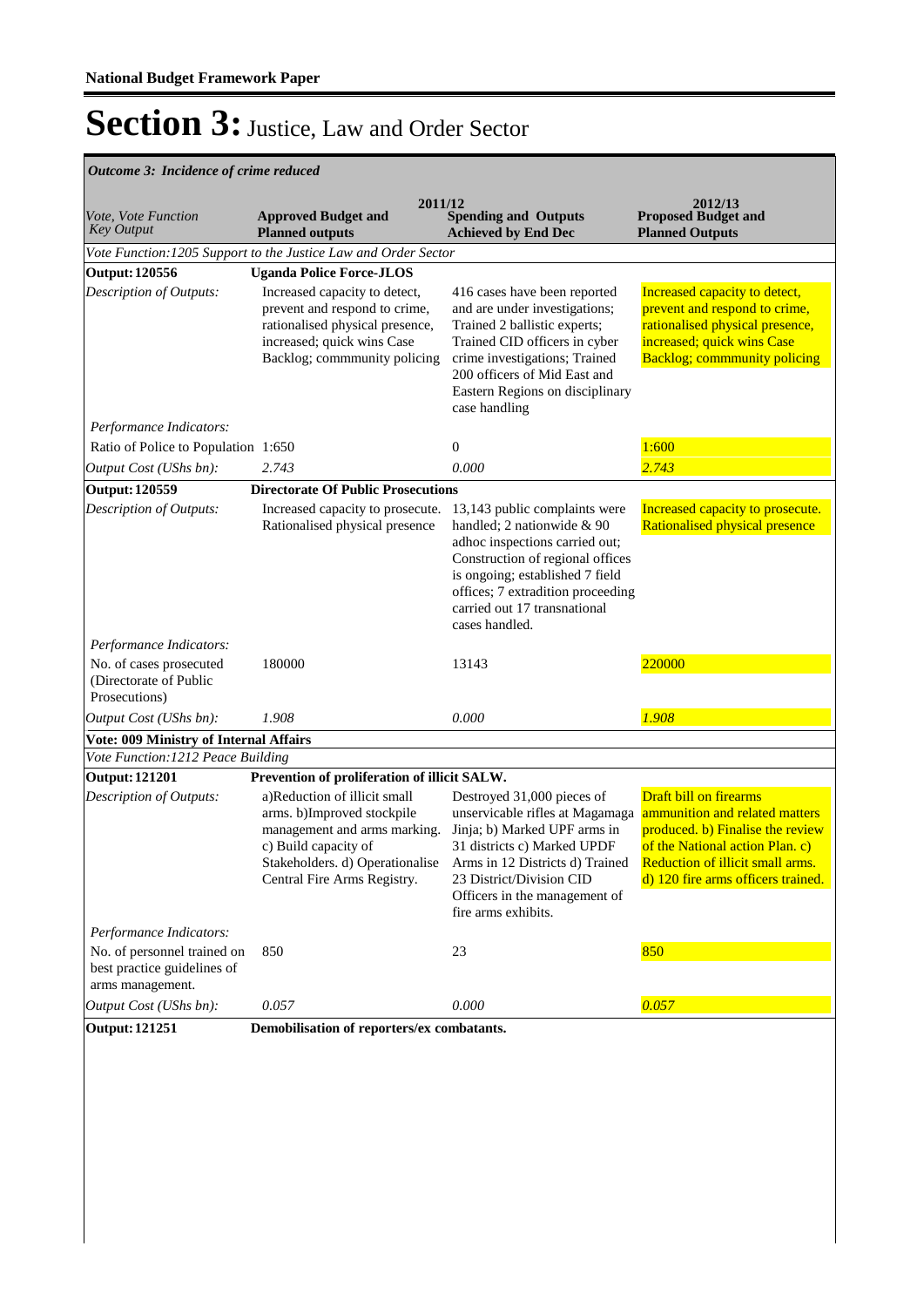**National Budget Framework Paper**

# Section 3: Justice, Law and Order Sector

*Outcome 3: Incidence of crime reduced*

| *Vote, Vote Function Key Output* | 2011/12 Approved Budget and Planned outputs | 2011/12 Spending and Outputs Achieved by End Dec | 2012/13 Proposed Budget and Planned Outputs |
|---|---|---|---|
| *Vote Function:1205 Support to the Justice Law and Order Sector* | | | |
| **Output: 120556** | **Uganda Police Force-JLOS** | | |
| *Description of Outputs:* | Increased capacity to detect, prevent and respond to crime, rationalised physical presence, increased; quick wins Case Backlog; commmunity policing | 416 cases have been reported and are under investigations; Trained 2 ballistic experts; Trained CID officers in cyber crime investigations; Trained 200 officers of Mid East and Eastern Regions on disciplinary case handling | Increased capacity to detect, prevent and respond to crime, rationalised physical presence, increased; quick wins Case Backlog; commmunity policing |
| *Performance Indicators:* | | | |
| Ratio of Police to Population | 1:650 | 0 | 1:600 |
| *Output Cost (UShs bn):* | *2.743* | *0.000* | *2.743* |
| **Output: 120559** | **Directorate Of Public Prosecutions** | | |
| *Description of Outputs:* | Increased capacity to prosecute. Rationalised physical presence | 13,143 public complaints were handled; 2 nationwide & 90 adhoc inspections carried out; Construction of regional offices is ongoing; established 7 field offices; 7 extradition proceeding carried out 17 transnational cases handled. | Increased capacity to prosecute. Rationalised physical presence |
| *Performance Indicators:* | | | |
| No. of cases prosecuted (Directorate of Public Prosecutions) | 180000 | 13143 | 220000 |
| *Output Cost (UShs bn):* | *1.908* | *0.000* | *1.908* |
| **Vote: 009 Ministry of Internal Affairs** | | | |
| *Vote Function:1212 Peace Building* | | | |
| **Output: 121201** | **Prevention of proliferation of illicit SALW.** | | |
| *Description of Outputs:* | a)Reduction of illicit small arms. b)Improved stockpile management and arms marking. c) Build capacity of Stakeholders. d) Operationalise Central Fire Arms Registry. | Destroyed 31,000 pieces of unservicable rifles at Magamaga Jinja; b) Marked UPF arms in 31 districts c) Marked UPDF Arms in 12 Districts d) Trained 23 District/Division CID Officers in the management of fire arms exhibits. | Draft bill on firearms ammunition and related matters produced. b) Finalise the review of the National action Plan. c) Reduction of illicit small arms. d) 120 fire arms officers trained. |
| *Performance Indicators:* | | | |
| No. of personnel trained on best practice guidelines of arms management. | 850 | 23 | 850 |
| *Output Cost (UShs bn):* | *0.057* | *0.000* | *0.057* |
| **Output: 121251** | **Demobilisation of reporters/ex combatants.** | | |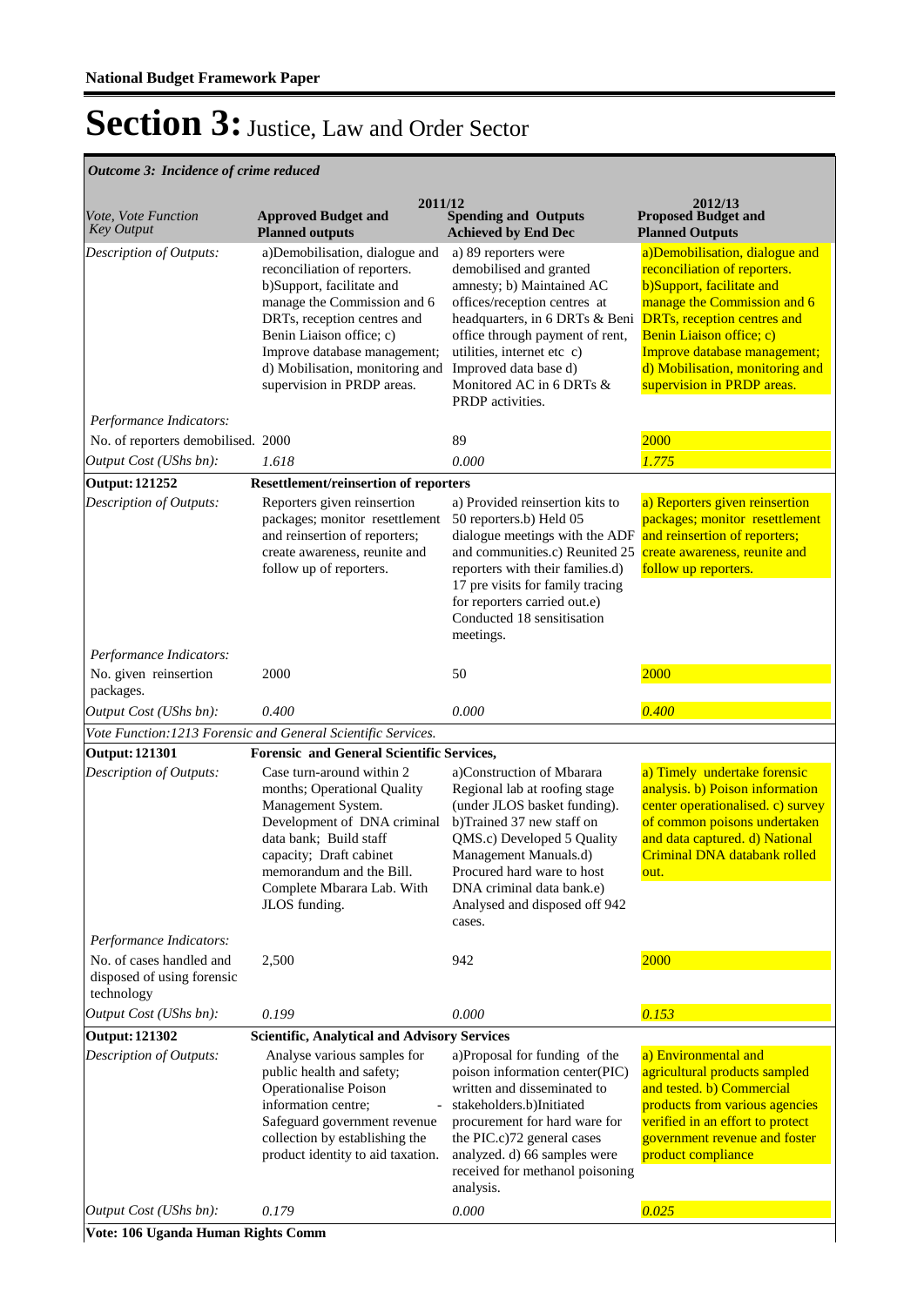# Section 3: Justice, Law and Order Sector

*Outcome 3: Incidence of crime reduced*

| Vote, Vote Function Key Output | 2011/12 Approved Budget and Planned outputs | 2011/12 Spending and Outputs Achieved by End Dec | 2012/13 Proposed Budget and Planned Outputs |
|---|---|---|---|
| *Description of Outputs:* | a)Demobilisation, dialogue and reconciliation of reporters. b)Support, facilitate and manage the Commission and 6 DRTs, reception centres and Benin Liaison office; c) Improve database management; d) Mobilisation, monitoring and supervision in PRDP areas. | a) 89 reporters were demobilised and granted amnesty; b) Maintained AC offices/reception centres at headquarters, in 6 DRTs & Beni office through payment of rent, utilities, internet etc c) Improved data base d) Monitored AC in 6 DRTs & PRDP activities. | a)Demobilisation, dialogue and reconciliation of reporters. b)Support, facilitate and manage the Commission and 6 DRTs, reception centres and Benin Liaison office; c) Improve database management; d) Mobilisation, monitoring and supervision in PRDP areas. |
| *Performance Indicators:* | | | |
| No. of reporters demobilised. | 2000 | 89 | 2000 |
| *Output Cost (UShs bn):* | *1.618* | *0.000* | *1.775* |
| **Output: 121252** | **Resettlement/reinsertion of reporters** | | |
| *Description of Outputs:* | Reporters given reinsertion packages; monitor resettlement and reinsertion of reporters; create awareness, reunite and follow up of reporters. | a) Provided reinsertion kits to 50 reporters.b) Held 05 dialogue meetings with the ADF and communities.c) Reunited 25 reporters with their families.d) 17 pre visits for family tracing for reporters carried out.e) Conducted 18 sensitisation meetings. | a) Reporters given reinsertion packages; monitor resettlement and reinsertion of reporters; create awareness, reunite and follow up reporters. |
| *Performance Indicators:* | | | |
| No. given reinsertion packages. | 2000 | 50 | 2000 |
| *Output Cost (UShs bn):* | *0.400* | *0.000* | *0.400* |
| *Vote Function:1213 Forensic and General Scientific Services.* | | | |
| **Output: 121301** | **Forensic and General Scientific Services,** | | |
| *Description of Outputs:* | Case turn-around within 2 months; Operational Quality Management System. Development of DNA criminal data bank; Build staff capacity; Draft cabinet memorandum and the Bill. Complete Mbarara Lab. With JLOS funding. | a)Construction of Mbarara Regional lab at roofing stage (under JLOS basket funding). b)Trained 37 new staff on QMS.c) Developed 5 Quality Management Manuals.d) Procured hard ware to host DNA criminal data bank.e) Analysed and disposed off 942 cases. | a) Timely undertake forensic analysis. b) Poison information center operationalised. c) survey of common poisons undertaken and data captured. d) National Criminal DNA databank rolled out. |
| *Performance Indicators:* | | | |
| No. of cases handled and disposed of using forensic technology | 2,500 | 942 | 2000 |
| *Output Cost (UShs bn):* | *0.199* | *0.000* | *0.153* |
| **Output: 121302** | **Scientific, Analytical and Advisory Services** | | |
| *Description of Outputs:* | Analyse various samples for public health and safety; Operationalise Poison information centre; - Safeguard government revenue collection by establishing the product identity to aid taxation. | a)Proposal for funding of the poison information center(PIC) written and disseminated to stakeholders.b)Initiated procurement for hard ware for the PIC.c)72 general cases analyzed. d) 66 samples were received for methanol poisoning analysis. | a) Environmental and agricultural products sampled and tested. b) Commercial products from various agencies verified in an effort to protect government revenue and foster product compliance |
| *Output Cost (UShs bn):* | *0.179* | *0.000* | *0.025* |
| **Vote: 106 Uganda Human Rights Comm** | | | |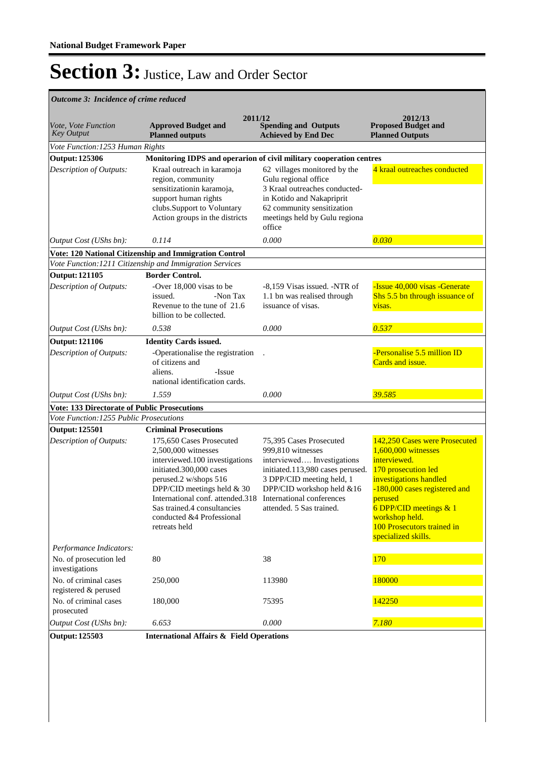**National Budget Framework Paper**

# Section 3: Justice, Law and Order Sector

*Outcome 3: Incidence of crime reduced*

| *Vote, Vote Function Key Output* | 2011/12 **Approved Budget and Planned outputs** | **Spending and Outputs Achieved by End Dec** | 2012/13 **Proposed Budget and Planned Outputs** |
|---|---|---|---|
| *Vote Function:1253 Human Rights* | | | |
| **Output: 125306** | **Monitoring IDPS and operarion of civil military cooperation centres** | | |
| *Description of Outputs:* | Kraal outreach in karamoja region, community sensitizationin karamoja, support human rights clubs.Support to Voluntary Action groups in the districts | 62 villages monitored by the Gulu regional office 3 Kraal outreaches conducted- in Kotido and Nakapriprit 62 community sensitization meetings held by Gulu regiona office | 4 kraal outreaches conducted |
| *Output Cost (UShs bn):* | *0.114* | *0.000* | *0.030* |
| **Vote: 120 National Citizenship and Immigration Control** | | | |
| *Vote Function:1211 Citizenship and Immigration Services* | | | |
| **Output: 121105** | **Border Control.** | | |
| *Description of Outputs:* | -Over 18,000 visas to be issued. -Non Tax Revenue to the tune of 21.6 billion to be collected. | -8,159 Visas issued. -NTR of 1.1 bn was realised through issuance of visas. | -Issue 40,000 visas -Generate Shs 5.5 bn through issuance of visas. |
| *Output Cost (UShs bn):* | *0.538* | *0.000* | *0.537* |
| **Output: 121106** | **Identity Cards issued.** | | |
| *Description of Outputs:* | -Operationalise the registration of citizens and aliens. -Issue national identification cards. | . | -Personalise 5.5 million ID Cards and issue. |
| *Output Cost (UShs bn):* | *1.559* | *0.000* | *39.585* |
| **Vote: 133 Directorate of Public Prosecutions** | | | |
| *Vote Function:1255 Public Prosecutions* | | | |
| **Output: 125501** | **Criminal Prosecutions** | | |
| *Description of Outputs:* | 175,650 Cases Prosecuted 2,500,000 witnesses interviewed.100 investigations initiated.300,000 cases perused.2 w/shops 516 DPP/CID meetings held & 30 International conf. attended.318 Sas trained.4 consultancies conducted &4 Professional retreats held | 75,395 Cases Prosecuted 999,810 witnesses interviewed…. Investigations initiated.113,980 cases perused. 3 DPP/CID meeting held, 1 DPP/CID workshop held &16 International conferences attended. 5 Sas trained. | 142,250 Cases were Prosecuted 1,600,000 witnesses interviewed. 170 prosecution led investigations handled -180,000 cases registered and perused 6 DPP/CID meetings & 1 workshop held. 100 Prosecutors trained in specialized skills. |
| *Performance Indicators:* | | | |
| No. of prosecution led investigations | 80 | 38 | 170 |
| No. of criminal cases registered & perused | 250,000 | 113980 | 180000 |
| No. of criminal cases prosecuted | 180,000 | 75395 | 142250 |
| *Output Cost (UShs bn):* | *6.653* | *0.000* | *7.180* |
| **Output: 125503** | **International Affairs & Field Operations** | | |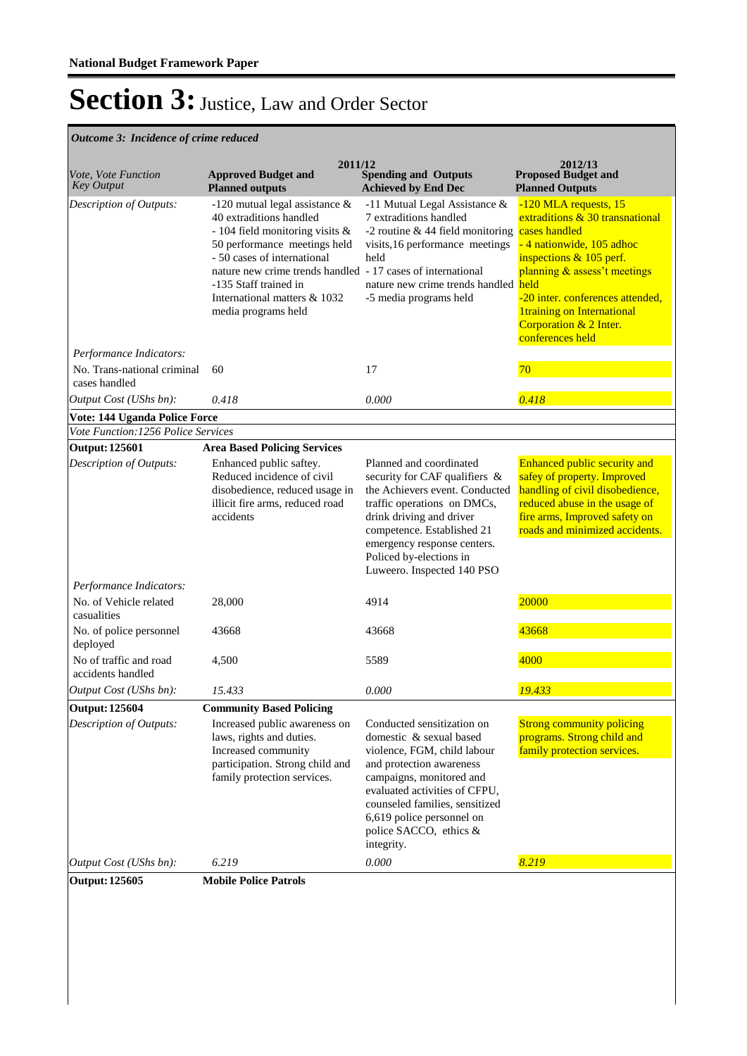**National Budget Framework Paper**

# Section 3: Justice, Law and Order Sector

*Outcome 3: Incidence of crime reduced*

| *Vote, Vote Function Key Output* | 2011/12 Approved Budget and Planned outputs | 2011/12 Spending and Outputs Achieved by End Dec | 2012/13 Proposed Budget and Planned Outputs |
|---|---|---|---|
| *Description of Outputs:* | -120 mutual legal assistance & 40 extraditions handled - 104 field monitoring visits & 50 performance meetings held - 50 cases of international nature new crime trends handled -135 Staff trained in International matters & 1032 media programs held | -11 Mutual Legal Assistance & 7 extraditions handled -2 routine & 44 field monitoring visits,16 performance meetings held - 17 cases of international nature new crime trends handled -5 media programs held | -120 MLA requests, 15 extraditions & 30 transnational cases handled - 4 nationwide, 105 adhoc inspections & 105 perf. planning & assess't meetings held -20 inter. conferences attended, 1training on International Corporation & 2 Inter. conferences held |
| *Performance Indicators:* | | | |
| No. Trans-national criminal cases handled | 60 | 17 | 70 |
| *Output Cost (UShs bn):* | *0.418* | *0.000* | *0.418* |
| **Vote: 144 Uganda Police Force** | | | |
| *Vote Function:1256 Police Services* | | | |
| **Output: 125601** | **Area Based Policing Services** | | |
| *Description of Outputs:* | Enhanced public saftey. Reduced incidence of civil disobedience, reduced usage in illicit fire arms, reduced road accidents | Planned and coordinated security for CAF qualifiers & the Achievers event. Conducted traffic operations on DMCs, drink driving and driver competence. Established 21 emergency response centers. Policed by-elections in Luweero. Inspected 140 PSO | Enhanced public security and safey of property. Improved handling of civil disobedience, reduced abuse in the usage of fire arms, Improved safety on roads and minimized accidents. |
| *Performance Indicators:* | | | |
| No. of Vehicle related casualities | 28,000 | 4914 | 20000 |
| No. of police personnel deployed | 43668 | 43668 | 43668 |
| No of traffic and road accidents handled | 4,500 | 5589 | 4000 |
| *Output Cost (UShs bn):* | *15.433* | *0.000* | *19.433* |
| **Output: 125604** | **Community Based Policing** | | |
| *Description of Outputs:* | Increased public awareness on laws, rights and duties. Increased community participation. Strong child and family protection services. | Conducted sensitization on domestic & sexual based violence, FGM, child labour and protection awareness campaigns, monitored and evaluated activities of CFPU, counseled families, sensitized 6,619 police personnel on police SACCO, ethics & integrity. | Strong community policing programs. Strong child and family protection services. |
| *Output Cost (UShs bn):* | *6.219* | *0.000* | *8.219* |
| **Output: 125605** | **Mobile Police Patrols** | | |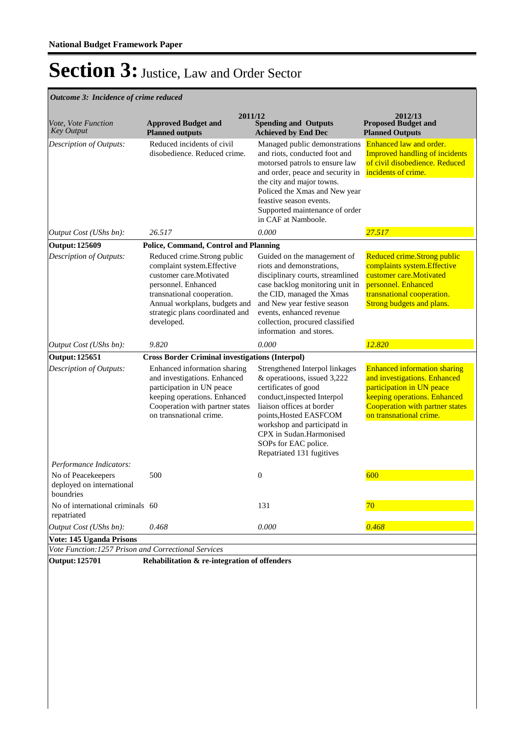**National Budget Framework Paper**

# Section 3: Justice, Law and Order Sector

*Outcome 3: Incidence of crime reduced*

| *Vote, Vote Function Key Output* | 2011/12 **Approved Budget and Planned outputs** | **Spending and Outputs Achieved by End Dec** | 2012/13 **Proposed Budget and Planned Outputs** |
|---|---|---|---|
| *Description of Outputs:* | Reduced incidents of civil disobedience. Reduced crime. | Managed public demonstrations and riots, conducted foot and motorsed patrols to ensure law and order, peace and security in the city and major towns. Policed the Xmas and New year feastive season events. Supported maintenance of order in CAF at Namboole. | Enhanced law and order. Improved handling of incidents of civil disobedience. Reduced incidents of crime. |
| *Output Cost (UShs bn):* | *26.517* | *0.000* | *27.517* |
| **Output: 125609** | **Police, Command, Control and Planning** | | |
| *Description of Outputs:* | Reduced crime.Strong public complaint system.Effective customer care.Motivated personnel. Enhanced transnational cooperation. Annual workplans, budgets and strategic plans coordinated and developed. | Guided on the management of riots and demonstrations, disciplinary courts, streamlined case backlog monitoring unit in the CID, managed the Xmas and New year festive season events, enhanced revenue collection, procured classified information and stores. | Reduced crime.Strong public complaints system.Effective customer care.Motivated personnel. Enhanced transnational cooperation. Strong budgets and plans. |
| *Output Cost (UShs bn):* | *9.820* | *0.000* | *12.820* |
| **Output: 125651** | **Cross Border Criminal investigations (Interpol)** | | |
| *Description of Outputs:* | Enhanced information sharing and investigations. Enhanced participation in UN peace keeping operations. Enhanced Cooperation with partner states on transnational crime. | Strengthened Interpol linkages & operatioons, issued 3,222 certificates of good conduct,inspected Interpol liaison offices at border points,Hosted EASFCOM workshop and participatd in CPX in Sudan.Harmonised SOPs for EAC police. Repatriated 131 fugitives | Enhanced information sharing and investigations. Enhanced participation in UN peace keeping operations. Enhanced Cooperation with partner states on transnational crime. |
| *Performance Indicators:* | | | |
| No of Peacekeepers deployed on international boundries | 500 | 0 | 600 |
| No of international criminals repatriated | 60 | 131 | 70 |
| *Output Cost (UShs bn):* | *0.468* | *0.000* | *0.468* |
| **Vote: 145 Uganda Prisons** | | | |
| *Vote Function:1257 Prison and Correctional Services* | | | |
| **Output: 125701** | **Rehabilitation & re-integration of offenders** | | |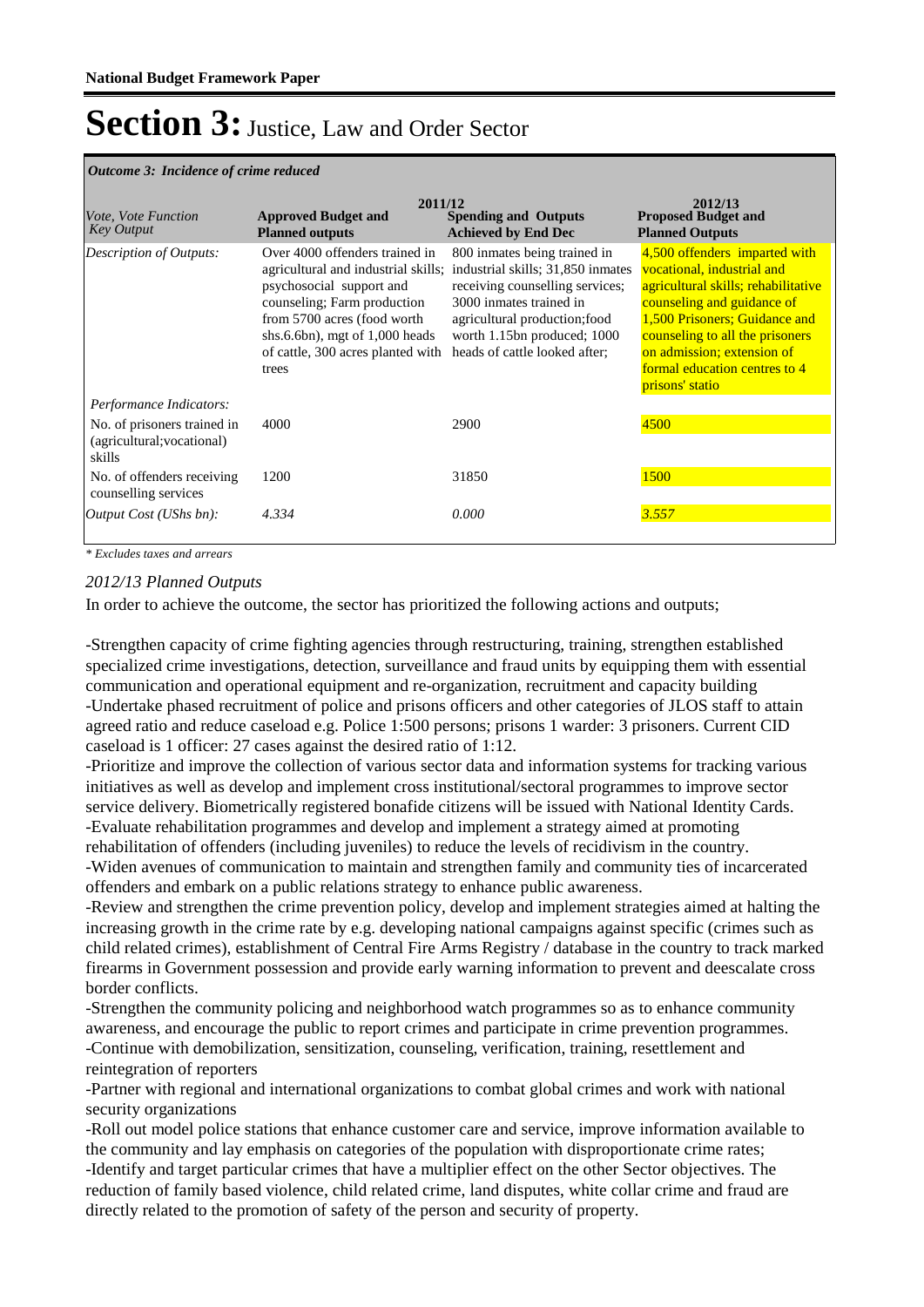# Section 3: Justice, Law and Order Sector

*Outcome 3: Incidence of crime reduced*

| *Vote, Vote Function Key Output* | 2011/12 **Approved Budget and Planned outputs** | **Spending and Outputs Achieved by End Dec** | 2012/13 **Proposed Budget and Planned Outputs** |
|---|---|---|---|
| *Description of Outputs:* | Over 4000 offenders trained in agricultural and industrial skills; psychosocial support and counseling; Farm production from 5700 acres (food worth shs.6.6bn), mgt of 1,000 heads of cattle, 300 acres planted with trees | 800 inmates being trained in industrial skills; 31,850 inmates receiving counselling services; 3000 inmates trained in agricultural production;food worth 1.15bn produced; 1000 heads of cattle looked after; | 4,500 offenders imparted with vocational, industrial and agricultural skills; rehabilitative counseling and guidance of 1,500 Prisoners; Guidance and counseling to all the prisoners on admission; extension of formal education centres to 4 prisons' statio |
| *Performance Indicators:* | | | |
| No. of prisoners trained in (agricultural;vocational) skills | 4000 | 2900 | 4500 |
| No. of offenders receiving counselling services | 1200 | 31850 | 1500 |
| *Output Cost (UShs bn):* | *4.334* | *0.000* | *3.557* |

*\* Excludes taxes and arrears*

*2012/13 Planned Outputs*

In order to achieve the outcome, the sector has prioritized the following actions and outputs;

-Strengthen capacity of crime fighting agencies through restructuring, training, strengthen established specialized crime investigations, detection, surveillance and fraud units by equipping them with essential communication and operational equipment and re-organization, recruitment and capacity building
-Undertake phased recruitment of police and prisons officers and other categories of JLOS staff to attain agreed ratio and reduce caseload e.g. Police 1:500 persons; prisons 1 warder: 3 prisoners. Current CID caseload is 1 officer: 27 cases against the desired ratio of 1:12.
-Prioritize and improve the collection of various sector data and information systems for tracking various initiatives as well as develop and implement cross institutional/sectoral programmes to improve sector service delivery. Biometrically registered bonafide citizens will be issued with National Identity Cards.
-Evaluate rehabilitation programmes and develop and implement a strategy aimed at promoting rehabilitation of offenders (including juveniles) to reduce the levels of recidivism in the country.
-Widen avenues of communication to maintain and strengthen family and community ties of incarcerated offenders and embark on a public relations strategy to enhance public awareness.
-Review and strengthen the crime prevention policy, develop and implement strategies aimed at halting the increasing growth in the crime rate by e.g. developing national campaigns against specific (crimes such as child related crimes), establishment of Central Fire Arms Registry / database in the country to track marked firearms in Government possession and provide early warning information to prevent and deescalate cross border conflicts.
-Strengthen the community policing and neighborhood watch programmes so as to enhance community awareness, and encourage the public to report crimes and participate in crime prevention programmes.
-Continue with demobilization, sensitization, counseling, verification, training, resettlement and reintegration of reporters
-Partner with regional and international organizations to combat global crimes and work with national security organizations
-Roll out model police stations that enhance customer care and service, improve information available to the community and lay emphasis on categories of the population with disproportionate crime rates;
-Identify and target particular crimes that have a multiplier effect on the other Sector objectives. The reduction of family based violence, child related crime, land disputes, white collar crime and fraud are directly related to the promotion of safety of the person and security of property.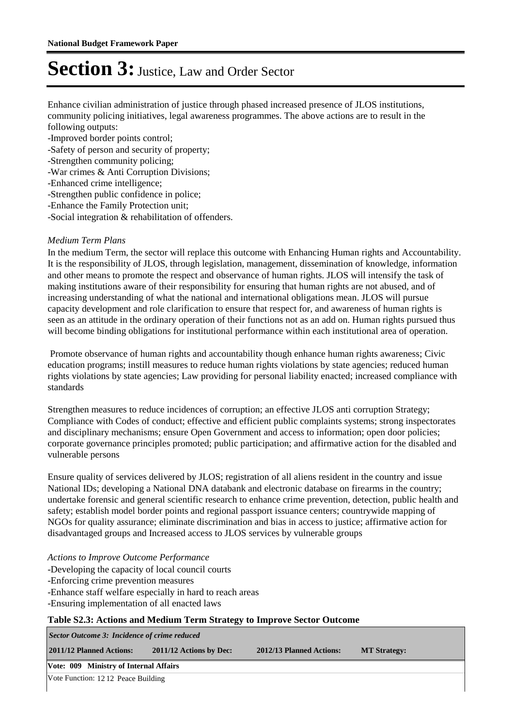# Section 3: Justice, Law and Order Sector

Enhance civilian administration of justice through phased increased presence of JLOS institutions, community policing initiatives, legal awareness programmes. The above actions are to result in the following outputs:

-Improved border points control;
-Safety of person and security of property;
-Strengthen community policing;
-War crimes & Anti Corruption Divisions;
-Enhanced crime intelligence;
-Strengthen public confidence in police;
-Enhance the Family Protection unit;
-Social integration & rehabilitation of offenders.

*Medium Term Plans*

In the medium Term, the sector will replace this outcome with Enhancing Human rights and Accountability. It is the responsibility of JLOS, through legislation, management, dissemination of knowledge, information and other means to promote the respect and observance of human rights. JLOS will intensify the task of making institutions aware of their responsibility for ensuring that human rights are not abused, and of increasing understanding of what the national and international obligations mean. JLOS will pursue capacity development and role clarification to ensure that respect for, and awareness of human rights is seen as an attitude in the ordinary operation of their functions not as an add on. Human rights pursued thus will become binding obligations for institutional performance within each institutional area of operation.

Promote observance of human rights and accountability though enhance human rights awareness; Civic education programs; instill measures to reduce human rights violations by state agencies; reduced human rights violations by state agencies; Law providing for personal liability enacted; increased compliance with standards

Strengthen measures to reduce incidences of corruption; an effective JLOS anti corruption Strategy; Compliance with Codes of conduct; effective and efficient public complaints systems; strong inspectorates and disciplinary mechanisms; ensure Open Government and access to information; open door policies; corporate governance principles promoted; public participation; and affirmative action for the disabled and vulnerable persons

Ensure quality of services delivered by JLOS; registration of all aliens resident in the country and issue National IDs; developing a National DNA databank and electronic database on firearms in the country; undertake forensic and general scientific research to enhance crime prevention, detection, public health and safety; establish model border points and regional passport issuance centers; countrywide mapping of NGOs for quality assurance; eliminate discrimination and bias in access to justice; affirmative action for disadvantaged groups and Increased access to JLOS services by vulnerable groups

*Actions to Improve Outcome Performance*

-Developing the capacity of local council courts
-Enforcing crime prevention measures
-Enhance staff welfare especially in hard to reach areas
-Ensuring implementation of all enacted laws

**Table S2.3: Actions and Medium Term Strategy to Improve Sector Outcome**

| *Sector Outcome 3: Incidence of crime reduced* | | | |
|---|---|---|---|
| **2011/12 Planned Actions:** | **2011/12 Actions by Dec:** | **2012/13 Planned Actions:** | **MT Strategy:** |
| **Vote: 009 Ministry of Internal Affairs** | | | |
| Vote Function: 12 12 Peace Building | | | |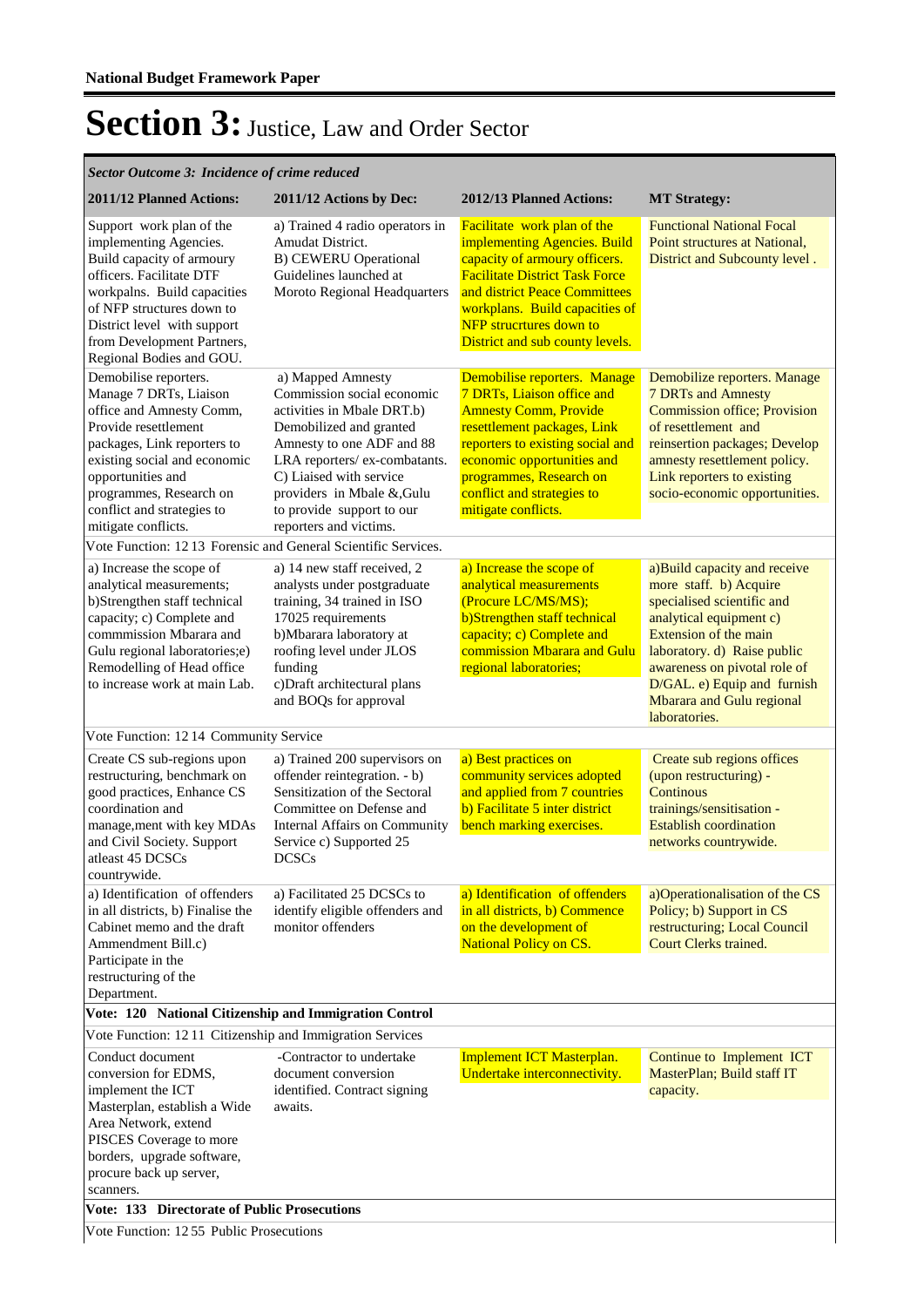**National Budget Framework Paper**

# Section 3: Justice, Law and Order Sector

| *Sector Outcome 3: Incidence of crime reduced* | | | |
|---|---|---|---|
| **2011/12 Planned Actions:** | **2011/12 Actions by Dec:** | **2012/13 Planned Actions:** | **MT Strategy:** |
| Support work plan of the implementing Agencies. Build capacity of armoury officers. Facilitate DTF workpalns. Build capacities of NFP structures down to District level with support from Development Partners, Regional Bodies and GOU. | a) Trained 4 radio operators in Amudat District. B) CEWERU Operational Guidelines launched at Moroto Regional Headquarters | Facilitate work plan of the implementing Agencies. Build capacity of armoury officers. Facilitate District Task Force and district Peace Committees workplans. Build capacities of NFP strucrtures down to District and sub county levels. | Functional National Focal Point structures at National, District and Subcounty level . |
| Demobilise reporters. Manage 7 DRTs, Liaison office and Amnesty Comm, Provide resettlement packages, Link reporters to existing social and economic opportunities and programmes, Research on conflict and strategies to mitigate conflicts. | a) Mapped Amnesty Commission social economic activities in Mbale DRT.b) Demobilized and granted Amnesty to one ADF and 88 LRA reporters/ ex-combatants. C) Liaised with service providers in Mbale &,Gulu to provide support to our reporters and victims. | Demobilise reporters. Manage 7 DRTs, Liaison office and Amnesty Comm, Provide resettlement packages, Link reporters to existing social and economic opportunities and programmes, Research on conflict and strategies to mitigate conflicts. | Demobilize reporters. Manage 7 DRTs and Amnesty Commission office; Provision of resettlement and reinsertion packages; Develop amnesty resettlement policy. Link reporters to existing socio-economic opportunities. |
| Vote Function: 12 13 Forensic and General Scientific Services. | | | |
| a) Increase the scope of analytical measurements; b)Strengthen staff technical capacity; c) Complete and commmission Mbarara and Gulu regional laboratories;e) Remodelling of Head office to increase work at main Lab. | a) 14 new staff received, 2 analysts under postgraduate training, 34 trained in ISO 17025 requirements b)Mbarara laboratory at roofing level under JLOS funding c)Draft architectural plans and BOQs for approval | a) Increase the scope of analytical measurements (Procure LC/MS/MS); b)Strengthen staff technical capacity; c) Complete and commission Mbarara and Gulu regional laboratories; | a)Build capacity and receive more staff. b) Acquire specialised scientific and analytical equipment c) Extension of the main laboratory. d) Raise public awareness on pivotal role of D/GAL. e) Equip and furnish Mbarara and Gulu regional laboratories. |
| Vote Function: 12 14 Community Service | | | |
| Create CS sub-regions upon restructuring, benchmark on good practices, Enhance CS coordination and manage,ment with key MDAs and Civil Society. Support atleast 45 DCSCs countrywide. | a) Trained 200 supervisors on offender reintegration. - b) Sensitization of the Sectoral Committee on Defense and Internal Affairs on Community Service c) Supported 25 DCSCs | a) Best practices on community services adopted and applied from 7 countries b) Facilitate 5 inter district bench marking exercises. | Create sub regions offices (upon restructuring) - Continous trainings/sensitisation - Establish coordination networks countrywide. |
| a) Identification of offenders in all districts, b) Finalise the Cabinet memo and the draft Ammendment Bill.c) Participate in the restructuring of the Department. | a) Facilitated 25 DCSCs to identify eligible offenders and monitor offenders | a) Identification of offenders in all districts, b) Commence on the development of National Policy on CS. | a)Operationalisation of the CS Policy; b) Support in CS restructuring; Local Council Court Clerks trained. |
| **Vote: 120 National Citizenship and Immigration Control** | | | |
| Vote Function: 12 11 Citizenship and Immigration Services | | | |
| Conduct document conversion for EDMS, implement the ICT Masterplan, establish a Wide Area Network, extend PISCES Coverage to more borders, upgrade software, procure back up server, scanners. | -Contractor to undertake document conversion identified. Contract signing awaits. | Implement ICT Masterplan. Undertake interconnectivity. | Continue to Implement ICT MasterPlan; Build staff IT capacity. |
| **Vote: 133 Directorate of Public Prosecutions** | | | |
| Vote Function: 12 55 Public Prosecutions | | | |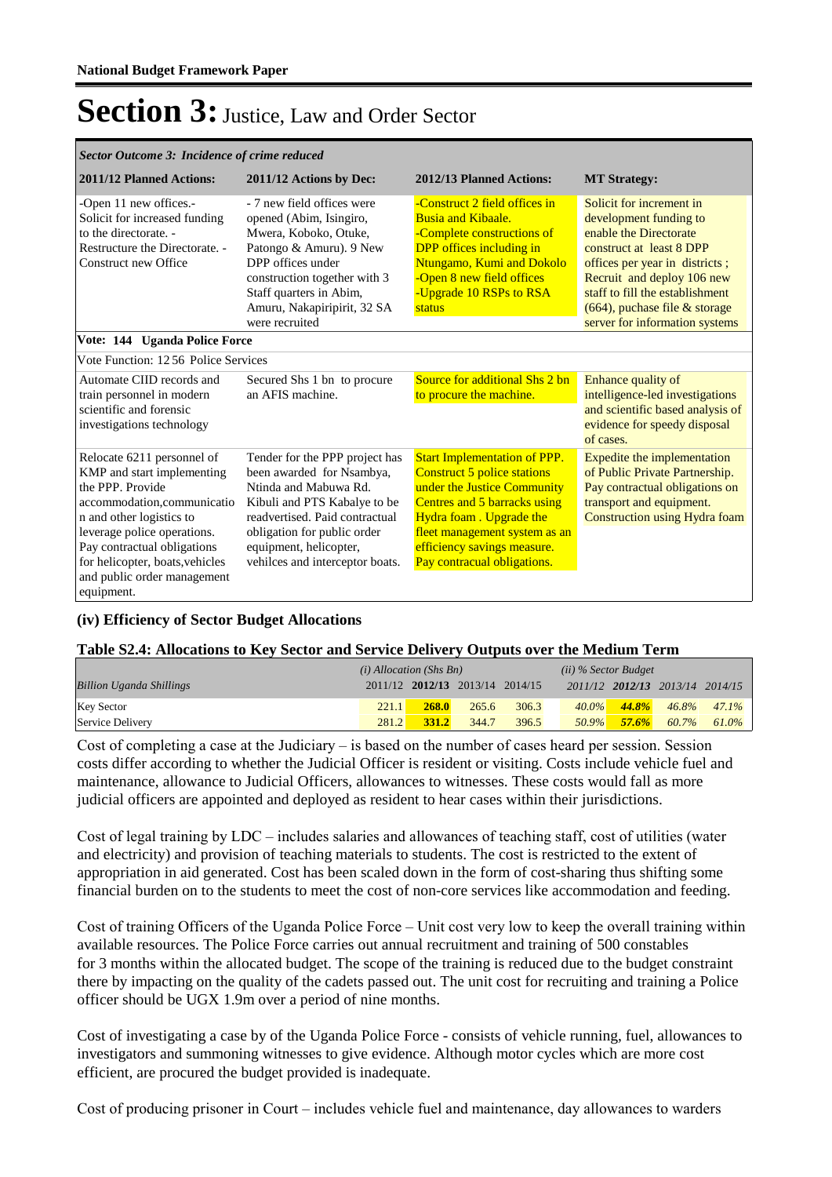# Section 3: Justice, Law and Order Sector

| *Sector Outcome 3: Incidence of crime reduced* | | | |
|---|---|---|---|
| **2011/12 Planned Actions:** | **2011/12 Actions by Dec:** | **2012/13 Planned Actions:** | **MT Strategy:** |
| -Open 11 new offices.- Solicit for increased funding to the directorate. - Restructure the Directorate. - Construct new Office | - 7 new field offices were opened (Abim, Isingiro, Mwera, Koboko, Otuke, Patongo & Amuru). 9 New DPP offices under construction together with 3 Staff quarters in Abim, Amuru, Nakapiripirit, 32 SA were recruited | -Construct 2 field offices in Busia and Kibaale. -Complete constructions of DPP offices including in Ntungamo, Kumi and Dokolo -Open 8 new field offices -Upgrade 10 RSPs to RSA status | Solicit for increment in development funding to enable the Directorate construct at least 8 DPP offices per year in districts ; Recruit and deploy 106 new staff to fill the establishment (664), puchase file & storage server for information systems |
| **Vote: 144 Uganda Police Force** | | | |
| Vote Function: 12 56 Police Services | | | |
| Automate CIID records and train personnel in modern scientific and forensic investigations technology | Secured Shs 1 bn to procure an AFIS machine. | Source for additional Shs 2 bn to procure the machine. | Enhance quality of intelligence-led investigations and scientific based analysis of evidence for speedy disposal of cases. |
| Relocate 6211 personnel of KMP and start implementing the PPP. Provide accommodation,communication and other logistics to leverage police operations. Pay contractual obligations for helicopter, boats,vehicles and public order management equipment. | Tender for the PPP project has been awarded for Nsambya, Ntinda and Mabuwa Rd. Kibuli and PTS Kabalye to be readvertised. Paid contractual obligation for public order equipment, helicopter, vehilces and interceptor boats. | Start Implementation of PPP. Construct 5 police stations under the Justice Community Centres and 5 barracks using Hydra foam . Upgrade the fleet management system as an efficiency savings measure. Pay contracual obligations. | Expedite the implementation of Public Private Partnership. Pay contractual obligations on transport and equipment. Construction using Hydra foam |

### (iv) Efficiency of Sector Budget Allocations

**Table S2.4: Allocations to Key Sector and Service Delivery Outputs over the Medium Term**

| *Billion Uganda Shillings* | *(i) Allocation (Shs Bn)* 2011/12 | **2012/13** | 2013/14 | 2014/15 | *(ii) % Sector Budget* *2011/12* | ***2012/13*** | *2013/14* | *2014/15* |
|---|---|---|---|---|---|---|---|---|
| Key Sector | 221.1 | **268.0** | 265.6 | 306.3 | *40.0%* | ***44.8%*** | *46.8%* | *47.1%* |
| Service Delivery | 281.2 | **331.2** | 344.7 | 396.5 | *50.9%* | ***57.6%*** | *60.7%* | *61.0%* |

Cost of completing a case at the Judiciary – is based on the number of cases heard per session. Session costs differ according to whether the Judicial Officer is resident or visiting. Costs include vehicle fuel and maintenance, allowance to Judicial Officers, allowances to witnesses. These costs would fall as more judicial officers are appointed and deployed as resident to hear cases within their jurisdictions.

Cost of legal training by LDC – includes salaries and allowances of teaching staff, cost of utilities (water and electricity) and provision of teaching materials to students. The cost is restricted to the extent of appropriation in aid generated. Cost has been scaled down in the form of cost-sharing thus shifting some financial burden on to the students to meet the cost of non-core services like accommodation and feeding.

Cost of training Officers of the Uganda Police Force – Unit cost very low to keep the overall training within available resources. The Police Force carries out annual recruitment and training of 500 constables for 3 months within the allocated budget. The scope of the training is reduced due to the budget constraint there by impacting on the quality of the cadets passed out. The unit cost for recruiting and training a Police officer should be UGX 1.9m over a period of nine months.

Cost of investigating a case by of the Uganda Police Force - consists of vehicle running, fuel, allowances to investigators and summoning witnesses to give evidence. Although motor cycles which are more cost efficient, are procured the budget provided is inadequate.

Cost of producing prisoner in Court – includes vehicle fuel and maintenance, day allowances to warders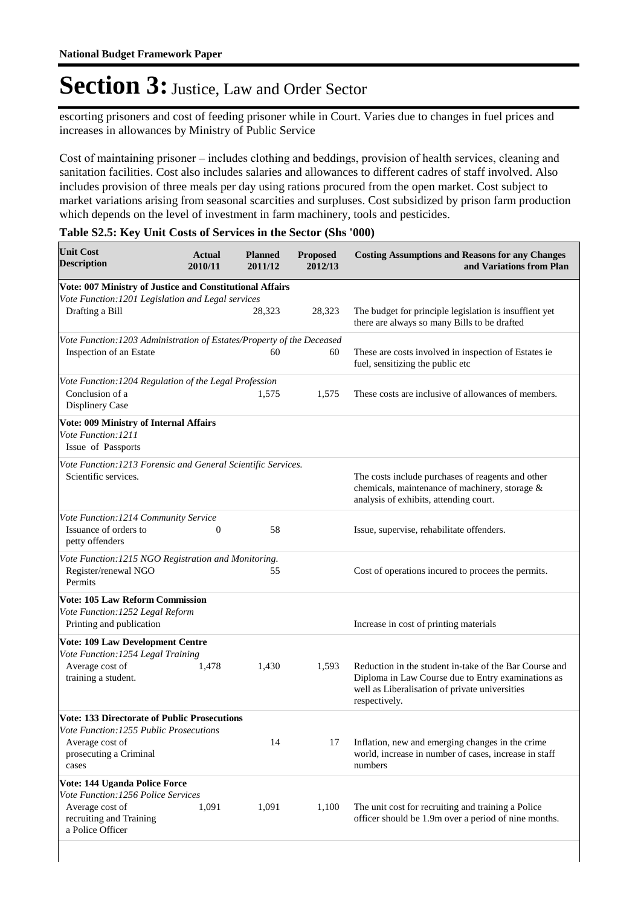escorting prisoners and cost of feeding prisoner while in Court. Varies due to changes in fuel prices and increases in allowances by Ministry of Public Service

Cost of maintaining prisoner – includes clothing and beddings, provision of health services, cleaning and sanitation facilities. Cost also includes salaries and allowances to different cadres of staff involved. Also includes provision of three meals per day using rations procured from the open market. Cost subject to market variations arising from seasonal scarcities and surpluses. Cost subsidized by prison farm production which depends on the level of investment in farm machinery, tools and pesticides.

**Table S2.5: Key Unit Costs of Services in the Sector (Shs '000)**

| Unit Cost Description | Actual 2010/11 | Planned 2011/12 | Proposed 2012/13 | Costing Assumptions and Reasons for any Changes and Variations from Plan |
|---|---|---|---|---|
| **Vote: 007 Ministry of Justice and Constitutional Affairs** | | | | |
| *Vote Function:1201 Legislation and Legal services* | | | | |
| Drafting a Bill | | 28,323 | 28,323 | The budget for principle legislation is insuffient yet there are always so many Bills to be drafted |
| *Vote Function:1203 Administration of Estates/Property of the Deceased* | | | | |
| Inspection of an Estate | | 60 | 60 | These are costs involved in inspection of Estates ie fuel, sensitizing the public etc |
| *Vote Function:1204 Regulation of the Legal Profession* | | | | |
| Conclusion of a Displinery Case | | 1,575 | 1,575 | These costs are inclusive of allowances of members. |
| **Vote: 009 Ministry of Internal Affairs** | | | | |
| *Vote Function:1211* | | | | |
| Issue of Passports | | | | |
| *Vote Function:1213 Forensic and General Scientific Services.* | | | | |
| Scientific services. | | | | The costs include purchases of reagents and other chemicals, maintenance of machinery, storage & analysis of exhibits, attending court. |
| *Vote Function:1214 Community Service* | | | | |
| Issuance of orders to petty offenders | 0 | 58 | | Issue, supervise, rehabilitate offenders. |
| *Vote Function:1215 NGO Registration and Monitoring.* | | | | |
| Register/renewal NGO Permits | | 55 | | Cost of operations incured to procees the permits. |
| **Vote: 105 Law Reform Commission** | | | | |
| *Vote Function:1252 Legal Reform* | | | | |
| Printing and publication | | | | Increase in cost of printing materials |
| **Vote: 109 Law Development Centre** | | | | |
| *Vote Function:1254 Legal Training* | | | | |
| Average cost of training a student. | 1,478 | 1,430 | 1,593 | Reduction in the student in-take of the Bar Course and Diploma in Law Course due to Entry examinations as well as Liberalisation of private universities respectively. |
| **Vote: 133 Directorate of Public Prosecutions** | | | | |
| *Vote Function:1255 Public Prosecutions* | | | | |
| Average cost of prosecuting a Criminal cases | | 14 | 17 | Inflation, new and emerging changes in the crime world, increase in number of cases, increase in staff numbers |
| **Vote: 144 Uganda Police Force** | | | | |
| *Vote Function:1256 Police Services* | | | | |
| Average cost of recruiting and Training a Police Officer | 1,091 | 1,091 | 1,100 | The unit cost for recruiting and training a Police officer should be 1.9m over a period of nine months. |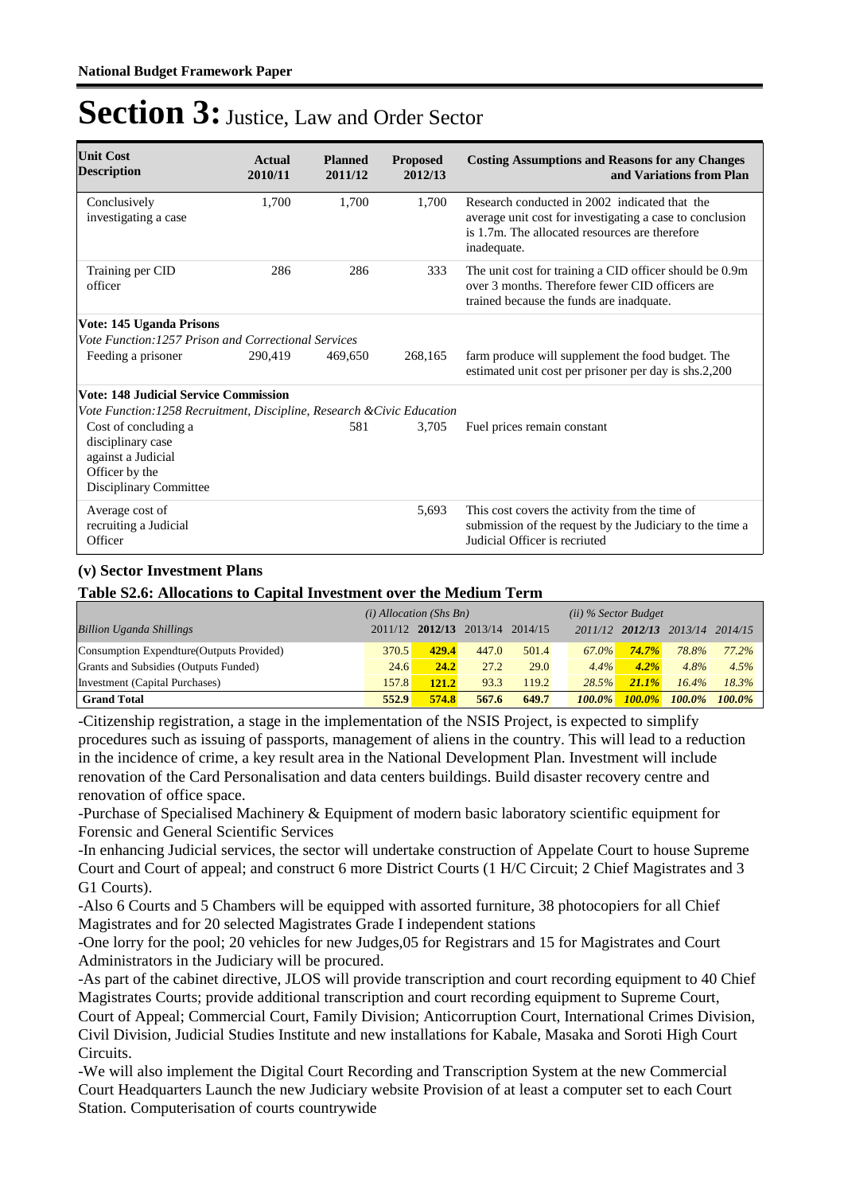# Section 3: Justice, Law and Order Sector

| Unit Cost Description | Actual 2010/11 | Planned 2011/12 | Proposed 2012/13 | Costing Assumptions and Reasons for any Changes and Variations from Plan |
|---|---|---|---|---|
| Concluisvely investigating a case | 1,700 | 1,700 | 1,700 | Research conducted in 2002 indicated that the average unit cost for investigating a case to conclusion is 1.7m. The allocated resources are therefore inadequate. |
| Training per CID officer | 286 | 286 | 333 | The unit cost for training a CID officer should be 0.9m over 3 months. Therefore fewer CID officers are trained because the funds are inadquate. |
| **Vote: 145 Uganda Prisons** | | | | |
| *Vote Function:1257 Prison and Correctional Services* | | | | |
| Feeding a prisoner | 290,419 | 469,650 | 268,165 | farm produce will supplement the food budget. The estimated unit cost per prisoner per day is shs.2,200 |
| **Vote: 148 Judicial Service Commission** | | | | |
| *Vote Function:1258 Recruitment, Discipline, Research &Civic Education* | | | | |
| Cost of concluding a disciplinary case against a Judicial Officer by the Disciplinary Committee | | 581 | 3,705 | Fuel prices remain constant |
| Average cost of recruiting a Judicial Officer | | | 5,693 | This cost covers the activity from the time of submission of the request by the Judiciary to the time a Judicial Officer is recriuted |

### (v) Sector Investment Plans

**Table S2.6: Allocations to Capital Investment over the Medium Term**

| | *(i) Allocation (Shs Bn)* | | | | *(ii) % Sector Budget* | | | |
|---|---|---|---|---|---|---|---|---|
| *Billion Uganda Shillings* | 2011/12 | **2012/13** | 2013/14 | 2014/15 | 2011/12 | **2012/13** | 2013/14 | 2014/15 |
| Consumption Expendture(Outputs Provided) | 370.5 | **429.4** | 447.0 | 501.4 | *67.0%* | ***74.7%*** | *78.8%* | *77.2%* |
| Grants and Subsidies (Outputs Funded) | 24.6 | **24.2** | 27.2 | 29.0 | *4.4%* | ***4.2%*** | *4.8%* | *4.5%* |
| Investment (Capital Purchases) | 157.8 | **121.2** | 93.3 | 119.2 | *28.5%* | ***21.1%*** | *16.4%* | *18.3%* |
| **Grand Total** | **552.9** | **574.8** | **567.6** | **649.7** | ***100.0%*** | ***100.0%*** | ***100.0%*** | ***100.0%*** |

-Citizenship registration, a stage in the implementation of the NSIS Project, is expected to simplify procedures such as issuing of passports, management of aliens in the country. This will lead to a reduction in the incidence of crime, a key result area in the National Development Plan. Investment will include renovation of the Card Personalisation and data centers buildings. Build disaster recovery centre and renovation of office space.

-Purchase of Specialised Machinery & Equipment of modern basic laboratory scientific equipment for Forensic and General Scientific Services

-In enhancing Judicial services, the sector will undertake construction of Appelate Court to house Supreme Court and Court of appeal; and construct 6 more District Courts (1 H/C Circuit; 2 Chief Magistrates and 3 G1 Courts).

-Also 6 Courts and 5 Chambers will be equipped with assorted furniture, 38 photocopiers for all Chief Magistrates and for 20 selected Magistrates Grade I independent stations

-One lorry for the pool; 20 vehicles for new Judges,05 for Registrars and 15 for Magistrates and Court Administrators in the Judiciary will be procured.

-As part of the cabinet directive, JLOS will provide transcription and court recording equipment to 40 Chief Magistrates Courts; provide additional transcription and court recording equipment to Supreme Court, Court of Appeal; Commercial Court, Family Division; Anticorruption Court, International Crimes Division, Civil Division, Judicial Studies Institute and new installations for Kabale, Masaka and Soroti High Court Circuits.

-We will also implement the Digital Court Recording and Transcription System at the new Commercial Court Headquarters Launch the new Judiciary website Provision of at least a computer set to each Court Station. Computerisation of courts countrywide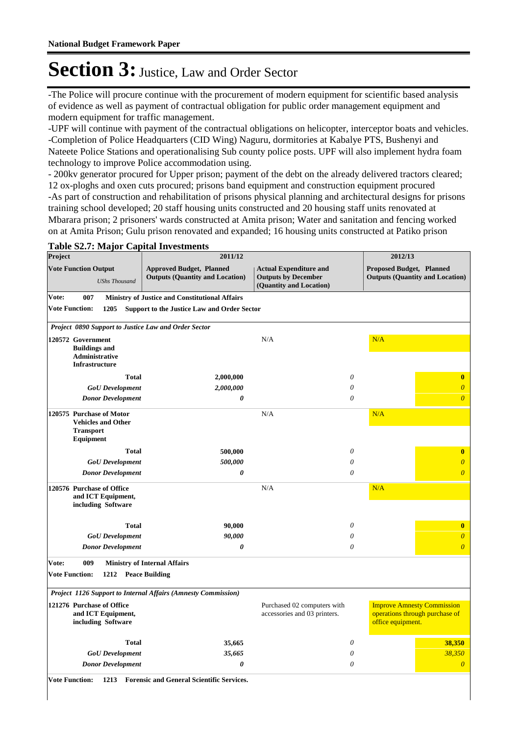# Section 3: Justice, Law and Order Sector

-The Police will procure continue with the procurement of modern equipment for scientific based analysis of evidence as well as payment of contractual obligation for public order management equipment and modern equipment for traffic management.
-UPF will continue with payment of the contractual obligations on helicopter, interceptor boats and vehicles.
-Completion of Police Headquarters (CID Wing) Naguru, dormitories at Kabalye PTS, Bushenyi and Nateete Police Stations and operationalising Sub county police posts. UPF will also implement hydra foam technology to improve Police accommodation using.
- 200kv generator procured for Upper prison; payment of the debt on the already delivered tractors cleared; 12 ox-ploghs and oxen cuts procured; prisons band equipment and construction equipment procured
-As part of construction and rehabilitation of prisons physical planning and architectural designs for prisons training school developed; 20 staff housing units constructed and 20 housing staff units renovated at Mbarara prison; 2 prisoners' wards constructed at Amita prison; Water and sanitation and fencing worked on at Amita Prison; Gulu prison renovated and expanded; 16 housing units constructed at Patiko prison

**Table S2.7: Major Capital Investments**

| Project | 2011/12 | | | 2012/13 | |
|---|---|---|---|---|---|
| **Vote Function Output** *UShs Thousand* | **Approved Budget, Planned Outputs (Quantity and Location)** | **Actual Expenditure and Outputs by December (Quantity and Location)** | | **Proposed Budget, Planned Outputs (Quantity and Location)** | |
| **Vote: 007 Ministry of Justice and Constitutional Affairs** | | | | | |
| **Vote Function: 1205 Support to the Justice Law and Order Sector** | | | | | |
| ***Project 0890 Support to Justice Law and Order Sector*** | | | | | |
| **120572 Government Buildings and Administrative Infrastructure** | | N/A | | N/A | |
| **Total** | **2,000,000** | | *0* | | **0** |
| ***GoU Development*** | *2,000,000* | | *0* | | *0* |
| ***Donor Development*** | ***0*** | | *0* | | *0* |
| **120575 Purchase of Motor Vehicles and Other Transport Equipment** | | N/A | | N/A | |
| **Total** | **500,000** | | *0* | | **0** |
| ***GoU Development*** | *500,000* | | *0* | | *0* |
| ***Donor Development*** | ***0*** | | *0* | | *0* |
| **120576 Purchase of Office and ICT Equipment, including Software** | | N/A | | N/A | |
| **Total** | **90,000** | | *0* | | **0** |
| ***GoU Development*** | *90,000* | | *0* | | *0* |
| ***Donor Development*** | ***0*** | | *0* | | *0* |
| **Vote: 009 Ministry of Internal Affairs** | | | | | |
| **Vote Function: 1212 Peace Building** | | | | | |
| ***Project 1126 Support to Internal Affairs (Amnesty Commission)*** | | | | | |
| **121276 Purchase of Office and ICT Equipment, including Software** | | Purchased 02 computers with accessories and 03 printers. | | Improve Amnesty Commission operations through purchase of office equipment. | |
| **Total** | **35,665** | | *0* | | **38,350** |
| ***GoU Development*** | *35,665* | | *0* | | *38,350* |
| ***Donor Development*** | ***0*** | | *0* | | *0* |
| **Vote Function: 1213 Forensic and General Scientific Services.** | | | | | |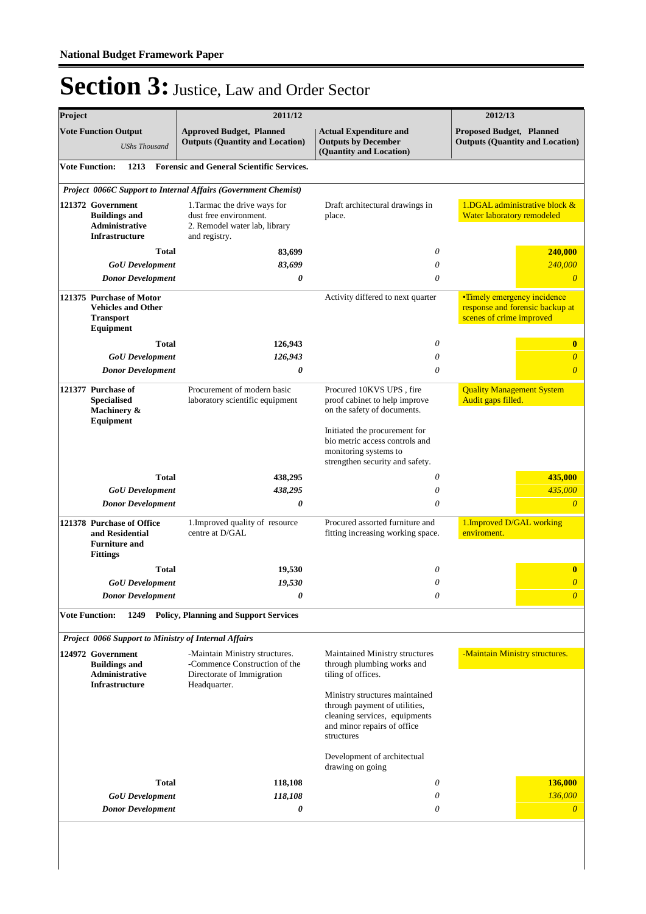National Budget Framework Paper

# Section 3: Justice, Law and Order Sector

| Project | 2011/12 | | 2012/13 |
|---|---|---|---|
| **Vote Function Output** *UShs Thousand* | **Approved Budget, Planned Outputs (Quantity and Location)** | **Actual Expenditure and Outputs by December (Quantity and Location)** | **Proposed Budget, Planned Outputs (Quantity and Location)** |
| **Vote Function: 1213 Forensic and General Scientific Services.** | | | |
| ***Project 0066C Support to Internal Affairs (Government Chemist)*** | | | |
| **121372 Government Buildings and Administrative Infrastructure** | 1.Tarmac the drive ways for dust free environment. 2. Remodel water lab, library and registry. | Draft architectural drawings in place. | 1.DGAL administrative block & Water laboratory remodeled |
| **Total** | **83,699** | *0* | **240,000** |
| ***GoU Development*** | ***83,699*** | *0* | *240,000* |
| ***Donor Development*** | ***0*** | *0* | *0* |
| **121375 Purchase of Motor Vehicles and Other Transport Equipment** | | Activity differed to next quarter | •Timely emergency incidence response and forensic backup at scenes of crime improved |
| **Total** | **126,943** | *0* | **0** |
| ***GoU Development*** | ***126,943*** | *0* | *0* |
| ***Donor Development*** | ***0*** | *0* | *0* |
| **121377 Purchase of Specialised Machinery & Equipment** | Procurement of modern basic laboratory scientific equipment | Procured 10KVS UPS , fire proof cabinet to help improve on the safety of documents. Initiated the procurement for bio metric access controls and monitoring systems to strengthen security and safety. | Quality Management System Audit gaps filled. |
| **Total** | **438,295** | *0* | **435,000** |
| ***GoU Development*** | ***438,295*** | *0* | *435,000* |
| ***Donor Development*** | ***0*** | *0* | *0* |
| **121378 Purchase of Office and Residential Furniture and Fittings** | 1.Improved quality of resource centre at D/GAL | Procured assorted furniture and fitting increasing working space. | 1.Improved D/GAL working enviroment. |
| **Total** | **19,530** | *0* | **0** |
| ***GoU Development*** | ***19,530*** | *0* | *0* |
| ***Donor Development*** | ***0*** | *0* | *0* |
| **Vote Function: 1249 Policy, Planning and Support Services** | | | |
| ***Project 0066 Support to Ministry of Internal Affairs*** | | | |
| **124972 Government Buildings and Administrative Infrastructure** | -Maintain Ministry structures. -Commence Construction of the Directorate of Immigration Headquarter. | Maintained Ministry structures through plumbing works and tiling of offices. Ministry structures maintained through payment of utilities, cleaning services, equipments and minor repairs of office structures Development of architectual drawing on going | -Maintain Ministry structures. |
| **Total** | **118,108** | *0* | **136,000** |
| ***GoU Development*** | ***118,108*** | *0* | *136,000* |
| ***Donor Development*** | ***0*** | *0* | *0* |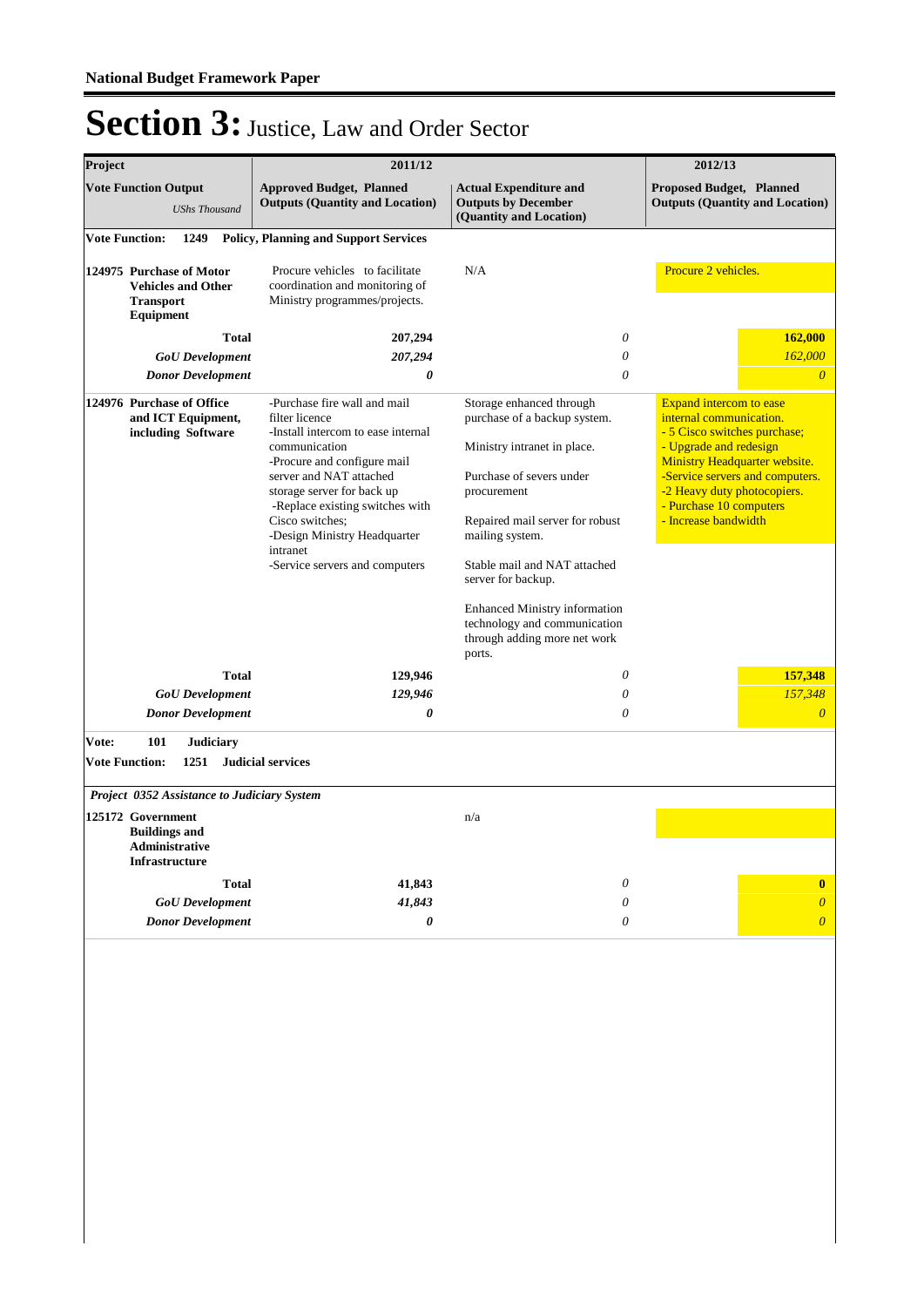# Section 3: Justice, Law and Order Sector

| Project | 2011/12 | | 2012/13 |
|---|---|---|---|
| **Vote Function Output** *UShs Thousand* | **Approved Budget, Planned Outputs (Quantity and Location)** | **Actual Expenditure and Outputs by December (Quantity and Location)** | **Proposed Budget, Planned Outputs (Quantity and Location)** |
| **Vote Function: 1249 Policy, Planning and Support Services** | | | |
| **124975 Purchase of Motor Vehicles and Other Transport Equipment** | Procure vehicles to facilitate coordination and monitoring of Ministry programmes/projects. | N/A | Procure 2 vehicles. |
| **Total** | **207,294** | *0* | **162,000** |
| ***GoU Development*** | ***207,294*** | *0* | *162,000* |
| ***Donor Development*** | ***0*** | *0* | *0* |
| **124976 Purchase of Office and ICT Equipment, including Software** | -Purchase fire wall and mail filter licence<br>-Install intercom to ease internal communication<br>-Procure and configure mail server and NAT attached storage server for back up<br>-Replace existing switches with Cisco switches;<br>-Design Ministry Headquarter intranet<br>-Service servers and computers | Storage enhanced through purchase of a backup system.<br><br>Ministry intranet in place.<br><br>Purchase of severs under procurement<br><br>Repaired mail server for robust mailing system.<br><br>Stable mail and NAT attached server for backup.<br><br>Enhanced Ministry information technology and communication through adding more net work ports. | Expand intercom to ease internal communication.<br>- 5 Cisco switches purchase;<br>- Upgrade and redesign Ministry Headquarter website.<br>-Service servers and computers.<br>-2 Heavy duty photocopiers.<br>- Purchase 10 computers<br>- Increase bandwidth |
| **Total** | **129,946** | *0* | **157,348** |
| ***GoU Development*** | ***129,946*** | *0* | *157,348* |
| ***Donor Development*** | ***0*** | *0* | *0* |
| **Vote: 101 Judiciary** | | | |
| **Vote Function: 1251 Judicial services** | | | |
| ***Project 0352 Assistance to Judiciary System*** | | | |
| **125172 Government Buildings and Administrative Infrastructure** | | n/a | |
| **Total** | **41,843** | *0* | **0** |
| ***GoU Development*** | ***41,843*** | *0* | *0* |
| ***Donor Development*** | ***0*** | *0* | *0* |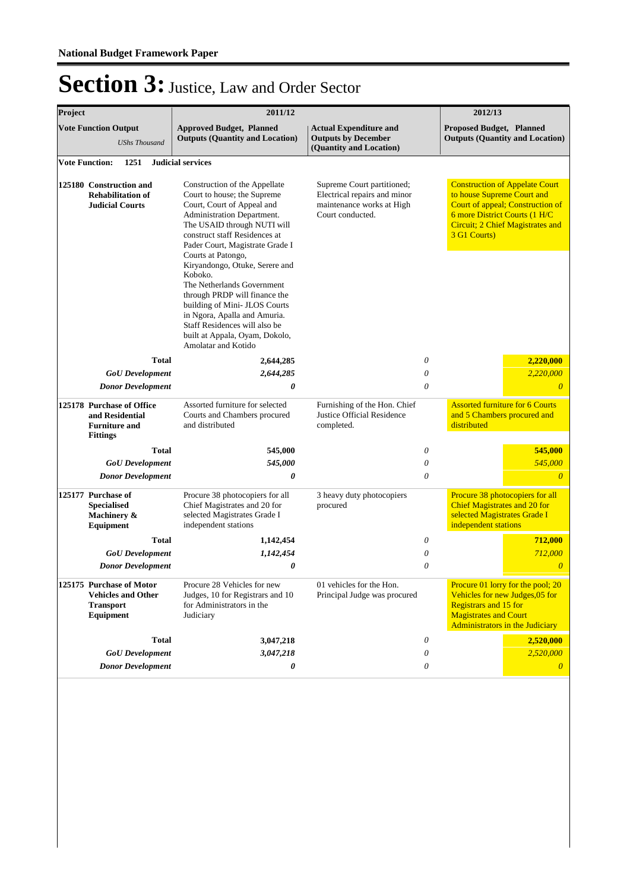**National Budget Framework Paper**

# Section 3: Justice, Law and Order Sector

| Project | 2011/12 | | 2012/13 |
|---|---|---|---|
| **Vote Function Output** *UShs Thousand* | **Approved Budget, Planned Outputs (Quantity and Location)** | **Actual Expenditure and Outputs by December (Quantity and Location)** | **Proposed Budget, Planned Outputs (Quantity and Location)** |
| **Vote Function: 1251 Judicial services** | | | |
| **125180 Construction and Rehabilitation of Judicial Courts** | Construction of the Appellate Court to house; the Supreme Court, Court of Appeal and Administration Department. The USAID through NUTI will construct staff Residences at Pader Court, Magistrate Grade I Courts at Patongo, Kiryandongo, Otuke, Serere and Koboko. The Netherlands Government through PRDP will finance the building of Mini- JLOS Courts in Ngora, Apalla and Amuria. Staff Residences will also be built at Appala, Oyam, Dokolo, Amolatar and Kotido | Supreme Court partitioned; Electrical repairs and minor maintenance works at High Court conducted. | Construction of Appelate Court to house Supreme Court and Court of appeal; Construction of 6 more District Courts (1 H/C Circuit; 2 Chief Magistrates and 3 G1 Courts) |
| **Total** | **2,644,285** | *0* | **2,220,000** |
| ***GoU Development*** | ***2,644,285*** | *0* | *2,220,000* |
| ***Donor Development*** | ***0*** | *0* | *0* |
| **125178 Purchase of Office and Residential Furniture and Fittings** | Assorted furniture for selected Courts and Chambers procured and distributed | Furnishing of the Hon. Chief Justice Official Residence completed. | Assorted furniture for 6 Courts and 5 Chambers procured and distributed |
| **Total** | **545,000** | *0* | **545,000** |
| ***GoU Development*** | ***545,000*** | *0* | *545,000* |
| ***Donor Development*** | ***0*** | *0* | *0* |
| **125177 Purchase of Specialised Machinery & Equipment** | Procure 38 photocopiers for all Chief Magistrates and 20 for selected Magistrates Grade I independent stations | 3 heavy duty photocopiers procured | Procure 38 photocopiers for all Chief Magistrates and 20 for selected Magistrates Grade I independent stations |
| **Total** | **1,142,454** | *0* | **712,000** |
| ***GoU Development*** | ***1,142,454*** | *0* | *712,000* |
| ***Donor Development*** | ***0*** | *0* | *0* |
| **125175 Purchase of Motor Vehicles and Other Transport Equipment** | Procure 28 Vehicles for new Judges, 10 for Registrars and 10 for Administrators in the Judiciary | 01 vehicles for the Hon. Principal Judge was procured | Procure 01 lorry for the pool; 20 Vehicles for new Judges,05 for Registrars and 15 for Magistrates and Court Administrators in the Judiciary |
| **Total** | **3,047,218** | *0* | **2,520,000** |
| ***GoU Development*** | ***3,047,218*** | *0* | *2,520,000* |
| ***Donor Development*** | ***0*** | *0* | *0* |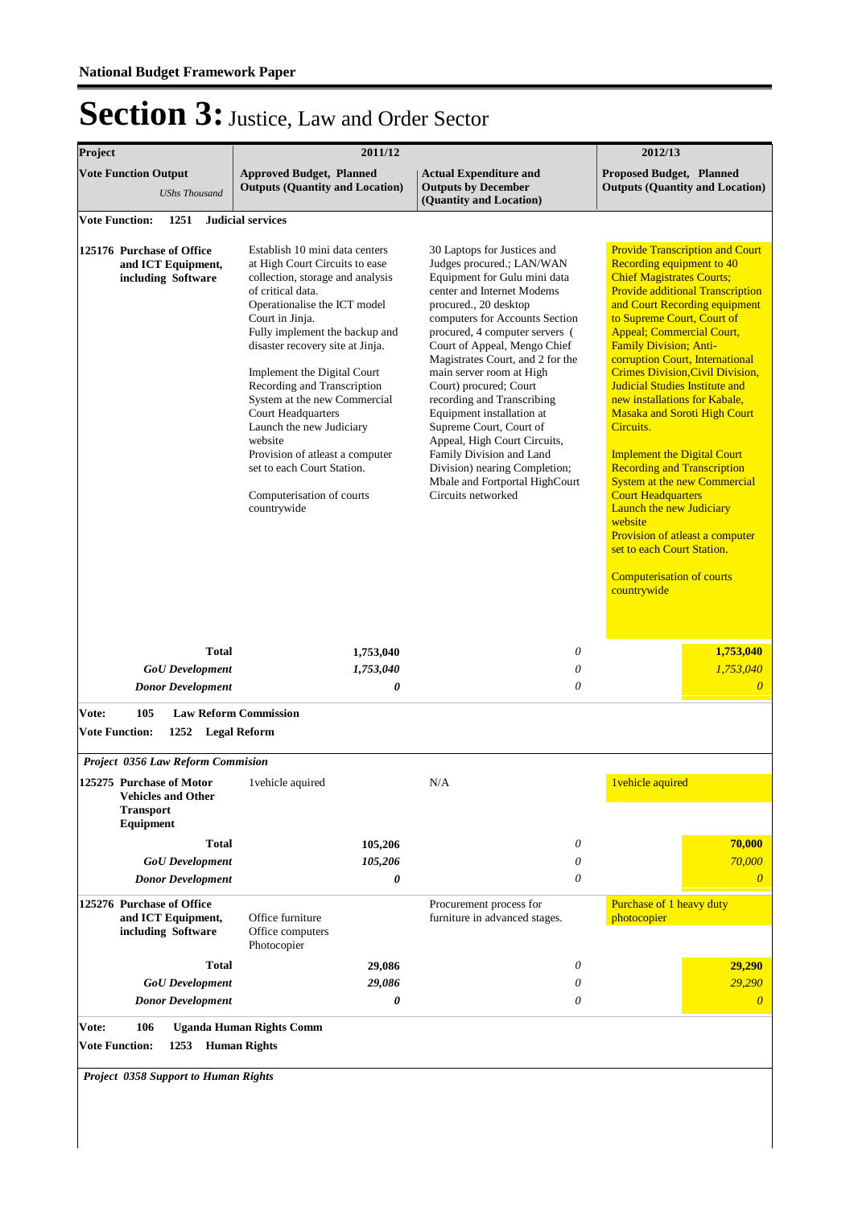# Section 3: Justice, Law and Order Sector

| Project | 2011/12 | | 2012/13 |
|---|---|---|---|
| **Vote Function Output** *UShs Thousand* | **Approved Budget, Planned Outputs (Quantity and Location)** | **Actual Expenditure and Outputs by December (Quantity and Location)** | **Proposed Budget, Planned Outputs (Quantity and Location)** |
| **Vote Function: 1251 Judicial services** | | | |
| **125176 Purchase of Office and ICT Equipment, including Software** | Establish 10 mini data centers at High Court Circuits to ease collection, storage and analysis of critical data. Operationalise the ICT model Court in Jinja. Fully implement the backup and disaster recovery site at Jinja. Implement the Digital Court Recording and Transcription System at the new Commercial Court Headquarters Launch the new Judiciary website Provision of atleast a computer set to each Court Station. Computerisation of courts countrywide | 30 Laptops for Justices and Judges procured.; LAN/WAN Equipment for Gulu mini data center and Internet Modems procured., 20 desktop computers for Accounts Section procured, 4 computer servers ( Court of Appeal, Mengo Chief Magistrates Court, and 2 for the main server room at High Court) procured; Court recording and Transcribing Equipment installation at Supreme Court, Court of Appeal, High Court Circuits, Family Division and Land Division) nearing Completion; Mbale and Fortportal HighCourt Circuits networked | Provide Transcription and Court Recording equipment to 40 Chief Magistrates Courts; Provide additional Transcription and Court Recording equipment to Supreme Court, Court of Appeal; Commercial Court, Family Division; Anti-corruption Court, International Crimes Division,Civil Division, Judicial Studies Institute and new installations for Kabale, Masaka and Soroti High Court Circuits. Implement the Digital Court Recording and Transcription System at the new Commercial Court Headquarters Launch the new Judiciary website Provision of atleast a computer set to each Court Station. Computerisation of courts countrywide |
| **Total** | **1,753,040** | *0* | **1,753,040** |
| ***GoU Development*** | ***1,753,040*** | *0* | *1,753,040* |
| ***Donor Development*** | ***0*** | *0* | *0* |
| **Vote: 105 Law Reform Commission** | | | |
| **Vote Function: 1252 Legal Reform** | | | |
| ***Project 0356 Law Reform Commision*** | | | |
| **125275 Purchase of Motor Vehicles and Other Transport Equipment** | 1vehicle aquired | N/A | 1vehicle aquired |
| **Total** | **105,206** | *0* | **70,000** |
| ***GoU Development*** | ***105,206*** | *0* | *70,000* |
| ***Donor Development*** | ***0*** | *0* | *0* |
| **125276 Purchase of Office and ICT Equipment, including Software** | Office furniture Office computers Photocopier | Procurement process for furniture in advanced stages. | Purchase of 1 heavy duty photocopier |
| **Total** | **29,086** | *0* | **29,290** |
| ***GoU Development*** | ***29,086*** | *0* | *29,290* |
| ***Donor Development*** | ***0*** | *0* | *0* |
| **Vote: 106 Uganda Human Rights Comm** | | | |
| **Vote Function: 1253 Human Rights** | | | |
| ***Project 0358 Support to Human Rights*** | | | |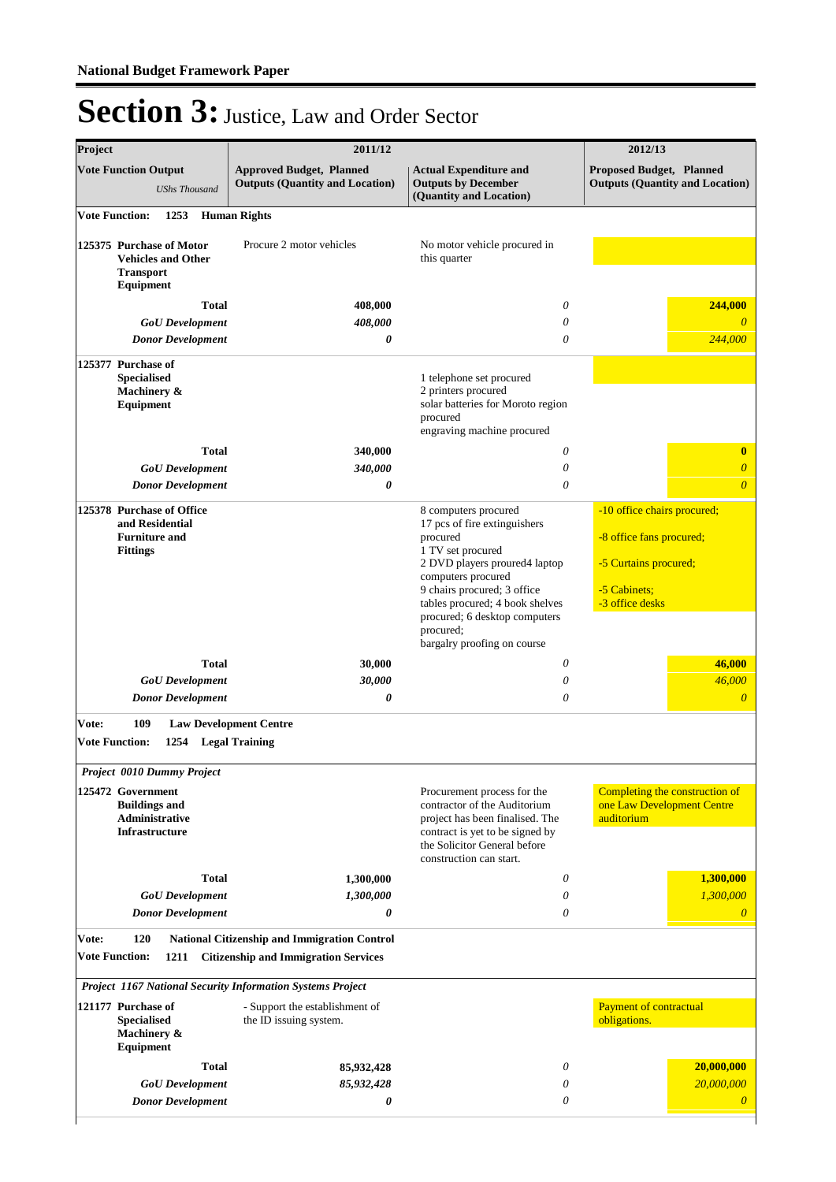**National Budget Framework Paper**

# Section 3: Justice, Law and Order Sector

| Project | 2011/12 | | 2012/13 |
|---|---|---|---|
| **Vote Function Output** *UShs Thousand* | **Approved Budget, Planned Outputs (Quantity and Location)** | **Actual Expenditure and Outputs by December (Quantity and Location)** | **Proposed Budget, Planned Outputs (Quantity and Location)** |
| **Vote Function: 1253 Human Rights** | | | |
| **125375 Purchase of Motor Vehicles and Other Transport Equipment** | Procure 2 motor vehicles | No motor vehicle procured in this quarter | |
| **Total** | **408,000** | *0* | **244,000** |
| ***GoU Development*** | ***408,000*** | *0* | *0* |
| ***Donor Development*** | ***0*** | *0* | *244,000* |
| **125377 Purchase of Specialised Machinery & Equipment** | | 1 telephone set procured<br>2 printers procured<br>solar batteries for Moroto region procured<br>engraving machine procured | |
| **Total** | **340,000** | *0* | **0** |
| ***GoU Development*** | ***340,000*** | *0* | *0* |
| ***Donor Development*** | ***0*** | *0* | *0* |
| **125378 Purchase of Office and Residential Furniture and Fittings** | | 8 computers procured<br>17 pcs of fire extinguishers procured<br>1 TV set procured<br>2 DVD players proured4 laptop computers procured<br>9 chairs procured; 3 office tables procured; 4 book shelves procured; 6 desktop computers procured;<br>bargalry proofing on course | -10 office chairs procured;<br>-8 office fans procured;<br>-5 Curtains procured;<br>-5 Cabinets;<br>-3 office desks |
| **Total** | **30,000** | *0* | **46,000** |
| ***GoU Development*** | ***30,000*** | *0* | *46,000* |
| ***Donor Development*** | ***0*** | *0* | *0* |
| **Vote: 109 Law Development Centre** | | | |
| **Vote Function: 1254 Legal Training** | | | |
| ***Project 0010 Dummy Project*** | | | |
| **125472 Government Buildings and Administrative Infrastructure** | | Procurement process for the contractor of the Auditorium project has been finalised. The contract is yet to be signed by the Solicitor General before construction can start. | Completing the construction of one Law Development Centre auditorium |
| **Total** | **1,300,000** | *0* | **1,300,000** |
| ***GoU Development*** | ***1,300,000*** | *0* | *1,300,000* |
| ***Donor Development*** | ***0*** | *0* | *0* |
| **Vote: 120 National Citizenship and Immigration Control** | | | |
| **Vote Function: 1211 Citizenship and Immigration Services** | | | |
| ***Project 1167 National Security Information Systems Project*** | | | |
| **121177 Purchase of Specialised Machinery & Equipment** | - Support the establishment of the ID issuing system. | | Payment of contractual obligations. |
| **Total** | **85,932,428** | *0* | **20,000,000** |
| ***GoU Development*** | ***85,932,428*** | *0* | *20,000,000* |
| ***Donor Development*** | ***0*** | *0* | *0* |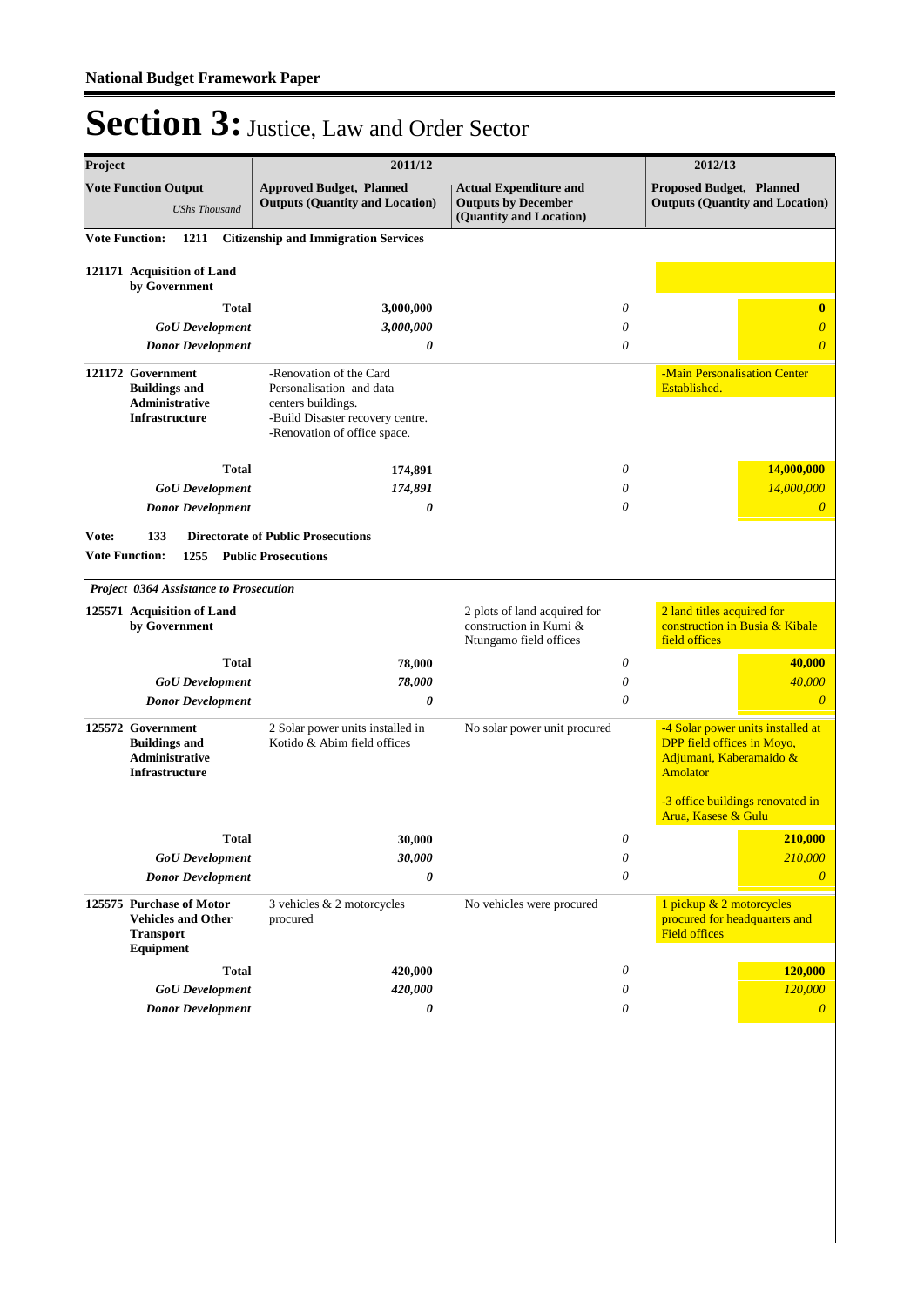National Budget Framework Paper

# Section 3: Justice, Law and Order Sector

| Project | 2011/12 | | 2012/13 |
|---|---|---|---|
| **Vote Function Output** *UShs Thousand* | **Approved Budget, Planned Outputs (Quantity and Location)** | **Actual Expenditure and Outputs by December (Quantity and Location)** | **Proposed Budget, Planned Outputs (Quantity and Location)** |
| **Vote Function: 1211 Citizenship and Immigration Services** | | | |
| **121171 Acquisition of Land by Government** | | | |
| **Total** | **3,000,000** | *0* | **0** |
| ***GoU Development*** | ***3,000,000*** | *0* | *0* |
| ***Donor Development*** | ***0*** | *0* | *0* |
| **121172 Government Buildings and Administrative Infrastructure** | -Renovation of the Card Personalisation and data centers buildings.<br>-Build Disaster recovery centre.<br>-Renovation of office space. | | -Main Personalisation Center Established. |
| **Total** | **174,891** | *0* | **14,000,000** |
| ***GoU Development*** | ***174,891*** | *0* | *14,000,000* |
| ***Donor Development*** | ***0*** | *0* | *0* |
| **Vote: 133 Directorate of Public Prosecutions** | | | |
| **Vote Function: 1255 Public Prosecutions** | | | |
| ***Project 0364 Assistance to Prosecution*** | | | |
| **125571 Acquisition of Land by Government** | | 2 plots of land acquired for construction in Kumi & Ntungamo field offices | 2 land titles acquired for construction in Busia & Kibale field offices |
| **Total** | **78,000** | *0* | **40,000** |
| ***GoU Development*** | ***78,000*** | *0* | *40,000* |
| ***Donor Development*** | ***0*** | *0* | *0* |
| **125572 Government Buildings and Administrative Infrastructure** | 2 Solar power units installed in Kotido & Abim field offices | No solar power unit procured | -4 Solar power units installed at DPP field offices in Moyo, Adjumani, Kaberamaido & Amolator<br><br>-3 office buildings renovated in Arua, Kasese & Gulu |
| **Total** | **30,000** | *0* | **210,000** |
| ***GoU Development*** | ***30,000*** | *0* | *210,000* |
| ***Donor Development*** | ***0*** | *0* | *0* |
| **125575 Purchase of Motor Vehicles and Other Transport Equipment** | 3 vehicles & 2 motorcycles procured | No vehicles were procured | 1 pickup & 2 motorcycles procured for headquarters and Field offices |
| **Total** | **420,000** | *0* | **120,000** |
| ***GoU Development*** | ***420,000*** | *0* | *120,000* |
| ***Donor Development*** | ***0*** | *0* | *0* |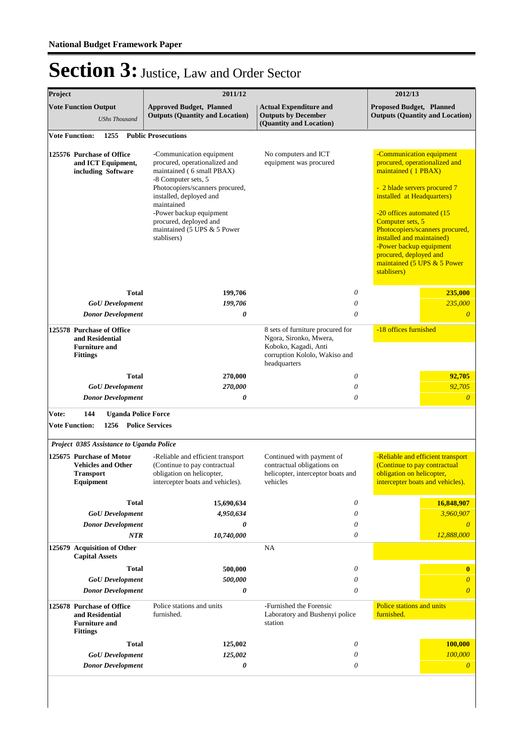**National Budget Framework Paper**

# Section 3: Justice, Law and Order Sector

| Project | 2011/12 | | | 2012/13 | |
|---|---|---|---|---|---|
| **Vote Function Output** *UShs Thousand* | **Approved Budget, Planned Outputs (Quantity and Location)** | | **Actual Expenditure and Outputs by December (Quantity and Location)** | **Proposed Budget, Planned Outputs (Quantity and Location)** | |
| **Vote Function: 1255 Public Prosecutions** | | | | | |
| **125576 Purchase of Office and ICT Equipment, including Software** | -Communication equipment procured, operationalized and maintained ( 6 small PBAX)<br>-8 Computer sets, 5 Photocopiers/scanners procured, installed, deployed and maintained<br>-Power backup equipment procured, deployed and maintained (5 UPS & 5 Power stablisers) | | No computers and ICT equipment was procured | -Communication equipment procured, operationalized and maintained ( 1 PBAX)<br><br>- 2 blade servers procured 7 installed at Headquarters)<br><br>-20 offices automated (15 Computer sets, 5 Photocopiers/scanners procured, installed and maintained)<br>-Power backup equipment procured, deployed and maintained (5 UPS & 5 Power stablisers) | |
| **Total** | | **199,706** | *0* | | **235,000** |
| ***GoU Development*** | | ***199,706*** | *0* | | *235,000* |
| ***Donor Development*** | | ***0*** | *0* | | *0* |
| **125578 Purchase of Office and Residential Furniture and Fittings** | | | 8 sets of furniture procured for Ngora, Sironko, Mwera, Koboko, Kagadi, Anti corruption Kololo, Wakiso and headquarters | -18 offices furnished | |
| **Total** | | **270,000** | *0* | | **92,705** |
| ***GoU Development*** | | ***270,000*** | *0* | | *92,705* |
| ***Donor Development*** | | ***0*** | *0* | | *0* |
| **Vote: 144 Uganda Police Force** | | | | | |
| **Vote Function: 1256 Police Services** | | | | | |
| ***Project 0385 Assistance to Uganda Police*** | | | | | |
| **125675 Purchase of Motor Vehicles and Other Transport Equipment** | -Reliable and efficient transport (Continue to pay contractual obligation on helicopter, intercepter boats and vehicles). | | Continued with payment of contractual obligations on helicopter, interceptor boats and vehicles | -Reliable and efficient transport (Continue to pay contractual obligation on helicopter, intercepter boats and vehicles). | |
| **Total** | | **15,690,634** | *0* | | **16,848,907** |
| ***GoU Development*** | | ***4,950,634*** | *0* | | *3,960,907* |
| ***Donor Development*** | | ***0*** | *0* | | *0* |
| ***NTR*** | | ***10,740,000*** | *0* | | *12,888,000* |
| **125679 Acquisition of Other Capital Assets** | | | NA | | |
| **Total** | | **500,000** | *0* | | **0** |
| ***GoU Development*** | | ***500,000*** | *0* | | *0* |
| ***Donor Development*** | | ***0*** | *0* | | *0* |
| **125678 Purchase of Office and Residential Furniture and Fittings** | Police stations and units furnished. | | -Furnished the Forensic Laboratory and Bushenyi police station | Police stations and units furnished. | |
| **Total** | | **125,002** | *0* | | **100,000** |
| ***GoU Development*** | | ***125,002*** | *0* | | *100,000* |
| ***Donor Development*** | | ***0*** | *0* | | *0* |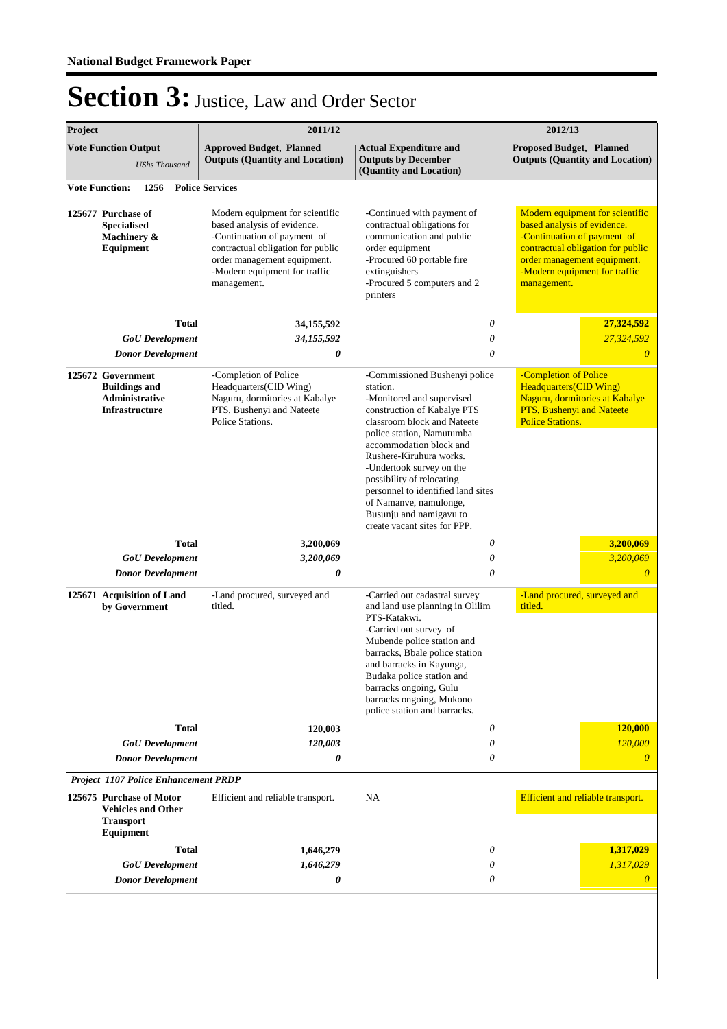**National Budget Framework Paper**

# Section 3: Justice, Law and Order Sector

| Project | 2011/12 | | 2012/13 |
|---|---|---|---|
| **Vote Function Output** *UShs Thousand* | **Approved Budget, Planned Outputs (Quantity and Location)** | **Actual Expenditure and Outputs by December (Quantity and Location)** | **Proposed Budget, Planned Outputs (Quantity and Location)** |
| **Vote Function: 1256 Police Services** | | | |
| **125677 Purchase of Specialised Machinery & Equipment** | Modern equipment for scientific based analysis of evidence.<br>-Continuation of payment of contractual obligation for public order management equipment.<br>-Modern equipment for traffic management. | -Continued with payment of contractual obligations for communication and public order equipment<br>-Procured 60 portable fire extinguishers<br>-Procured 5 computers and 2 printers | Modern equipment for scientific based analysis of evidence.<br>-Continuation of payment of contractual obligation for public order management equipment.<br>-Modern equipment for traffic management. |
| **Total** | **34,155,592** | *0* | **27,324,592** |
| ***GoU Development*** | ***34,155,592*** | *0* | *27,324,592* |
| ***Donor Development*** | ***0*** | *0* | *0* |
| **125672 Government Buildings and Administrative Infrastructure** | -Completion of Police Headquarters(CID Wing) Naguru, dormitories at Kabalye PTS, Bushenyi and Nateete Police Stations. | -Commissioned Bushenyi police station.<br>-Monitored and supervised construction of Kabalye PTS classroom block and Nateete police station, Namutumba accommodation block and Rushere-Kiruhura works.<br>-Undertook survey on the possibility of relocating personnel to identified land sites of Namanve, namulonge, Busunju and namigavu to create vacant sites for PPP. | -Completion of Police Headquarters(CID Wing) Naguru, dormitories at Kabalye PTS, Bushenyi and Nateete Police Stations. |
| **Total** | **3,200,069** | *0* | **3,200,069** |
| ***GoU Development*** | ***3,200,069*** | *0* | *3,200,069* |
| ***Donor Development*** | ***0*** | *0* | *0* |
| **125671 Acquisition of Land by Government** | -Land procured, surveyed and titled. | -Carried out cadastral survey and land use planning in Olilim PTS-Katakwi.<br>-Carried out survey of Mubende police station and barracks, Bbale police station and barracks in Kayunga, Budaka police station and barracks ongoing, Gulu barracks ongoing, Mukono police station and barracks. | -Land procured, surveyed and titled. |
| **Total** | **120,003** | *0* | **120,000** |
| ***GoU Development*** | ***120,003*** | *0* | *120,000* |
| ***Donor Development*** | ***0*** | *0* | *0* |
| ***Project 1107 Police Enhancement PRDP*** | | | |
| **125675 Purchase of Motor Vehicles and Other Transport Equipment** | Efficient and reliable transport. | NA | Efficient and reliable transport. |
| **Total** | **1,646,279** | *0* | **1,317,029** |
| ***GoU Development*** | ***1,646,279*** | *0* | *1,317,029* |
| ***Donor Development*** | ***0*** | *0* | *0* |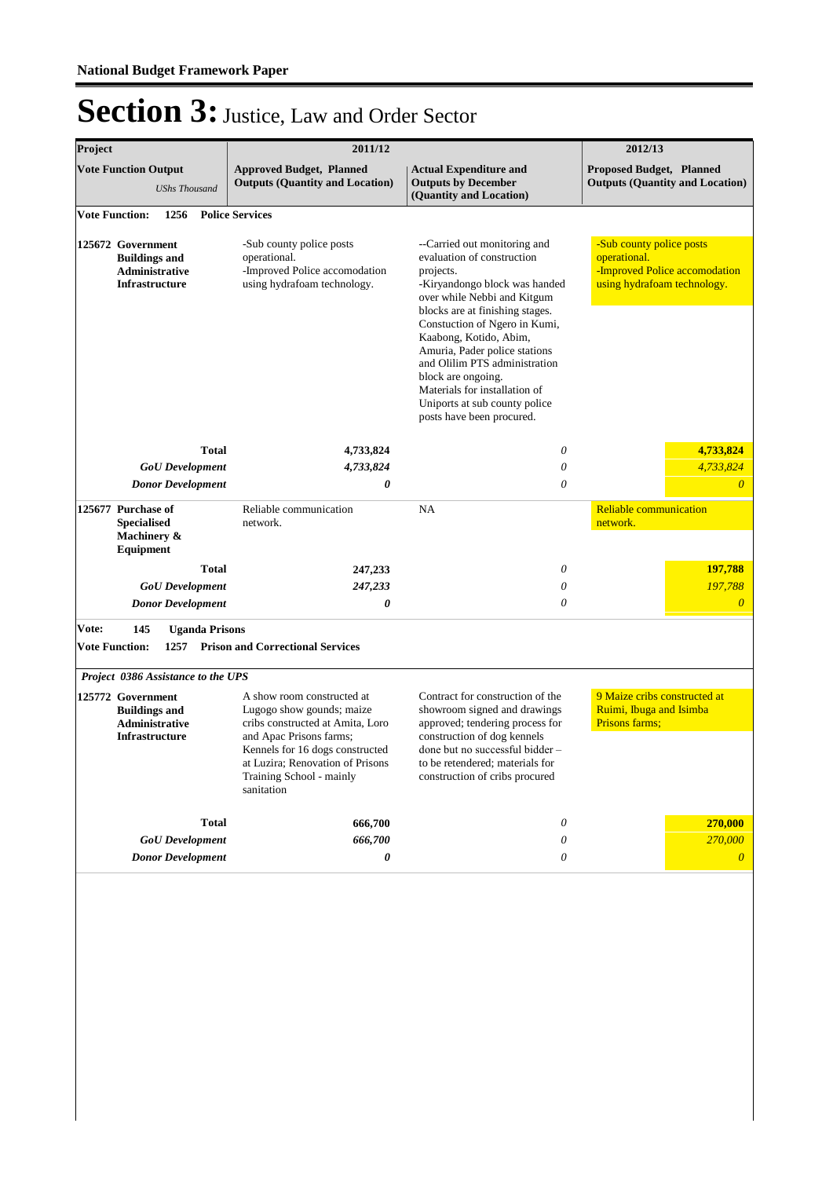# Section 3: Justice, Law and Order Sector

| Project | 2011/12 | | 2012/13 |
|---|---|---|---|
| **Vote Function Output** *UShs Thousand* | **Approved Budget, Planned Outputs (Quantity and Location)** | **Actual Expenditure and Outputs by December (Quantity and Location)** | **Proposed Budget, Planned Outputs (Quantity and Location)** |
| **Vote Function: 1256 Police Services** | | | |
| **125672 Government Buildings and Administrative Infrastructure** | -Sub county police posts operational.<br>-Improved Police accomodation using hydrafoam technology. | --Carried out monitoring and evaluation of construction projects.<br>-Kiryandongo block was handed over while Nebbi and Kitgum blocks are at finishing stages. Constuction of Ngero in Kumi, Kaabong, Kotido, Abim, Amuria, Pader police stations and Olilim PTS administration block are ongoing.<br>Materials for installation of Uniports at sub county police posts have been procured. | -Sub county police posts operational.<br>-Improved Police accomodation using hydrafoam technology. |
| **Total** | **4,733,824** | *0* | **4,733,824** |
| ***GoU Development*** | ***4,733,824*** | *0* | *4,733,824* |
| ***Donor Development*** | ***0*** | *0* | *0* |
| **125677 Purchase of Specialised Machinery & Equipment** | Reliable communication network. | NA | Reliable communication network. |
| **Total** | **247,233** | *0* | **197,788** |
| ***GoU Development*** | ***247,233*** | *0* | *197,788* |
| ***Donor Development*** | ***0*** | *0* | *0* |
| **Vote: 145 Uganda Prisons** | | | |
| **Vote Function: 1257 Prison and Correctional Services** | | | |
| ***Project 0386 Assistance to the UPS*** | | | |
| **125772 Government Buildings and Administrative Infrastructure** | A show room constructed at Lugogo show gounds; maize cribs constructed at Amita, Loro and Apac Prisons farms; Kennels for 16 dogs constructed at Luzira; Renovation of Prisons Training School - mainly sanitation | Contract for construction of the showroom signed and drawings approved; tendering process for construction of dog kennels done but no successful bidder – to be retendered; materials for construction of cribs procured | 9 Maize cribs constructed at Ruimi, Ibuga and Isimba Prisons farms; |
| **Total** | **666,700** | *0* | **270,000** |
| ***GoU Development*** | ***666,700*** | *0* | *270,000* |
| ***Donor Development*** | ***0*** | *0* | *0* |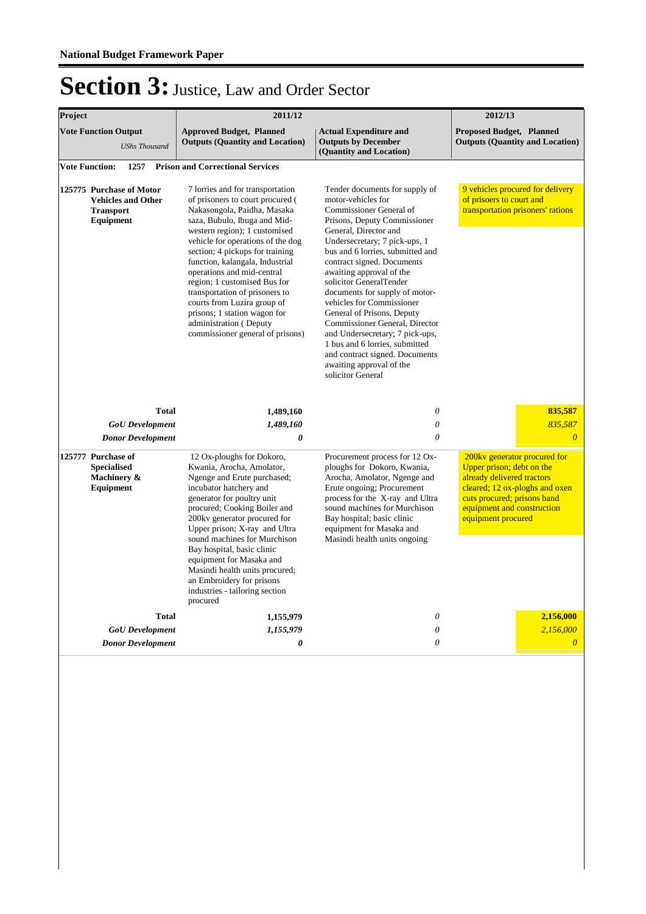# Section 3: Justice, Law and Order Sector

| Project | 2011/12 | | 2012/13 |
|---|---|---|---|
| **Vote Function Output** *UShs Thousand* | **Approved Budget, Planned Outputs (Quantity and Location)** | **Actual Expenditure and Outputs by December (Quantity and Location)** | **Proposed Budget, Planned Outputs (Quantity and Location)** |
| **Vote Function: 1257 Prison and Correctional Services** | | | |
| **125775 Purchase of Motor Vehicles and Other Transport Equipment** | 7 lorries and for transportation of prisoners to court procured ( Nakasongola, Paidha, Masaka saza, Bubulo, Ibuga and Mid-western region); 1 customised vehicle for operations of the dog section; 4 pickups for training function, kalangala, Industrial operations and mid-central region; 1 customised Bus for transportation of prisoners to courts from Luzira group of prisons; 1 station wagon for administration ( Deputy commissioner general of prisons) | Tender documents for supply of motor-vehicles for Commissioner General of Prisons, Deputy Commissioner General, Director and Undersecretary; 7 pick-ups, 1 bus and 6 lorries, submitted and contract signed. Documents awaiting approval of the solicitor GeneralTender documents for supply of motor-vehicles for Commissioner General of Prisons, Deputy Commissioner General, Director and Undersecretary; 7 pick-ups, 1 bus and 6 lorries, submitted and contract signed. Documents awaiting approval of the solicitor General | 9 vehicles procured for delivery of prisoers to court and transportation prisoners' rations |
| **Total** | **1,489,160** | *0* | **835,587** |
| ***GoU Development*** | ***1,489,160*** | *0* | *835,587* |
| ***Donor Development*** | ***0*** | *0* | *0* |
| **125777 Purchase of Specialised Machinery & Equipment** | 12 Ox-ploughs for Dokoro, Kwania, Arocha, Amolator, Ngenge and Erute purchased; incubator hatchery and generator for poultry unit procured; Cooking Boiler and 200kv generator procured for Upper prison; X-ray and Ultra sound machines for Murchison Bay hospital, basic clinic equipment for Masaka and Masindi health units procured; an Embroidery for prisons industries - tailoring section procured | Procurement process for 12 Ox-ploughs for Dokoro, Kwania, Arocha, Amolator, Ngenge and Erute ongoing; Procurement process for the X-ray and Ultra sound machines for Murchison Bay hospital; basic clinic equipment for Masaka and Masindi health units ongoing | 200kv generator procured for Upper prison; debt on the already delivered tractors cleared; 12 ox-plogahs and oxen cuts procured; prisons band equipment and construction equipment procured |
| **Total** | **1,155,979** | *0* | **2,156,000** |
| ***GoU Development*** | ***1,155,979*** | *0* | *2,156,000* |
| ***Donor Development*** | ***0*** | *0* | *0* |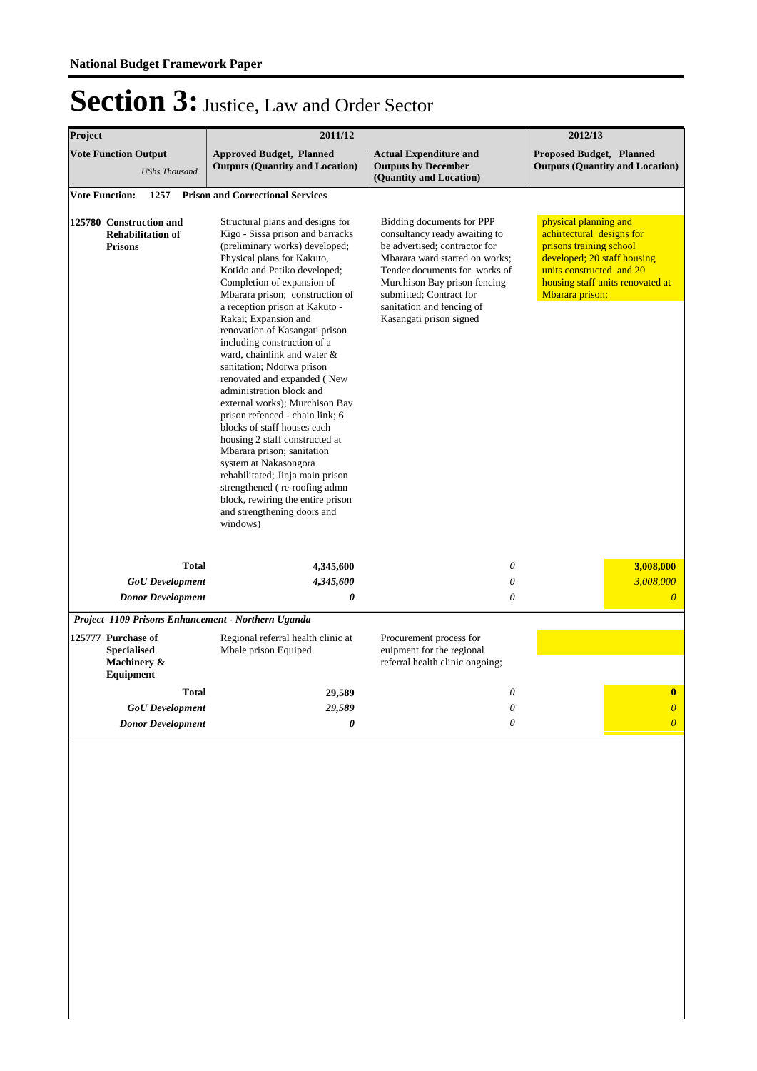# Section 3: Justice, Law and Order Sector

| Project | 2011/12 | | 2012/13 |
|---|---|---|---|
| **Vote Function Output** *UShs Thousand* | **Approved Budget, Planned Outputs (Quantity and Location)** | **Actual Expenditure and Outputs by December (Quantity and Location)** | **Proposed Budget, Planned Outputs (Quantity and Location)** |
| **Vote Function: 1257 Prison and Correctional Services** | | | |
| **125780 Construction and Rehabilitation of Prisons** | Structural plans and designs for Kigo - Sissa prison and barracks (preliminary works) developed; Physical plans for Kakuto, Kotido and Patiko developed; Completion of expansion of Mbarara prison; construction of a reception prison at Kakuto - Rakai; Expansion and renovation of Kasangati prison including construction of a ward, chainlink and water & sanitation; Ndorwa prison renovated and expanded ( New administration block and external works); Murchison Bay prison refenced - chain link; 6 blocks of staff houses each housing 2 staff constructed at Mbarara prison; sanitation system at Nakasongora rehabilitated; Jinja main prison strengthened ( re-roofing admn block, rewiring the entire prison and strengthening doors and windows) | Bidding documents for PPP consultancy ready awaiting to be advertised; contractor for Mbarara ward started on works; Tender documents for works of Murchison Bay prison fencing submitted; Contract for sanitation and fencing of Kasangati prison signed | physical planning and achirtectural designs for prisons training school developed; 20 staff housing units constructed and 20 housing staff units renovated at Mbarara prison; |
| **Total** | **4,345,600** | *0* | **3,008,000** |
| ***GoU Development*** | ***4,345,600*** | *0* | *3,008,000* |
| ***Donor Development*** | ***0*** | *0* | *0* |
| ***Project 1109 Prisons Enhancement - Northern Uganda*** | | | |
| **125777 Purchase of Specialised Machinery & Equipment** | Regional referral health clinic at Mbale prison Equiped | Procurement process for euipment for the regional referral health clinic ongoing; | |
| **Total** | **29,589** | *0* | **0** |
| ***GoU Development*** | ***29,589*** | *0* | *0* |
| ***Donor Development*** | ***0*** | *0* | *0* |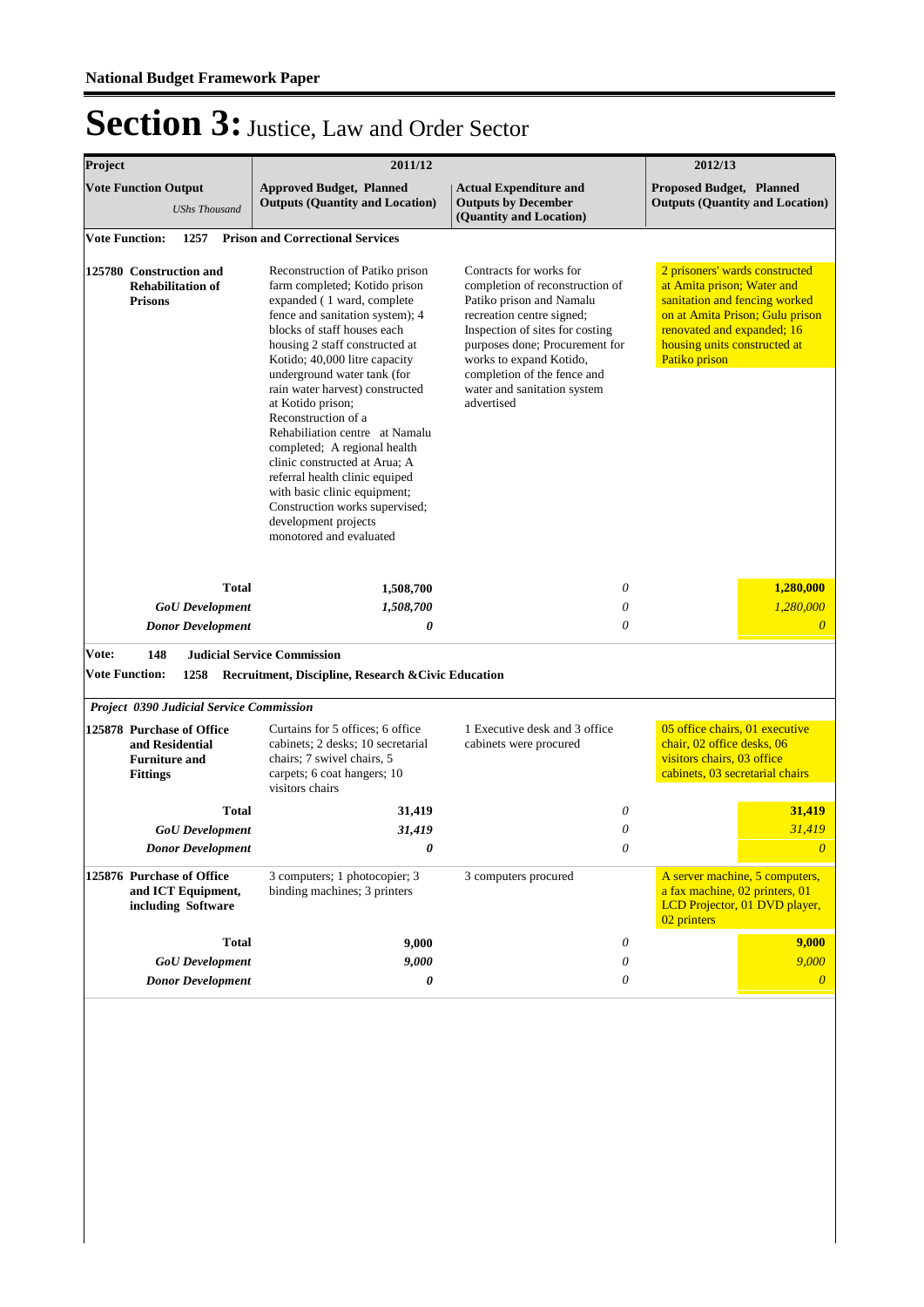# Section 3: Justice, Law and Order Sector

| Project | 2011/12 | | 2012/13 |
|---|---|---|---|
| **Vote Function Output** *UShs Thousand* | **Approved Budget, Planned Outputs (Quantity and Location)** | **Actual Expenditure and Outputs by December (Quantity and Location)** | **Proposed Budget, Planned Outputs (Quantity and Location)** |
| **Vote Function: 1257 Prison and Correctional Services** | | | |
| **125780 Construction and Rehabilitation of Prisons** | Reconstruction of Patiko prison farm completed; Kotido prison expanded ( 1 ward, complete fence and sanitation system); 4 blocks of staff houses each housing 2 staff constructed at Kotido; 40,000 litre capacity underground water tank (for rain water harvest) constructed at Kotido prison; Reconstruction of a Rehabiliation centre at Namalu completed; A regional health clinic constructed at Arua; A referral health clinic equiped with basic clinic equipment; Construction works supervised; development projects monotored and evaluated | Contracts for works for completion of reconstruction of Patiko prison and Namalu recreation centre signed; Inspection of sites for costing purposes done; Procurement for works to expand Kotido, completion of the fence and water and sanitation system advertised | 2 prisoners' wards constructed at Amita prison; Water and sanitation and fencing worked on at Amita Prison; Gulu prison renovated and expanded; 16 housing units constructed at Patiko prison |
| **Total** | **1,508,700** | *0* | **1,280,000** |
| ***GoU Development*** | ***1,508,700*** | *0* | *1,280,000* |
| ***Donor Development*** | ***0*** | *0* | *0* |
| **Vote: 148 Judicial Service Commission** | | | |
| **Vote Function: 1258 Recruitment, Discipline, Research &Civic Education** | | | |
| ***Project 0390 Judicial Service Commission*** | | | |
| **125878 Purchase of Office and Residential Furniture and Fittings** | Curtains for 5 offices; 6 office cabinets; 2 desks; 10 secretarial chairs; 7 swivel chairs, 5 carpets; 6 coat hangers; 10 visitors chairs | 1 Executive desk and 3 office cabinets were procured | 05 office chairs, 01 executive chair, 02 office desks, 06 visitors chairs, 03 office cabinets, 03 secretarial chairs |
| **Total** | **31,419** | *0* | **31,419** |
| ***GoU Development*** | ***31,419*** | *0* | *31,419* |
| ***Donor Development*** | ***0*** | *0* | *0* |
| **125876 Purchase of Office and ICT Equipment, including Software** | 3 computers; 1 photocopier; 3 binding machines; 3 printers | 3 computers procured | A server machine, 5 computers, a fax machine, 02 printers, 01 LCD Projector, 01 DVD player, 02 printers |
| **Total** | **9,000** | *0* | **9,000** |
| ***GoU Development*** | ***9,000*** | *0* | *9,000* |
| ***Donor Development*** | ***0*** | *0* | *0* |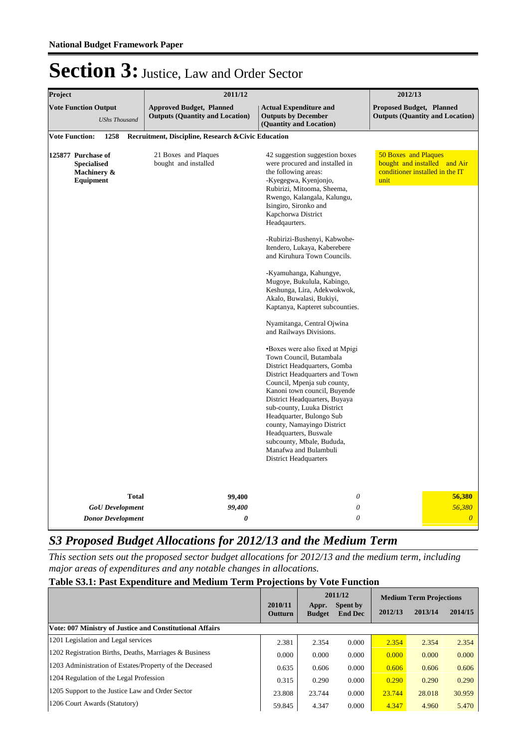# Section 3: Justice, Law and Order Sector

| Project | 2011/12 | | 2012/13 |
|---|---|---|---|
| **Vote Function Output** *UShs Thousand* | **Approved Budget, Planned Outputs (Quantity and Location)** | **Actual Expenditure and Outputs by December (Quantity and Location)** | **Proposed Budget, Planned Outputs (Quantity and Location)** |
| **Vote Function: 1258 Recruitment, Discipline, Research &Civic Education** | | | |
| **125877 Purchase of Specialised Machinery & Equipment** | 21 Boxes and Plaques bought and installed | 42 suggestion suggestion boxes were procured and installed in the following areas: -Kyegegwa, Kyenjonjo, Rubirizi, Mitooma, Sheema, Rwengo, Kalangala, Kalungu, Isingiro, Sironko and Kapchorwa District Headqaurters. -Rubirizi-Bushenyi, Kabwohe-Itendero, Lukaya, Kaberebere and Kiruhura Town Councils. -Kyamuhanga, Kahungye, Mugoye, Bukulula, Kabingo, Keshunga, Lira, Adekwokwok, Akalo, Buwalasi, Bukiyi, Kaptanya, Kapteret subcounties. Nyamitanga, Central Ojwina and Railways Divisions. •Boxes were also fixed at Mpigi Town Council, Butambala District Headquarters, Gomba District Headquarters and Town Council, Mpenja sub county, Kanoni town council, Buyende District Headquarters, Buyaya sub-county, Luuka District Headquarter, Bulongo Sub county, Namayingo District Headquarters, Buswale subcounty, Mbale, Bududa, Manafwa and Bulambuli District Headquarters | 50 Boxes and Plaques bought and installed and Air conditioner installed in the IT unit |
| **Total** | **99,400** | *0* | **56,380** |
| ***GoU Development*** | ***99,400*** | *0* | *56,380* |
| ***Donor Development*** | ***0*** | *0* | *0* |

## *S3 Proposed Budget Allocations for 2012/13 and the Medium Term*

*This section sets out the proposed sector budget allocations for 2012/13 and the medium term, including major areas of expenditures and any notable changes in allocations.*

### Table S3.1: Past Expenditure and Medium Term Projections by Vote Function

| | 2010/11 Outturn | 2011/12 Appr. Budget | 2011/12 Spent by End Dec | Medium Term Projections 2012/13 | 2013/14 | 2014/15 |
|---|---|---|---|---|---|---|
| **Vote: 007 Ministry of Justice and Constitutional Affairs** | | | | | | |
| 1201 Legislation and Legal services | 2.381 | 2.354 | 0.000 | 2.354 | 2.354 | 2.354 |
| 1202 Registration Births, Deaths, Marriages & Business | 0.000 | 0.000 | 0.000 | 0.000 | 0.000 | 0.000 |
| 1203 Administration of Estates/Property of the Deceased | 0.635 | 0.606 | 0.000 | 0.606 | 0.606 | 0.606 |
| 1204 Regulation of the Legal Profession | 0.315 | 0.290 | 0.000 | 0.290 | 0.290 | 0.290 |
| 1205 Support to the Justice Law and Order Sector | 23.808 | 23.744 | 0.000 | 23.744 | 28.018 | 30.959 |
| 1206 Court Awards (Statutory) | 59.845 | 4.347 | 0.000 | 4.347 | 4.960 | 5.470 |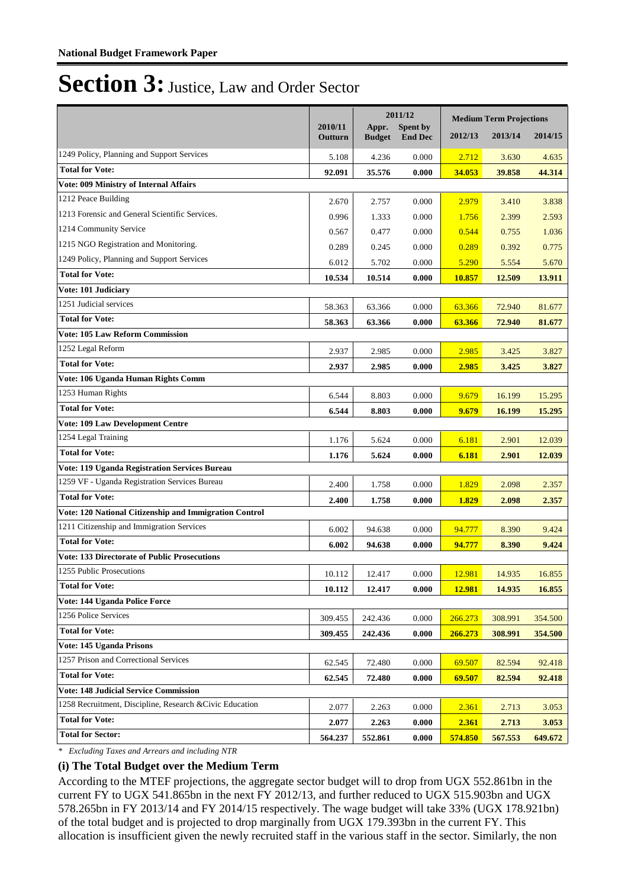# Section 3: Justice, Law and Order Sector

| | 2010/11 Outturn | 2011/12 Appr. Budget | Spent by End Dec | Medium Term Projections 2012/13 | 2013/14 | 2014/15 |
|---|---|---|---|---|---|---|
| 1249 Policy, Planning and Support Services | 5.108 | 4.236 | 0.000 | 2.712 | 3.630 | 4.635 |
| **Total for Vote:** | **92.091** | **35.576** | **0.000** | **34.053** | **39.858** | **44.314** |
| **Vote: 009 Ministry of Internal Affairs** | | | | | | |
| 1212 Peace Building | 2.670 | 2.757 | 0.000 | 2.979 | 3.410 | 3.838 |
| 1213 Forensic and General Scientific Services. | 0.996 | 1.333 | 0.000 | 1.756 | 2.399 | 2.593 |
| 1214 Community Service | 0.567 | 0.477 | 0.000 | 0.544 | 0.755 | 1.036 |
| 1215 NGO Registration and Monitoring. | 0.289 | 0.245 | 0.000 | 0.289 | 0.392 | 0.775 |
| 1249 Policy, Planning and Support Services | 6.012 | 5.702 | 0.000 | 5.290 | 5.554 | 5.670 |
| **Total for Vote:** | **10.534** | **10.514** | **0.000** | **10.857** | **12.509** | **13.911** |
| **Vote: 101 Judiciary** | | | | | | |
| 1251 Judicial services | 58.363 | 63.366 | 0.000 | 63.366 | 72.940 | 81.677 |
| **Total for Vote:** | **58.363** | **63.366** | **0.000** | **63.366** | **72.940** | **81.677** |
| **Vote: 105 Law Reform Commission** | | | | | | |
| 1252 Legal Reform | 2.937 | 2.985 | 0.000 | 2.985 | 3.425 | 3.827 |
| **Total for Vote:** | **2.937** | **2.985** | **0.000** | **2.985** | **3.425** | **3.827** |
| **Vote: 106 Uganda Human Rights Comm** | | | | | | |
| 1253 Human Rights | 6.544 | 8.803 | 0.000 | 9.679 | 16.199 | 15.295 |
| **Total for Vote:** | **6.544** | **8.803** | **0.000** | **9.679** | **16.199** | **15.295** |
| **Vote: 109 Law Development Centre** | | | | | | |
| 1254 Legal Training | 1.176 | 5.624 | 0.000 | 6.181 | 2.901 | 12.039 |
| **Total for Vote:** | **1.176** | **5.624** | **0.000** | **6.181** | **2.901** | **12.039** |
| **Vote: 119 Uganda Registration Services Bureau** | | | | | | |
| 1259 VF - Uganda Registration Services Bureau | 2.400 | 1.758 | 0.000 | 1.829 | 2.098 | 2.357 |
| **Total for Vote:** | **2.400** | **1.758** | **0.000** | **1.829** | **2.098** | **2.357** |
| **Vote: 120 National Citizenship and Immigration Control** | | | | | | |
| 1211 Citizenship and Immigration Services | 6.002 | 94.638 | 0.000 | 94.777 | 8.390 | 9.424 |
| **Total for Vote:** | **6.002** | **94.638** | **0.000** | **94.777** | **8.390** | **9.424** |
| **Vote: 133 Directorate of Public Prosecutions** | | | | | | |
| 1255 Public Prosecutions | 10.112 | 12.417 | 0.000 | 12.981 | 14.935 | 16.855 |
| **Total for Vote:** | **10.112** | **12.417** | **0.000** | **12.981** | **14.935** | **16.855** |
| **Vote: 144 Uganda Police Force** | | | | | | |
| 1256 Police Services | 309.455 | 242.436 | 0.000 | 266.273 | 308.991 | 354.500 |
| **Total for Vote:** | **309.455** | **242.436** | **0.000** | **266.273** | **308.991** | **354.500** |
| **Vote: 145 Uganda Prisons** | | | | | | |
| 1257 Prison and Correctional Services | 62.545 | 72.480 | 0.000 | 69.507 | 82.594 | 92.418 |
| **Total for Vote:** | **62.545** | **72.480** | **0.000** | **69.507** | **82.594** | **92.418** |
| **Vote: 148 Judicial Service Commission** | | | | | | |
| 1258 Recruitment, Discipline, Research &Civic Education | 2.077 | 2.263 | 0.000 | 2.361 | 2.713 | 3.053 |
| **Total for Vote:** | **2.077** | **2.263** | **0.000** | **2.361** | **2.713** | **3.053** |
| **Total for Sector:** | **564.237** | **552.861** | **0.000** | **574.850** | **567.553** | **649.672** |

* *Excluding Taxes and Arrears and including NTR*

### (i) The Total Budget over the Medium Term

According to the MTEF projections, the aggregate sector budget will to drop from UGX 552.861bn in the current FY to UGX 541.865bn in the next FY 2012/13, and further reduced to UGX 515.903bn and UGX 578.265bn in FY 2013/14 and FY 2014/15 respectively. The wage budget will take 33% (UGX 178.921bn) of the total budget and is projected to drop marginally from UGX 179.393bn in the current FY. This allocation is insufficient given the newly recruited staff in the various staff in the sector. Similarly, the non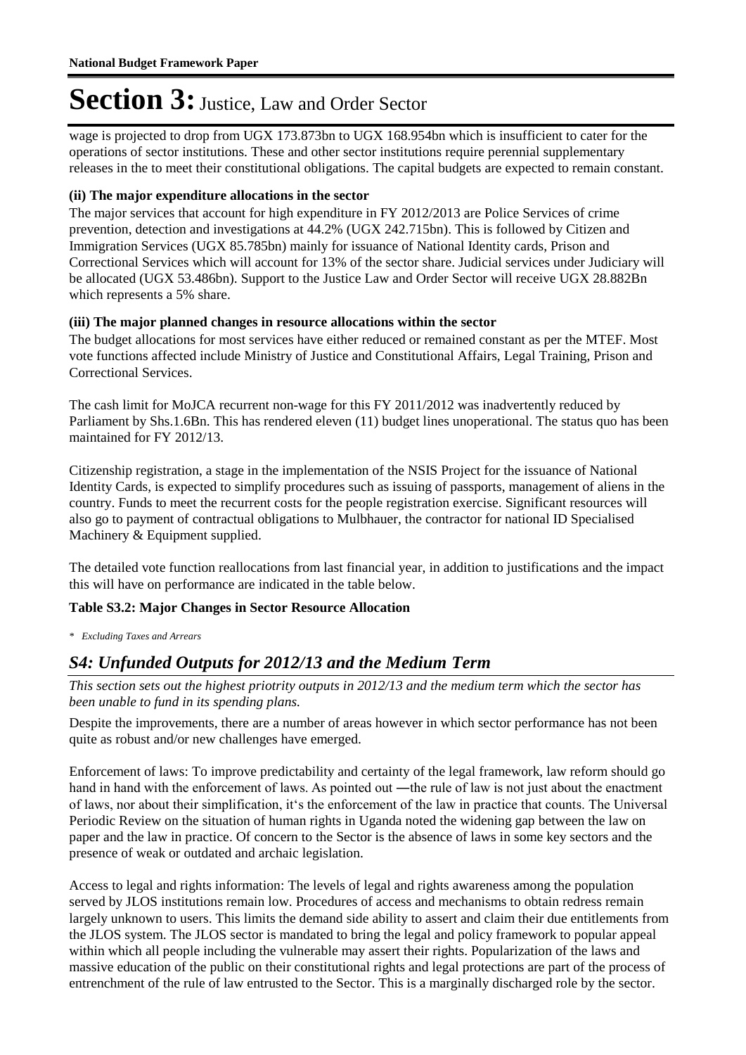# Section 3: Justice, Law and Order Sector

wage is projected to drop from UGX 173.873bn to UGX 168.954bn which is insufficient to cater for the operations of sector institutions. These and other sector institutions require perennial supplementary releases in the to meet their constitutional obligations. The capital budgets are expected to remain constant.

**(ii) The major expenditure allocations in the sector**

The major services that account for high expenditure in FY 2012/2013 are Police Services of crime prevention, detection and investigations at 44.2% (UGX 242.715bn). This is followed by Citizen and Immigration Services (UGX 85.785bn) mainly for issuance of National Identity cards, Prison and Correctional Services which will account for 13% of the sector share. Judicial services under Judiciary will be allocated (UGX 53.486bn). Support to the Justice Law and Order Sector will receive UGX 28.882Bn which represents a 5% share.

**(iii) The major planned changes in resource allocations within the sector**

The budget allocations for most services have either reduced or remained constant as per the MTEF. Most vote functions affected include Ministry of Justice and Constitutional Affairs, Legal Training, Prison and Correctional Services.

The cash limit for MoJCA recurrent non-wage for this FY 2011/2012 was inadvertently reduced by Parliament by Shs.1.6Bn. This has rendered eleven (11) budget lines unoperational. The status quo has been maintained for FY 2012/13.

Citizenship registration, a stage in the implementation of the NSIS Project for the issuance of National Identity Cards, is expected to simplify procedures such as issuing of passports, management of aliens in the country. Funds to meet the recurrent costs for the people registration exercise. Significant resources will also go to payment of contractual obligations to Mulbhauer, the contractor for national ID Specialised Machinery & Equipment supplied.

The detailed vote function reallocations from last financial year, in addition to justifications and the impact this will have on performance are indicated in the table below.

**Table S3.2: Major Changes in Sector Resource Allocation**

* *Excluding Taxes and Arrears*

## *S4: Unfunded Outputs for 2012/13 and the Medium Term*

*This section sets out the highest priotrity outputs in 2012/13 and the medium term which the sector has been unable to fund in its spending plans.*

Despite the improvements, there are a number of areas however in which sector performance has not been quite as robust and/or new challenges have emerged.

Enforcement of laws: To improve predictability and certainty of the legal framework, law reform should go hand in hand with the enforcement of laws. As pointed out ―the rule of law is not just about the enactment of laws, nor about their simplification, it's the enforcement of the law in practice that counts. The Universal Periodic Review on the situation of human rights in Uganda noted the widening gap between the law on paper and the law in practice. Of concern to the Sector is the absence of laws in some key sectors and the presence of weak or outdated and archaic legislation.

Access to legal and rights information: The levels of legal and rights awareness among the population served by JLOS institutions remain low. Procedures of access and mechanisms to obtain redress remain largely unknown to users. This limits the demand side ability to assert and claim their due entitlements from the JLOS system. The JLOS sector is mandated to bring the legal and policy framework to popular appeal within which all people including the vulnerable may assert their rights. Popularization of the laws and massive education of the public on their constitutional rights and legal protections are part of the process of entrenchment of the rule of law entrusted to the Sector. This is a marginally discharged role by the sector.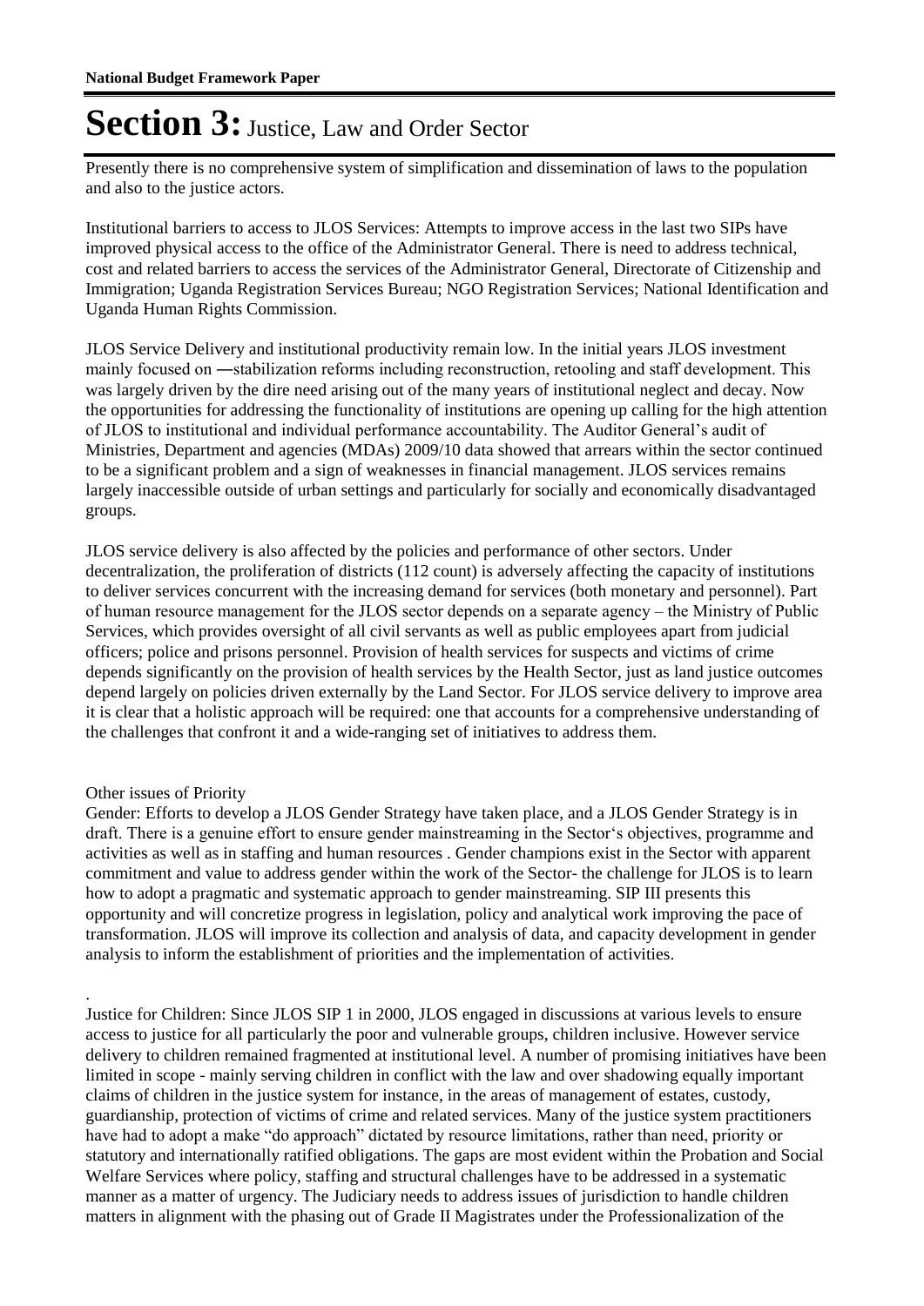# Section 3: Justice, Law and Order Sector

Presently there is no comprehensive system of simplification and dissemination of laws to the population and also to the justice actors.

Institutional barriers to access to JLOS Services: Attempts to improve access in the last two SIPs have improved physical access to the office of the Administrator General. There is need to address technical, cost and related barriers to access the services of the Administrator General, Directorate of Citizenship and Immigration; Uganda Registration Services Bureau; NGO Registration Services; National Identification and Uganda Human Rights Commission.

JLOS Service Delivery and institutional productivity remain low. In the initial years JLOS investment mainly focused on ―stabilization reforms including reconstruction, retooling and staff development. This was largely driven by the dire need arising out of the many years of institutional neglect and decay. Now the opportunities for addressing the functionality of institutions are opening up calling for the high attention of JLOS to institutional and individual performance accountability. The Auditor General's audit of Ministries, Department and agencies (MDAs) 2009/10 data showed that arrears within the sector continued to be a significant problem and a sign of weaknesses in financial management. JLOS services remains largely inaccessible outside of urban settings and particularly for socially and economically disadvantaged groups.

JLOS service delivery is also affected by the policies and performance of other sectors. Under decentralization, the proliferation of districts (112 count) is adversely affecting the capacity of institutions to deliver services concurrent with the increasing demand for services (both monetary and personnel). Part of human resource management for the JLOS sector depends on a separate agency – the Ministry of Public Services, which provides oversight of all civil servants as well as public employees apart from judicial officers; police and prisons personnel. Provision of health services for suspects and victims of crime depends significantly on the provision of health services by the Health Sector, just as land justice outcomes depend largely on policies driven externally by the Land Sector. For JLOS service delivery to improve area it is clear that a holistic approach will be required: one that accounts for a comprehensive understanding of the challenges that confront it and a wide-ranging set of initiatives to address them.

Other issues of Priority

Gender: Efforts to develop a JLOS Gender Strategy have taken place, and a JLOS Gender Strategy is in draft. There is a genuine effort to ensure gender mainstreaming in the Sector's objectives, programme and activities as well as in staffing and human resources . Gender champions exist in the Sector with apparent commitment and value to address gender within the work of the Sector- the challenge for JLOS is to learn how to adopt a pragmatic and systematic approach to gender mainstreaming. SIP III presents this opportunity and will concretize progress in legislation, policy and analytical work improving the pace of transformation. JLOS will improve its collection and analysis of data, and capacity development in gender analysis to inform the establishment of priorities and the implementation of activities.

.

Justice for Children: Since JLOS SIP 1 in 2000, JLOS engaged in discussions at various levels to ensure access to justice for all particularly the poor and vulnerable groups, children inclusive. However service delivery to children remained fragmented at institutional level. A number of promising initiatives have been limited in scope - mainly serving children in conflict with the law and over shadowing equally important claims of children in the justice system for instance, in the areas of management of estates, custody, guardianship, protection of victims of crime and related services. Many of the justice system practitioners have had to adopt a make "do approach" dictated by resource limitations, rather than need, priority or statutory and internationally ratified obligations. The gaps are most evident within the Probation and Social Welfare Services where policy, staffing and structural challenges have to be addressed in a systematic manner as a matter of urgency. The Judiciary needs to address issues of jurisdiction to handle children matters in alignment with the phasing out of Grade II Magistrates under the Professionalization of the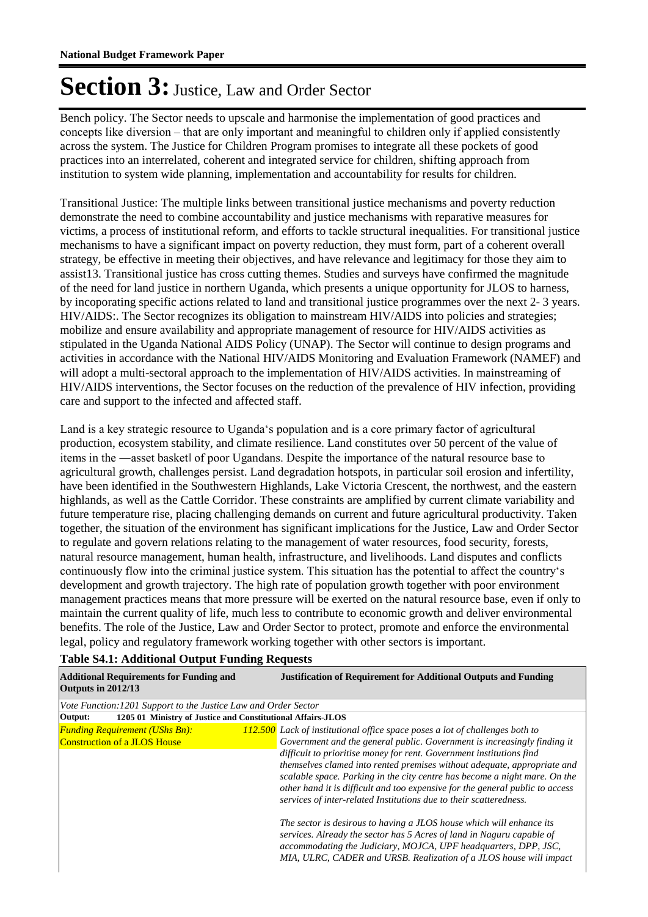# Section 3: Justice, Law and Order Sector

Bench policy. The Sector needs to upscale and harmonise the implementation of good practices and concepts like diversion – that are only important and meaningful to children only if applied consistently across the system. The Justice for Children Program promises to integrate all these pockets of good practices into an interrelated, coherent and integrated service for children, shifting approach from institution to system wide planning, implementation and accountability for results for children.

Transitional Justice: The multiple links between transitional justice mechanisms and poverty reduction demonstrate the need to combine accountability and justice mechanisms with reparative measures for victims, a process of institutional reform, and efforts to tackle structural inequalities. For transitional justice mechanisms to have a significant impact on poverty reduction, they must form, part of a coherent overall strategy, be effective in meeting their objectives, and have relevance and legitimacy for those they aim to assist13. Transitional justice has cross cutting themes. Studies and surveys have confirmed the magnitude of the need for land justice in northern Uganda, which presents a unique opportunity for JLOS to harness, by incoporating specific actions related to land and transitional justice programmes over the next 2- 3 years. HIV/AIDS:. The Sector recognizes its obligation to mainstream HIV/AIDS into policies and strategies; mobilize and ensure availability and appropriate management of resource for HIV/AIDS activities as stipulated in the Uganda National AIDS Policy (UNAP). The Sector will continue to design programs and activities in accordance with the National HIV/AIDS Monitoring and Evaluation Framework (NAMEF) and will adopt a multi-sectoral approach to the implementation of HIV/AIDS activities. In mainstreaming of HIV/AIDS interventions, the Sector focuses on the reduction of the prevalence of HIV infection, providing care and support to the infected and affected staff.

Land is a key strategic resource to Uganda's population and is a core primary factor of agricultural production, ecosystem stability, and climate resilience. Land constitutes over 50 percent of the value of items in the ―asset basket‖ of poor Ugandans. Despite the importance of the natural resource base to agricultural growth, challenges persist. Land degradation hotspots, in particular soil erosion and infertility, have been identified in the Southwestern Highlands, Lake Victoria Crescent, the northwest, and the eastern highlands, as well as the Cattle Corridor. These constraints are amplified by current climate variability and future temperature rise, placing challenging demands on current and future agricultural productivity. Taken together, the situation of the environment has significant implications for the Justice, Law and Order Sector to regulate and govern relations relating to the management of water resources, food security, forests, natural resource management, human health, infrastructure, and livelihoods. Land disputes and conflicts continuously flow into the criminal justice system. This situation has the potential to affect the country's development and growth trajectory. The high rate of population growth together with poor environment management practices means that more pressure will be exerted on the natural resource base, even if only to maintain the current quality of life, much less to contribute to economic growth and deliver environmental benefits. The role of the Justice, Law and Order Sector to protect, promote and enforce the environmental legal, policy and regulatory framework working together with other sectors is important.

**Table S4.1: Additional Output Funding Requests**

| Additional Requirements for Funding and Outputs in 2012/13 | | Justification of Requirement for Additional Outputs and Funding |
|---|---|---|
| *Vote Function:1201 Support to the Justice Law and Order Sector* | | |
| **Output: 1205 01 Ministry of Justice and Constitutional Affairs-JLOS** | | |
| *Funding Requirement (UShs Bn):* *Construction of a JLOS House* | *112.500* | *Lack of institutional office space poses a lot of challenges both to Government and the general public. Government is increasingly finding it difficult to prioritise money for rent. Government institutions find themselves clamed into rented premises without adequate, appropriate and scalable space. Parking in the city centre has become a night mare. On the other hand it is difficult and too expensive for the general public to access services of inter-related Institutions due to their scatteredness.*<br><br>*The sector is desirous to having a JLOS house which will enhance its services. Already the sector has 5 Acres of land in Naguru capable of accommodating the Judiciary, MOJCA, UPF headquarters, DPP, JSC, MIA, ULRC, CADER and URSB. Realization of a JLOS house will impact* |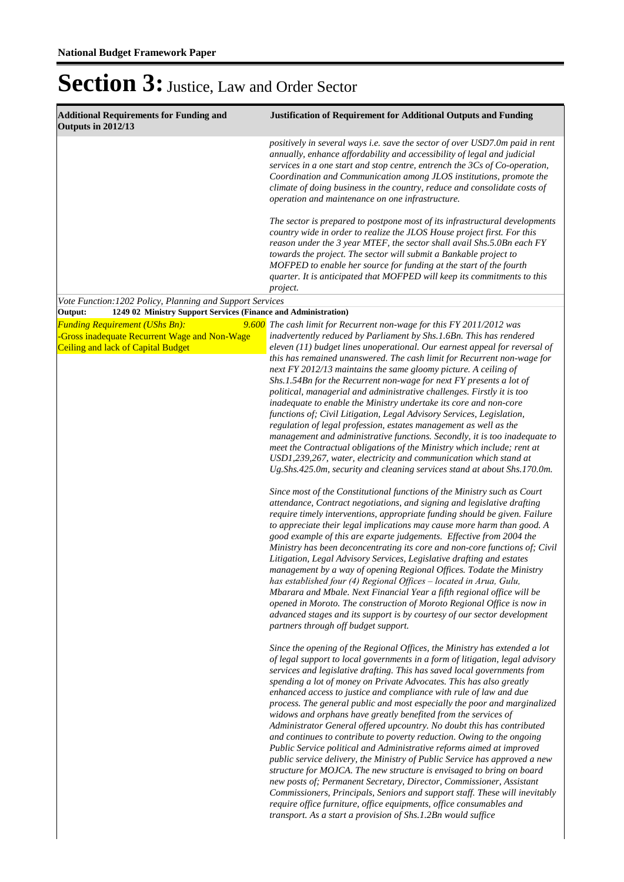# Section 3: Justice, Law and Order Sector

| Additional Requirements for Funding and Outputs in 2012/13 | Justification of Requirement for Additional Outputs and Funding |
|---|---|
| | *positively in several ways i.e. save the sector of over USD7.0m paid in rent annually, enhance affordability and accessibility of legal and judicial services in a one start and stop centre, entrench the 3Cs of Co-operation, Coordination and Communication among JLOS institutions, promote the climate of doing business in the country, reduce and consolidate costs of operation and maintenance on one infrastructure.*<br><br>*The sector is prepared to postpone most of its infrastructural developments country wide in order to realize the JLOS House project first. For this reason under the 3 year MTEF, the sector shall avail Shs.5.0Bn each FY towards the project. The sector will submit a Bankable project to MOFPED to enable her source for funding at the start of the fourth quarter. It is anticipated that MOFPED will keep its commitments to this project.* |

*Vote Function:1202 Policy, Planning and Support Services*

**Output: 1249 02 Ministry Support Services (Finance and Administration)**

| Additional Requirements for Funding and Outputs in 2012/13 | Justification of Requirement for Additional Outputs and Funding |
|---|---|
| *Funding Requirement (UShs Bn):* *9.600*<br>-Gross inadequate Recurrent Wage and Non-Wage Ceiling and lack of Capital Budget | *The cash limit for Recurrent non-wage for this FY 2011/2012 was inadvertently reduced by Parliament by Shs.1.6Bn. This has rendered eleven (11) budget lines unoperational. Our earnest appeal for reversal of this has remained unanswered. The cash limit for Recurrent non-wage for next FY 2012/13 maintains the same gloomy picture. A ceiling of Shs.1.54Bn for the Recurrent non-wage for next FY presents a lot of political, managerial and administrative challenges. Firstly it is too inadequate to enable the Ministry undertake its core and non-core functions of; Civil Litigation, Legal Advisory Services, Legislation, regulation of legal profession, estates management as well as the management and administrative functions. Secondly, it is too inadequate to meet the Contractual obligations of the Ministry which include; rent at USD1,239,267, water, electricity and communication which stand at Ug.Shs.425.0m, security and cleaning services stand at about Shs.170.0m.*<br><br>*Since most of the Constitutional functions of the Ministry such as Court attendance, Contract negotiations, and signing and legislative drafting require timely interventions, appropriate funding should be given. Failure to appreciate their legal implications may cause more harm than good. A good example of this are exparte judgements. Effective from 2004 the Ministry has been deconcentrating its core and non-core functions of; Civil Litigation, Legal Advisory Services, Legislative drafting and estates management by a way of opening Regional Offices. Todate the Ministry has established four (4) Regional Offices – located in Arua, Gulu, Mbarara and Mbale. Next Financial Year a fifth regional office will be opened in Moroto. The construction of Moroto Regional Office is now in advanced stages and its support is by courtesy of our sector development partners through off budget support.*<br><br>*Since the opening of the Regional Offices, the Ministry has extended a lot of legal support to local governments in a form of litigation, legal advisory services and legislative drafting. This has saved local governments from spending a lot of money on Private Advocates. This has also greatly enhanced access to justice and compliance with rule of law and due process. The general public and most especially the poor and marginalized widows and orphans have greatly benefited from the services of Administrator General offered upcountry. No doubt this has contributed and continues to contribute to poverty reduction. Owing to the ongoing Public Service political and Administrative reforms aimed at improved public service delivery, the Ministry of Public Service has approved a new structure for MOJCA. The new structure is envisaged to bring on board new posts of; Permanent Secretary, Director, Commissioner, Assistant Commissioners, Principals, Seniors and support staff. These will inevitably require office furniture, office equipments, office consumables and transport. As a start a provision of Shs.1.2Bn would suffice* |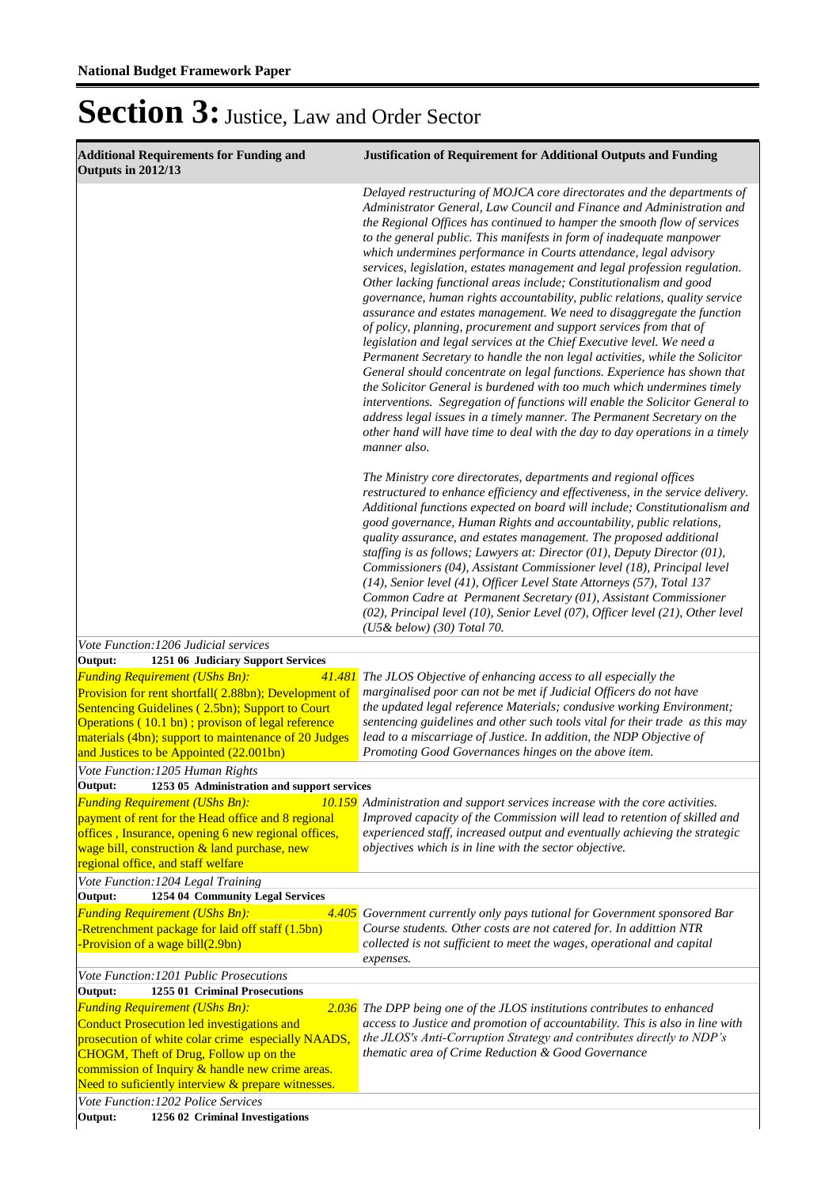# Section 3: Justice, Law and Order Sector

| Additional Requirements for Funding and Outputs in 2012/13 | Justification of Requirement for Additional Outputs and Funding |
|---|---|
| | *Delayed restructuring of MOJCA core directorates and the departments of Administrator General, Law Council and Finance and Administration and the Regional Offices has continued to hamper the smooth flow of services to the general public. This manifests in form of inadequate manpower which undermines performance in Courts attendance, legal advisory services, legislation, estates management and legal profession regulation. Other lacking functional areas include; Constitutionalism and good governance, human rights accountability, public relations, quality service assurance and estates management. We need to disaggregate the function of policy, planning, procurement and support services from that of legislation and legal services at the Chief Executive level. We need a Permanent Secretary to handle the non legal activities, while the Solicitor General should concentrate on legal functions. Experience has shown that the Solicitor General is burdened with too much which undermines timely interventions. Segregation of functions will enable the Solicitor General to address legal issues in a timely manner. The Permanent Secretary on the other hand will have time to deal with the day to day operations in a timely manner also.*<br><br>*The Ministry core directorates, departments and regional offices restructured to enhance efficiency and effectiveness, in the service delivery. Additional functions expected on board will include; Constitutionalism and good governance, Human Rights and accountability, public relations, quality assurance, and estates management. The proposed additional staffing is as follows; Lawyers at: Director (01), Deputy Director (01), Commissioners (04), Assistant Commissioner level (18), Principal level (14), Senior level (41), Officer Level State Attorneys (57), Total 137 Common Cadre at Permanent Secretary (01), Assistant Commissioner (02), Principal level (10), Senior Level (07), Officer level (21), Other level (U5& below) (30) Total 70.* |
| *Vote Function:1206 Judicial services* | |
| **Output: 1251 06 Judiciary Support Services** | |
| *Funding Requirement (UShs Bn):* *41.481*<br>Provision for rent shortfall( 2.88bn); Development of Sentencing Guidelines ( 2.5bn); Support to Court Operations ( 10.1 bn) ; provison of legal reference materials (4bn); support to maintenance of 20 Judges and Justices to be Appointed (22.001bn) | *The JLOS Objective of enhancing access to all especially the marginalised poor can not be met if Judicial Officers do not have the updated legal reference Materials; condusive working Environment; sentencing guidelines and other such tools vital for their trade as this may lead to a miscarriage of Justice. In addition, the NDP Objective of Promoting Good Governances hinges on the above item.* |
| *Vote Function:1205 Human Rights* | |
| **Output: 1253 05 Administration and support services** | |
| *Funding Requirement (UShs Bn):* *10.159*<br>payment of rent for the Head office and 8 regional offices , Insurance, opening 6 new regional offices, wage bill, construction & land purchase, new regional office, and staff welfare | *Administration and support services increase with the core activities. Improved capacity of the Commission will lead to retention of skilled and experienced staff, increased output and eventually achieving the strategic objectives which is in line with the sector objective.* |
| *Vote Function:1204 Legal Training* | |
| **Output: 1254 04 Community Legal Services** | |
| *Funding Requirement (UShs Bn):* *4.405*<br>-Retrenchment package for laid off staff (1.5bn)<br>-Provision of a wage bill(2.9bn) | *Government currently only pays tutional for Government sponsored Bar Course students. Other costs are not catered for. In addittion NTR collected is not sufficient to meet the wages, operational and capital expenses.* |
| *Vote Function:1201 Public Prosecutions* | |
| **Output: 1255 01 Criminal Prosecutions** | |
| *Funding Requirement (UShs Bn):* *2.036*<br>Conduct Prosecution led investigations and prosecution of white colar crime especially NAADS, CHOGM, Theft of Drug, Follow up on the commission of Inquiry & handle new crime areas. Need to suficiently interview & prepare witnesses. | *The DPP being one of the JLOS institutions contributes to enhanced access to Justice and promotion of accountability. This is also in line with the JLOS's Anti-Corruption Strategy and contributes directly to NDP's thematic area of Crime Reduction & Good Governance* |
| *Vote Function:1202 Police Services* | |
| **Output: 1256 02 Criminal Investigations** | |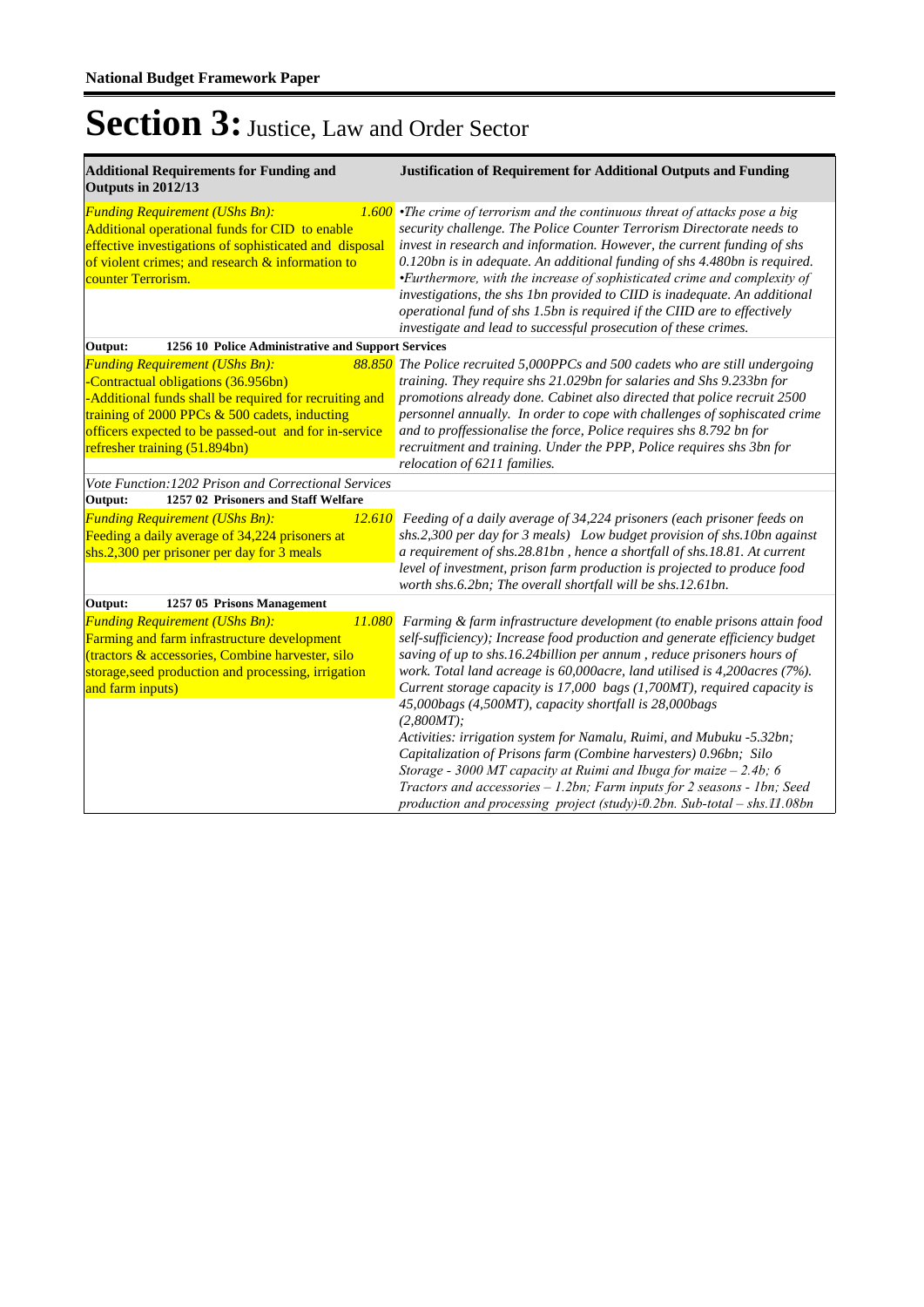# Section 3: Justice, Law and Order Sector

| Additional Requirements for Funding and Outputs in 2012/13 | Justification of Requirement for Additional Outputs and Funding |
|---|---|
| *Funding Requirement (UShs Bn):* *1.600* Additional operational funds for CID to enable effective investigations of sophisticated and disposal of violent crimes; and research & information to counter Terrorism. | *•The crime of terrorism and the continuous threat of attacks pose a big security challenge. The Police Counter Terrorism Directorate needs to invest in research and information. However, the current funding of shs 0.120bn is in adequate. An additional funding of shs 4.480bn is required. •Furthermore, with the increase of sophisticated crime and complexity of investigations, the shs 1bn provided to CIID is inadequate. An additional operational fund of shs 1.5bn is required if the CIID are to effectively investigate and lead to successful prosecution of these crimes.* |
| **Output: 1256 10 Police Administrative and Support Services** | |
| *Funding Requirement (UShs Bn):* *88.850* -Contractual obligations (36.956bn) -Additional funds shall be required for recruiting and training of 2000 PPCs & 500 cadets, inducting officers expected to be passed-out and for in-service refresher training (51.894bn) | *The Police recruited 5,000PPCs and 500 cadets who are still undergoing training. They require shs 21.029bn for salaries and Shs 9.233bn for promotions already done. Cabinet also directed that police recruit 2500 personnel annually. In order to cope with challenges of sophisticated crime and to proffessionalise the force, Police requires shs 8.792 bn for recruitment and training. Under the PPP, Police requires shs 3bn for relocation of 6211 families.* |
| *Vote Function:1202 Prison and Correctional Services* | |
| **Output: 1257 02 Prisoners and Staff Welfare** | |
| *Funding Requirement (UShs Bn):* *12.610* Feeding a daily average of 34,224 prisoners at shs.2,300 per prisoner per day for 3 meals | *Feeding of a daily average of 34,224 prisoners (each prisoner feeds on shs.2,300 per day for 3 meals) Low budget provision of shs.10bn against a requirement of shs.28.81bn , hence a shortfall of shs.18.81. At current level of investment, prison farm production is projected to produce food worth shs.6.2bn; The overall shortfall will be shs.12.61bn.* |
| **Output: 1257 05 Prisons Management** | |
| *Funding Requirement (UShs Bn):* *11.080* Farming and farm infrastructure development (tractors & accessories, Combine harvester, silo storage,seed production and processing, irrigation and farm inputs) | *Farming & farm infrastructure development (to enable prisons attain food self-sufficiency); Increase food production and generate efficiency budget saving of up to shs.16.24billion per annum , reduce prisoners hours of work. Total land acreage is 60,000acre, land utilised is 4,200acres (7%). Current storage capacity is 17,000 bags (1,700MT), required capacity is 45,000bags (4,500MT), capacity shortfall is 28,000bags (2,800MT); Activities: irrigation system for Namalu, Ruimi, and Mubuku -5.32bn; Capitalization of Prisons farm (Combine harvesters) 0.96bn; Silo Storage - 3000 MT capacity at Ruimi and Ibuga for maize – 2.4b; 6 Tractors and accessories – 1.2bn; Farm inputs for 2 seasons - 1bn; Seed production and processing project (study)-0.2bn. Sub-total – shs.11.08bn* |